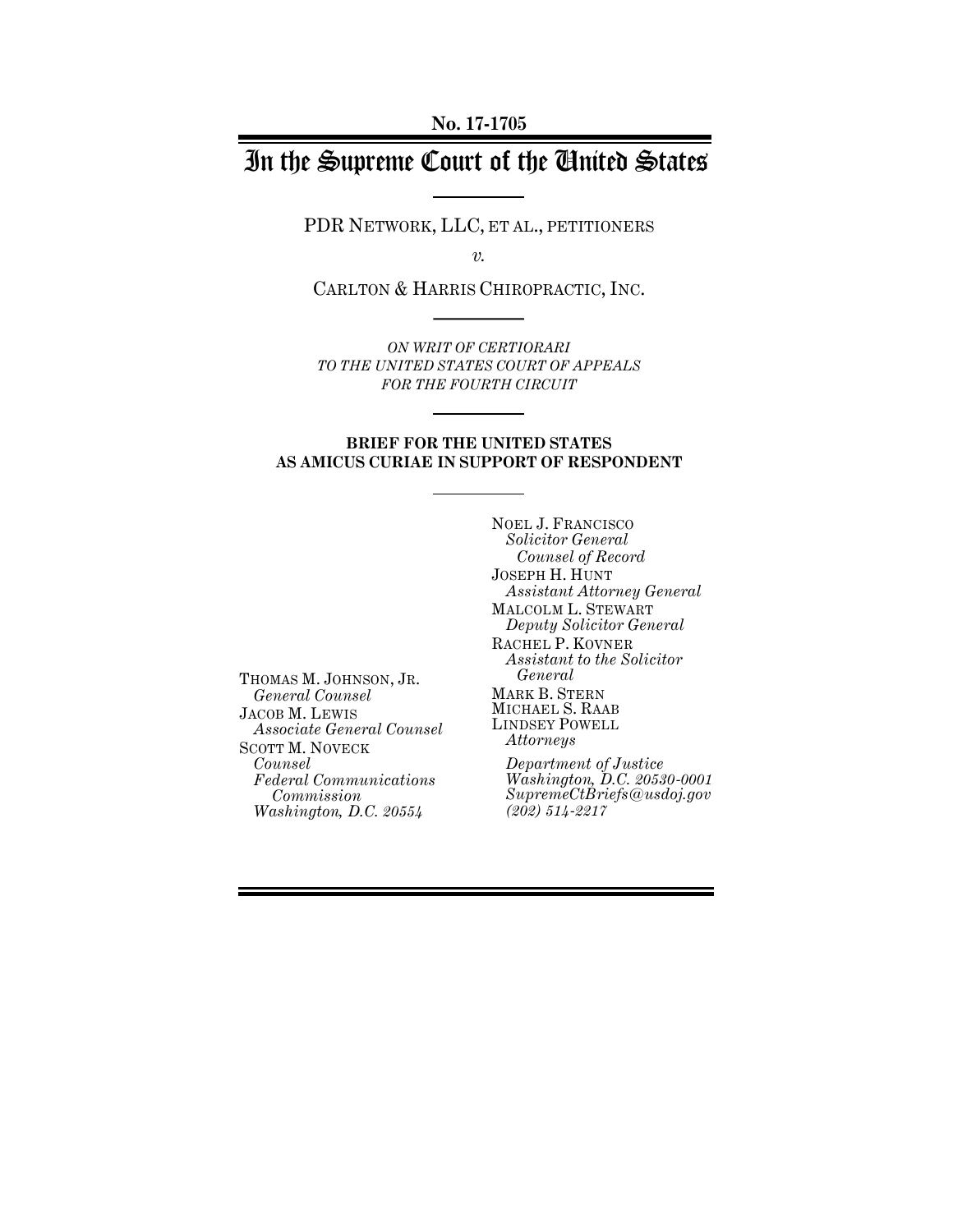**No. 17-1705**

# In the Supreme Court of the United States

PDR NETWORK, LLC, ET AL., PETITIONERS

*v.*

CARLTON & HARRIS CHIROPRACTIC, INC.

*ON WRIT OF CERTIORARI TO THE UNITED STATES COURT OF APPEALS FOR THE FOURTH CIRCUIT*

**BRIEF FOR THE UNITED STATES AS AMICUS CURIAE IN SUPPORT OF RESPONDENT**

NOEL J. FRANCISCO
*Solicitor General*
*Counsel of Record*
JOSEPH H. HUNT
*Assistant Attorney General*
MALCOLM L. STEWART
*Deputy Solicitor General*
RACHEL P. KOVNER
*Assistant to the Solicitor General*
MARK B. STERN
MICHAEL S. RAAB
LINDSEY POWELL
*Attorneys*
*Department of Justice*
*Washington, D.C. 20530-0001*
*SupremeCtBriefs@usdoj.gov*
*(202) 514-2217*

THOMAS M. JOHNSON, JR.
*General Counsel*
JACOB M. LEWIS
*Associate General Counsel*
SCOTT M. NOVECK
*Counsel*
*Federal Communications Commission*
*Washington, D.C. 20554*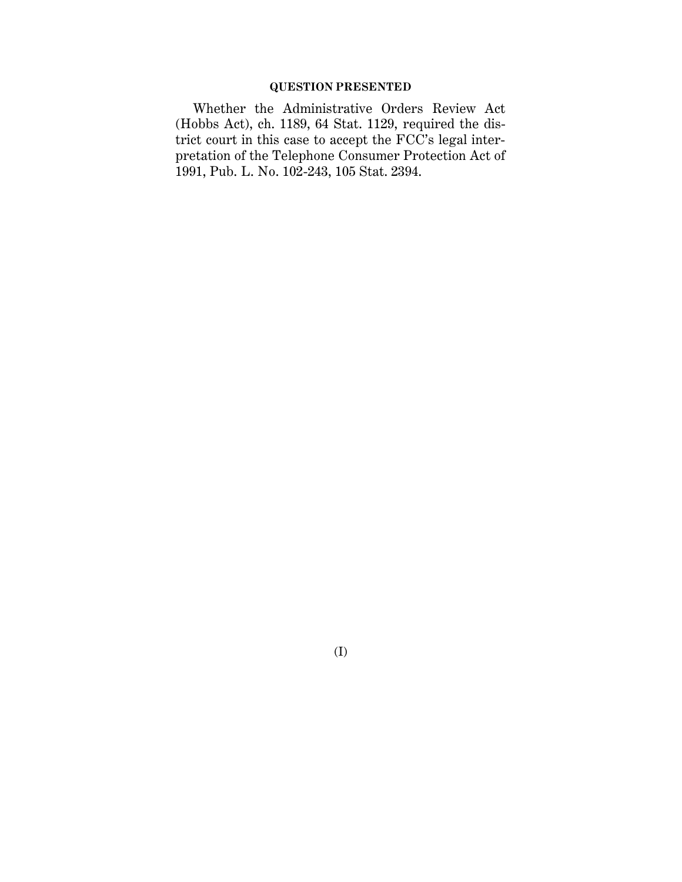## QUESTION PRESENTED

Whether the Administrative Orders Review Act (Hobbs Act), ch. 1189, 64 Stat. 1129, required the district court in this case to accept the FCC's legal interpretation of the Telephone Consumer Protection Act of 1991, Pub. L. No. 102-243, 105 Stat. 2394.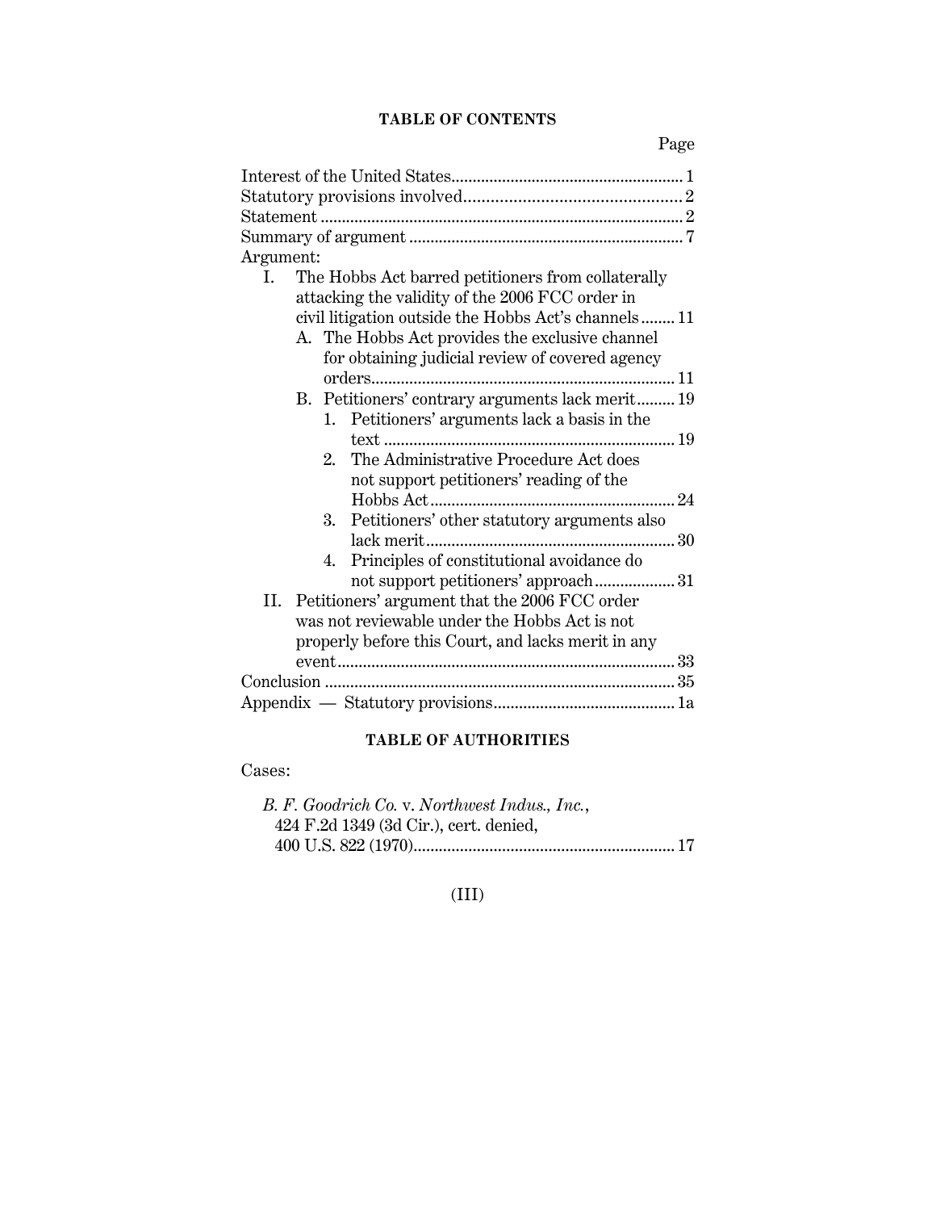## TABLE OF CONTENTS

Page

Interest of the United States ........................................................ 1
Statutory provisions involved .................................................. 2
Statement ...................................................................................... 2
Summary of argument ................................................................. 7
Argument:

- I. The Hobbs Act barred petitioners from collaterally attacking the validity of the 2006 FCC order in civil litigation outside the Hobbs Act's channels ........ 11
  - A. The Hobbs Act provides the exclusive channel for obtaining judicial review of covered agency orders ......................................................................... 11
  - B. Petitioners' contrary arguments lack merit ......... 19
    1. Petitioners' arguments lack a basis in the text ................................................................... 19
    2. The Administrative Procedure Act does not support petitioners' reading of the Hobbs Act .......................................................... 24
    3. Petitioners' other statutory arguments also lack merit .......................................................... 30
    4. Principles of constitutional avoidance do not support petitioners' approach ................... 31
- II. Petitioners' argument that the 2006 FCC order was not reviewable under the Hobbs Act is not properly before this Court, and lacks merit in any event ............................................................................. 33

Conclusion .................................................................................... 35
Appendix — Statutory provisions ........................................... 1a

## TABLE OF AUTHORITIES

Cases:

*B. F. Goodrich Co.* v. *Northwest Indus., Inc.*, 424 F.2d 1349 (3d Cir.), cert. denied, 400 U.S. 822 (1970) ............................................................. 17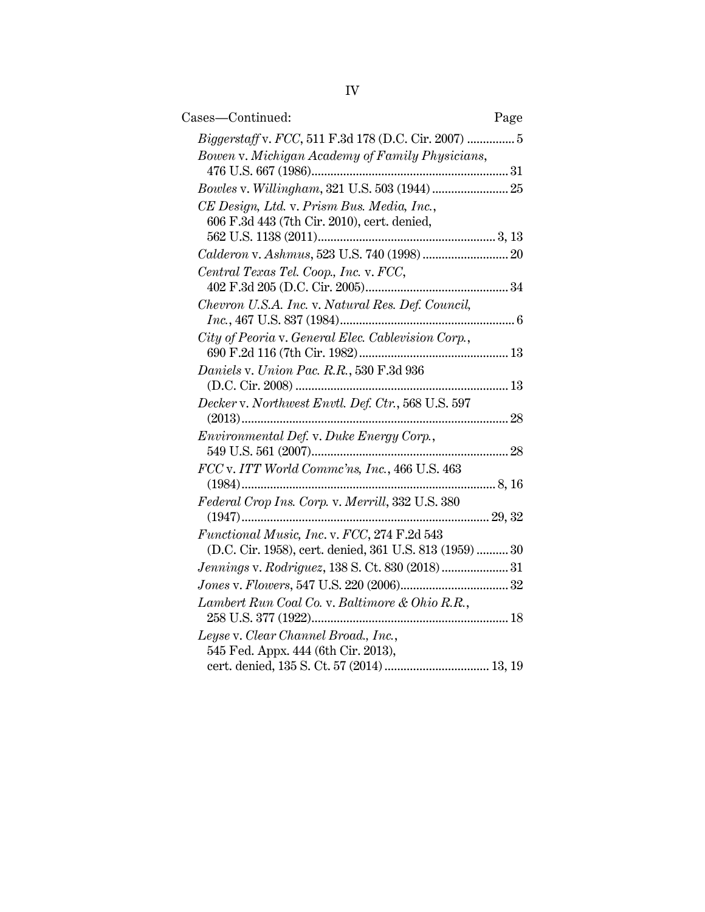Cases—Continued: Page

*Biggerstaff* v. *FCC*, 511 F.3d 178 (D.C. Cir. 2007) ............... 5

*Bowen* v. *Michigan Academy of Family Physicians*, 476 U.S. 667 (1986)............................................................. 31

*Bowles* v. *Willingham*, 321 U.S. 503 (1944) ........................ 25

*CE Design, Ltd.* v. *Prism Bus. Media, Inc.*, 606 F.3d 443 (7th Cir. 2010), cert. denied, 562 U.S. 1138 (2011)....................................................... 3, 13

*Calderon* v. *Ashmus*, 523 U.S. 740 (1998) ........................... 20

*Central Texas Tel. Coop., Inc.* v. *FCC*, 402 F.3d 205 (D.C. Cir. 2005)............................................ 34

*Chevron U.S.A. Inc.* v. *Natural Res. Def. Council, Inc.*, 467 U.S. 837 (1984)...................................................... 6

*City of Peoria* v. *General Elec. Cablevision Corp.*, 690 F.2d 116 (7th Cir. 1982).............................................. 13

*Daniels* v. *Union Pac. R.R.*, 530 F.3d 936 (D.C. Cir. 2008) .................................................................. 13

*Decker* v. *Northwest Envtl. Def. Ctr.*, 568 U.S. 597 (2013)................................................................................... 28

*Environmental Def.* v. *Duke Energy Corp.*, 549 U.S. 561 (2007)............................................................. 28

*FCC* v. *ITT World Commc'ns, Inc.*, 466 U.S. 463 (1984)............................................................................... 8, 16

*Federal Crop Ins. Corp.* v. *Merrill*, 332 U.S. 380 (1947)............................................................................. 29, 32

*Functional Music, Inc.* v. *FCC*, 274 F.2d 543 (D.C. Cir. 1958), cert. denied, 361 U.S. 813 (1959) .......... 30

*Jennings* v. *Rodriguez*, 138 S. Ct. 830 (2018) ..................... 31

*Jones* v. *Flowers*, 547 U.S. 220 (2006).................................. 32

*Lambert Run Coal Co.* v. *Baltimore & Ohio R.R.*, 258 U.S. 377 (1922).............................................................. 18

*Leyse* v. *Clear Channel Broad., Inc.*, 545 Fed. Appx. 444 (6th Cir. 2013), cert. denied, 135 S. Ct. 57 (2014) ................................. 13, 19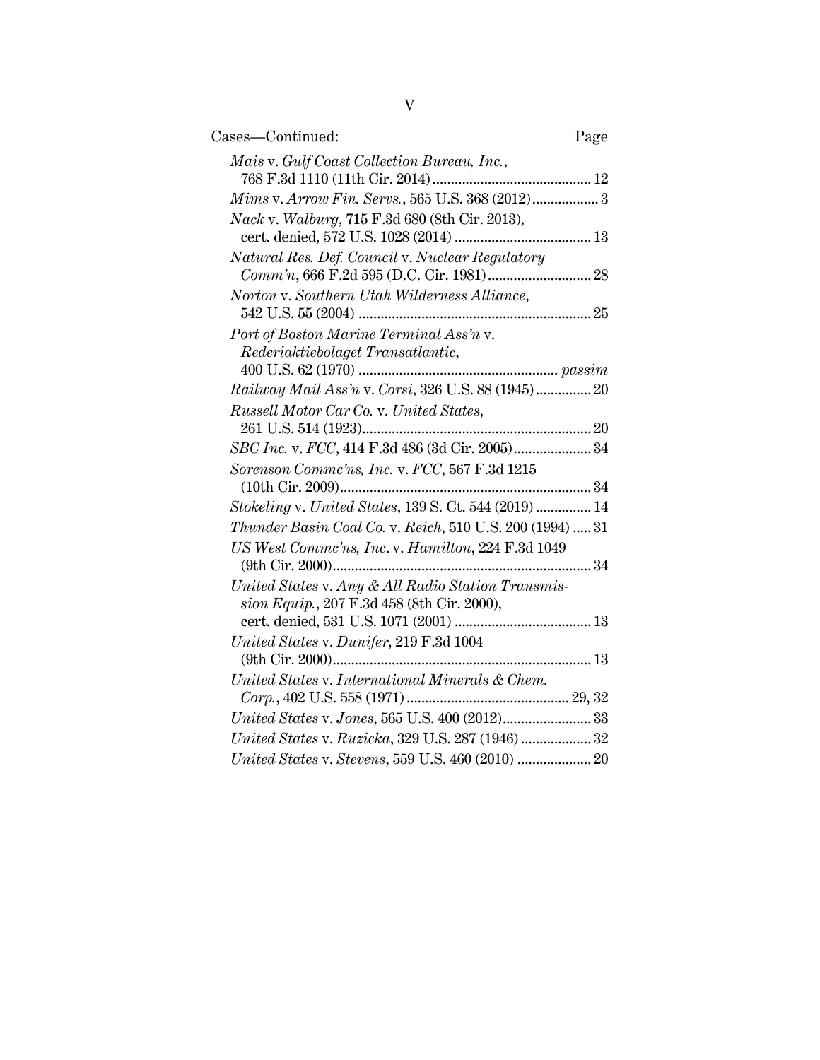Cases—Continued: Page

*Mais* v. *Gulf Coast Collection Bureau, Inc.*, 768 F.3d 1110 (11th Cir. 2014) ..... 12

*Mims* v. *Arrow Fin. Servs.*, 565 U.S. 368 (2012) ..... 3

*Nack* v. *Walburg*, 715 F.3d 680 (8th Cir. 2013), cert. denied, 572 U.S. 1028 (2014) ..... 13

*Natural Res. Def. Council* v. *Nuclear Regulatory Comm'n*, 666 F.2d 595 (D.C. Cir. 1981) ..... 28

*Norton* v. *Southern Utah Wilderness Alliance*, 542 U.S. 55 (2004) ..... 25

*Port of Boston Marine Terminal Ass'n* v. *Rederiaktiebolaget Transatlantic*, 400 U.S. 62 (1970) ..... *passim*

*Railway Mail Ass'n* v. *Corsi*, 326 U.S. 88 (1945) ..... 20

*Russell Motor Car Co.* v. *United States*, 261 U.S. 514 (1923) ..... 20

*SBC Inc.* v. *FCC*, 414 F.3d 486 (3d Cir. 2005) ..... 34

*Sorenson Commc'ns, Inc.* v. *FCC*, 567 F.3d 1215 (10th Cir. 2009) ..... 34

*Stokeling* v. *United States*, 139 S. Ct. 544 (2019) ..... 14

*Thunder Basin Coal Co.* v. *Reich*, 510 U.S. 200 (1994) ..... 31

*US West Commc'ns, Inc.* v. *Hamilton*, 224 F.3d 1049 (9th Cir. 2000) ..... 34

*United States* v. *Any & All Radio Station Transmission Equip.*, 207 F.3d 458 (8th Cir. 2000), cert. denied, 531 U.S. 1071 (2001) ..... 13

*United States* v. *Dunifer*, 219 F.3d 1004 (9th Cir. 2000) ..... 13

*United States* v. *International Minerals & Chem. Corp.*, 402 U.S. 558 (1971) ..... 29, 32

*United States* v. *Jones*, 565 U.S. 400 (2012) ..... 33

*United States* v. *Ruzicka*, 329 U.S. 287 (1946) ..... 32

*United States* v. *Stevens*, 559 U.S. 460 (2010) ..... 20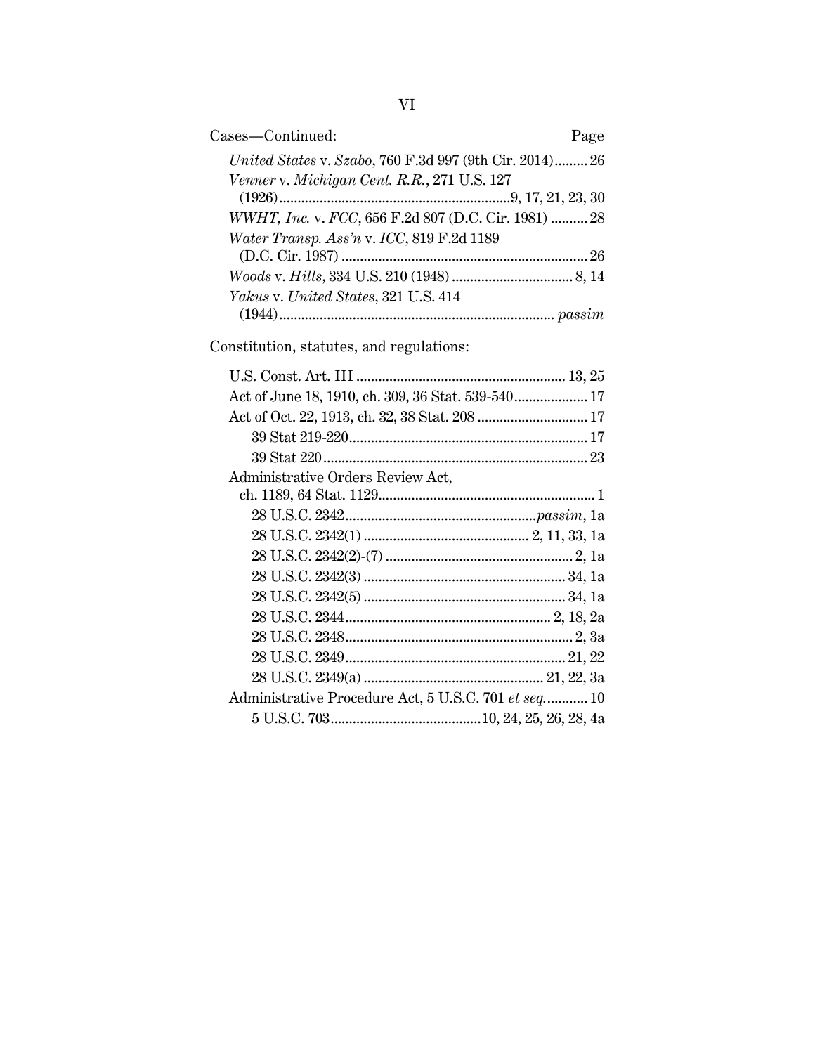Cases—Continued: Page

*United States* v. *Szabo*, 760 F.3d 997 (9th Cir. 2014) ......... 26

*Venner* v. *Michigan Cent. R.R.*, 271 U.S. 127 (1926) ......... 9, 17, 21, 23, 30

*WWHT, Inc.* v. *FCC*, 656 F.2d 807 (D.C. Cir. 1981) ......... 28

*Water Transp. Ass'n* v. *ICC*, 819 F.2d 1189 (D.C. Cir. 1987) ......... 26

*Woods* v. *Hills*, 334 U.S. 210 (1948) ......... 8, 14

*Yakus* v. *United States*, 321 U.S. 414 (1944) ......... *passim*

Constitution, statutes, and regulations:

U.S. Const. Art. III ......... 13, 25

Act of June 18, 1910, ch. 309, 36 Stat. 539-540 ......... 17

Act of Oct. 22, 1913, ch. 32, 38 Stat. 208 ......... 17

- 39 Stat 219-220 ......... 17
- 39 Stat 220 ......... 23

Administrative Orders Review Act, ch. 1189, 64 Stat. 1129 ......... 1

- 28 U.S.C. 2342 ......... *passim*, 1a
- 28 U.S.C. 2342(1) ......... 2, 11, 33, 1a
- 28 U.S.C. 2342(2)-(7) ......... 2, 1a
- 28 U.S.C. 2342(3) ......... 34, 1a
- 28 U.S.C. 2342(5) ......... 34, 1a
- 28 U.S.C. 2344 ......... 2, 18, 2a
- 28 U.S.C. 2348 ......... 2, 3a
- 28 U.S.C. 2349 ......... 21, 22
- 28 U.S.C. 2349(a) ......... 21, 22, 3a

Administrative Procedure Act, 5 U.S.C. 701 *et seq.* ......... 10

- 5 U.S.C. 703 ......... 10, 24, 25, 26, 28, 4a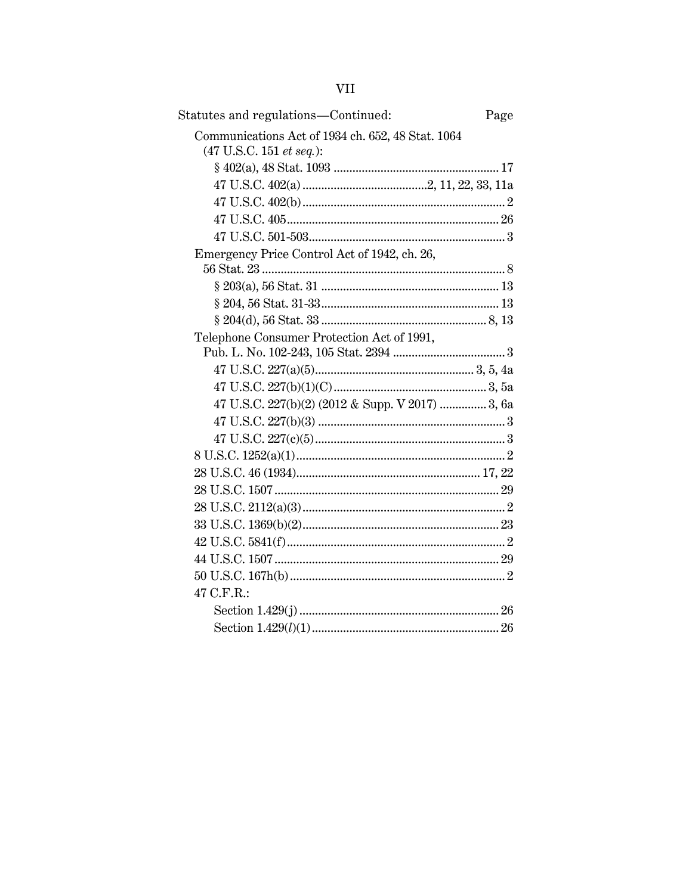Statutes and regulations—Continued: Page

Communications Act of 1934 ch. 652, 48 Stat. 1064 (47 U.S.C. 151 *et seq.*):

- § 402(a), 48 Stat. 1093 .......... 17
- 47 U.S.C. 402(a) .......... 2, 11, 22, 33, 11a
- 47 U.S.C. 402(b) .......... 2
- 47 U.S.C. 405 .......... 26
- 47 U.S.C. 501-503 .......... 3

Emergency Price Control Act of 1942, ch. 26, 56 Stat. 23 .......... 8

- § 203(a), 56 Stat. 31 .......... 13
- § 204, 56 Stat. 31-33 .......... 13
- § 204(d), 56 Stat. 33 .......... 8, 13

Telephone Consumer Protection Act of 1991, Pub. L. No. 102-243, 105 Stat. 2394 .......... 3

- 47 U.S.C. 227(a)(5) .......... 3, 5, 4a
- 47 U.S.C. 227(b)(1)(C) .......... 3, 5a
- 47 U.S.C. 227(b)(2) (2012 & Supp. V 2017) .......... 3, 6a
- 47 U.S.C. 227(b)(3) .......... 3
- 47 U.S.C. 227(c)(5) .......... 3

8 U.S.C. 1252(a)(1) .......... 2

28 U.S.C. 46 (1934) .......... 17, 22

28 U.S.C. 1507 .......... 29

28 U.S.C. 2112(a)(3) .......... 2

33 U.S.C. 1369(b)(2) .......... 23

42 U.S.C. 5841(f) .......... 2

44 U.S.C. 1507 .......... 29

50 U.S.C. 167h(b) .......... 2

47 C.F.R.:

- Section 1.429(j) .......... 26
- Section 1.429(*l*)(1) .......... 26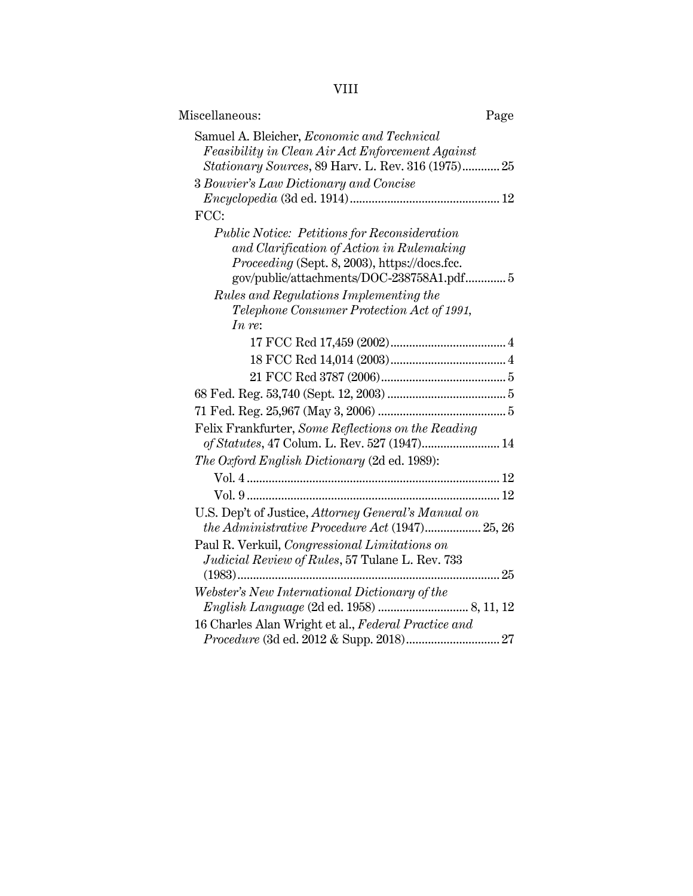Miscellaneous: Page

Samuel A. Bleicher, *Economic and Technical Feasibility in Clean Air Act Enforcement Against Stationary Sources*, 89 Harv. L. Rev. 316 (1975)............ 25

3 *Bouvier's Law Dictionary and Concise Encyclopedia* (3d ed. 1914)................................................ 12

FCC:

- *Public Notice: Petitions for Reconsideration and Clarification of Action in Rulemaking Proceeding* (Sept. 8, 2003), https://docs.fcc.gov/public/attachments/DOC-238758A1.pdf............. 5
- *Rules and Regulations Implementing the Telephone Consumer Protection Act of 1991, In re*:
  - 17 FCC Rcd 17,459 (2002)..................................... 4
  - 18 FCC Rcd 14,014 (2003)..................................... 4
  - 21 FCC Rcd 3787 (2006)........................................ 5

68 Fed. Reg. 53,740 (Sept. 12, 2003) ...................................... 5

71 Fed. Reg. 25,967 (May 3, 2006) ......................................... 5

Felix Frankfurter, *Some Reflections on the Reading of Statutes*, 47 Colum. L. Rev. 527 (1947)......................... 14

*The Oxford English Dictionary* (2d ed. 1989):

- Vol. 4 ................................................................................ 12
- Vol. 9 ................................................................................ 12

U.S. Dep't of Justice, *Attorney General's Manual on the Administrative Procedure Act* (1947).................. 25, 26

Paul R. Verkuil, *Congressional Limitations on Judicial Review of Rules*, 57 Tulane L. Rev. 733 (1983).................................................................................... 25

*Webster's New International Dictionary of the English Language* (2d ed. 1958) ............................ 8, 11, 12

16 Charles Alan Wright et al., *Federal Practice and Procedure* (3d ed. 2012 & Supp. 2018).............................. 27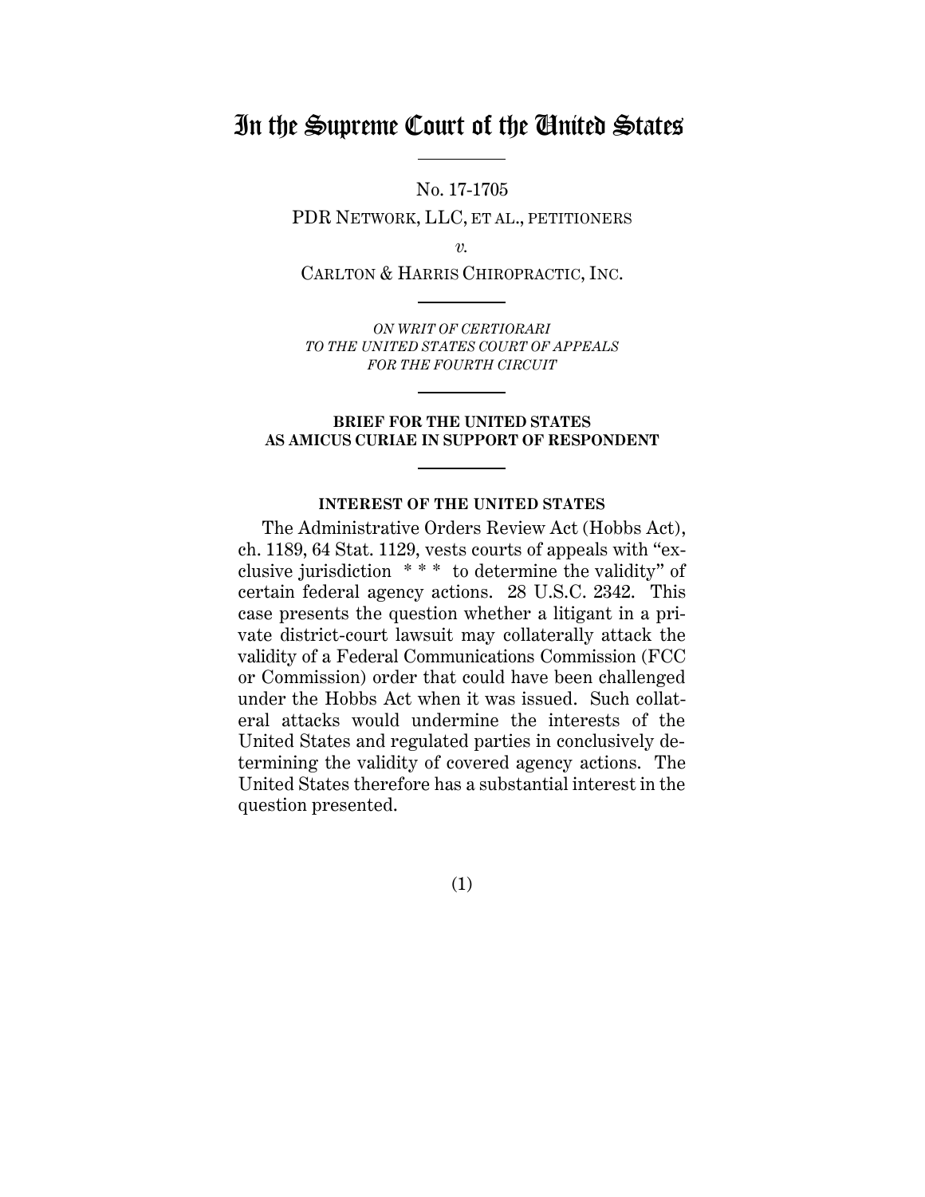# In the Supreme Court of the United States

No. 17-1705

PDR NETWORK, LLC, ET AL., PETITIONERS

*v.*

CARLTON & HARRIS CHIROPRACTIC, INC.

*ON WRIT OF CERTIORARI TO THE UNITED STATES COURT OF APPEALS FOR THE FOURTH CIRCUIT*

**BRIEF FOR THE UNITED STATES AS AMICUS CURIAE IN SUPPORT OF RESPONDENT**

**INTEREST OF THE UNITED STATES**

The Administrative Orders Review Act (Hobbs Act), ch. 1189, 64 Stat. 1129, vests courts of appeals with "exclusive jurisdiction * * * to determine the validity" of certain federal agency actions. 28 U.S.C. 2342. This case presents the question whether a litigant in a private district-court lawsuit may collaterally attack the validity of a Federal Communications Commission (FCC or Commission) order that could have been challenged under the Hobbs Act when it was issued. Such collateral attacks would undermine the interests of the United States and regulated parties in conclusively determining the validity of covered agency actions. The United States therefore has a substantial interest in the question presented.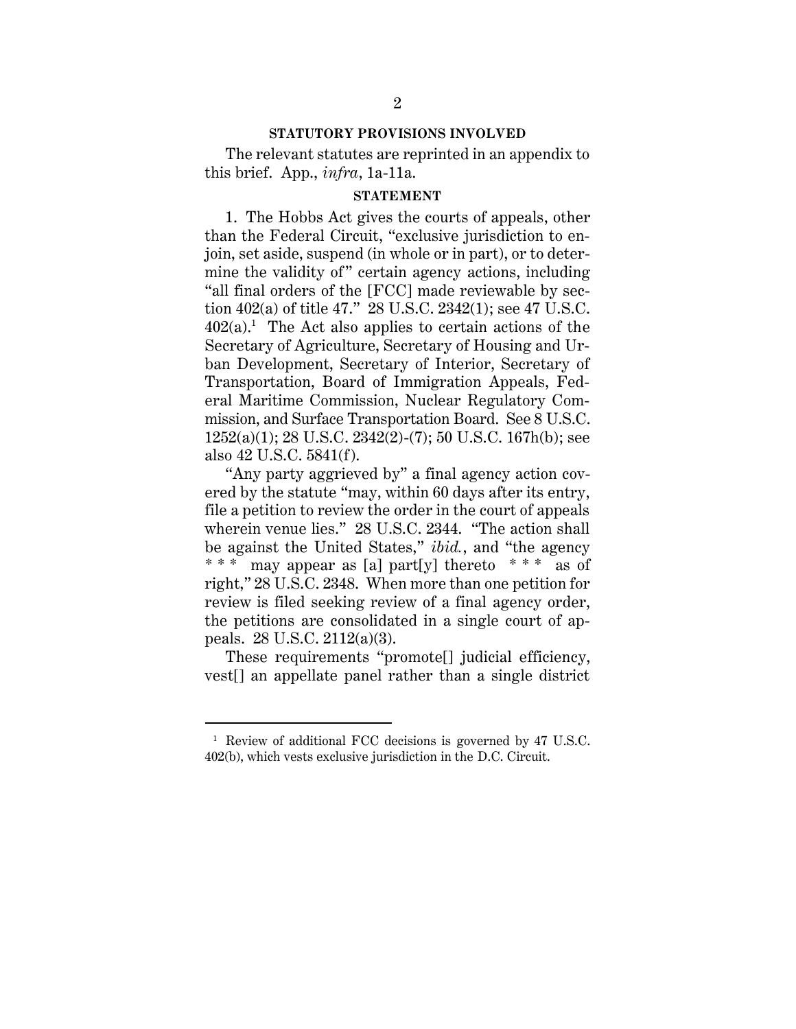## STATUTORY PROVISIONS INVOLVED

The relevant statutes are reprinted in an appendix to this brief. App., *infra*, 1a-11a.

## STATEMENT

1. The Hobbs Act gives the courts of appeals, other than the Federal Circuit, "exclusive jurisdiction to enjoin, set aside, suspend (in whole or in part), or to determine the validity of" certain agency actions, including "all final orders of the [FCC] made reviewable by section 402(a) of title 47." 28 U.S.C. 2342(1); see 47 U.S.C. 402(a).[1] The Act also applies to certain actions of the Secretary of Agriculture, Secretary of Housing and Urban Development, Secretary of Interior, Secretary of Transportation, Board of Immigration Appeals, Federal Maritime Commission, Nuclear Regulatory Commission, and Surface Transportation Board. See 8 U.S.C. 1252(a)(1); 28 U.S.C. 2342(2)-(7); 50 U.S.C. 167h(b); see also 42 U.S.C. 5841(f).

"Any party aggrieved by" a final agency action covered by the statute "may, within 60 days after its entry, file a petition to review the order in the court of appeals wherein venue lies." 28 U.S.C. 2344. "The action shall be against the United States," *ibid.*, and "the agency * * * may appear as [a] part[y] thereto * * * as of right," 28 U.S.C. 2348. When more than one petition for review is filed seeking review of a final agency order, the petitions are consolidated in a single court of appeals. 28 U.S.C. 2112(a)(3).

These requirements "promote[] judicial efficiency, vest[] an appellate panel rather than a single district

---

[1] Review of additional FCC decisions is governed by 47 U.S.C. 402(b), which vests exclusive jurisdiction in the D.C. Circuit.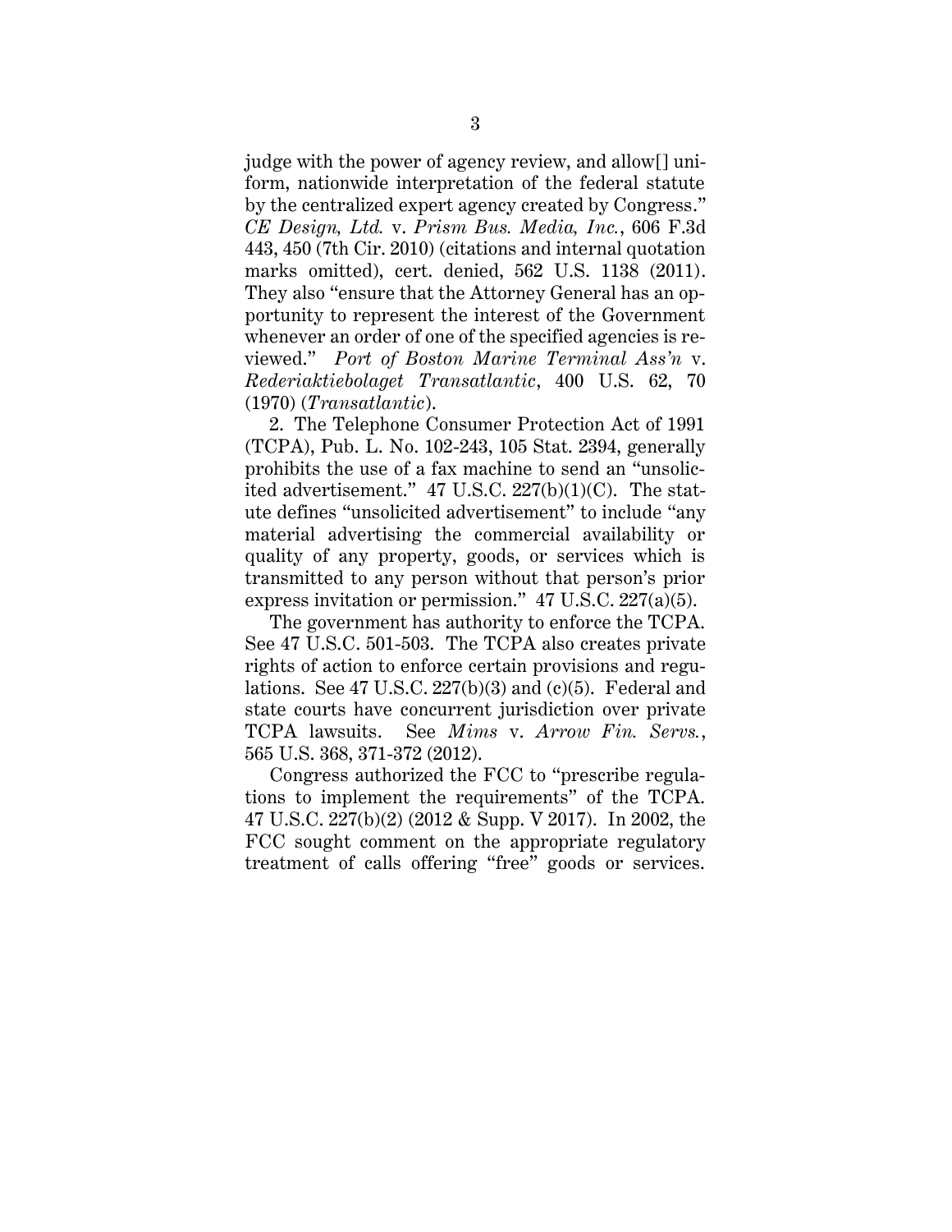judge with the power of agency review, and allow[] uniform, nationwide interpretation of the federal statute by the centralized expert agency created by Congress." *CE Design, Ltd.* v. *Prism Bus. Media, Inc.*, 606 F.3d 443, 450 (7th Cir. 2010) (citations and internal quotation marks omitted), cert. denied, 562 U.S. 1138 (2011). They also "ensure that the Attorney General has an opportunity to represent the interest of the Government whenever an order of one of the specified agencies is reviewed." *Port of Boston Marine Terminal Ass'n* v. *Rederiaktiebolaget Transatlantic*, 400 U.S. 62, 70 (1970) (*Transatlantic*).

2. The Telephone Consumer Protection Act of 1991 (TCPA), Pub. L. No. 102-243, 105 Stat. 2394, generally prohibits the use of a fax machine to send an "unsolicited advertisement." 47 U.S.C. 227(b)(1)(C). The statute defines "unsolicited advertisement" to include "any material advertising the commercial availability or quality of any property, goods, or services which is transmitted to any person without that person's prior express invitation or permission." 47 U.S.C. 227(a)(5).

The government has authority to enforce the TCPA. See 47 U.S.C. 501-503. The TCPA also creates private rights of action to enforce certain provisions and regulations. See 47 U.S.C. 227(b)(3) and (c)(5). Federal and state courts have concurrent jurisdiction over private TCPA lawsuits. See *Mims* v. *Arrow Fin. Servs.*, 565 U.S. 368, 371-372 (2012).

Congress authorized the FCC to "prescribe regulations to implement the requirements" of the TCPA. 47 U.S.C. 227(b)(2) (2012 & Supp. V 2017). In 2002, the FCC sought comment on the appropriate regulatory treatment of calls offering "free" goods or services.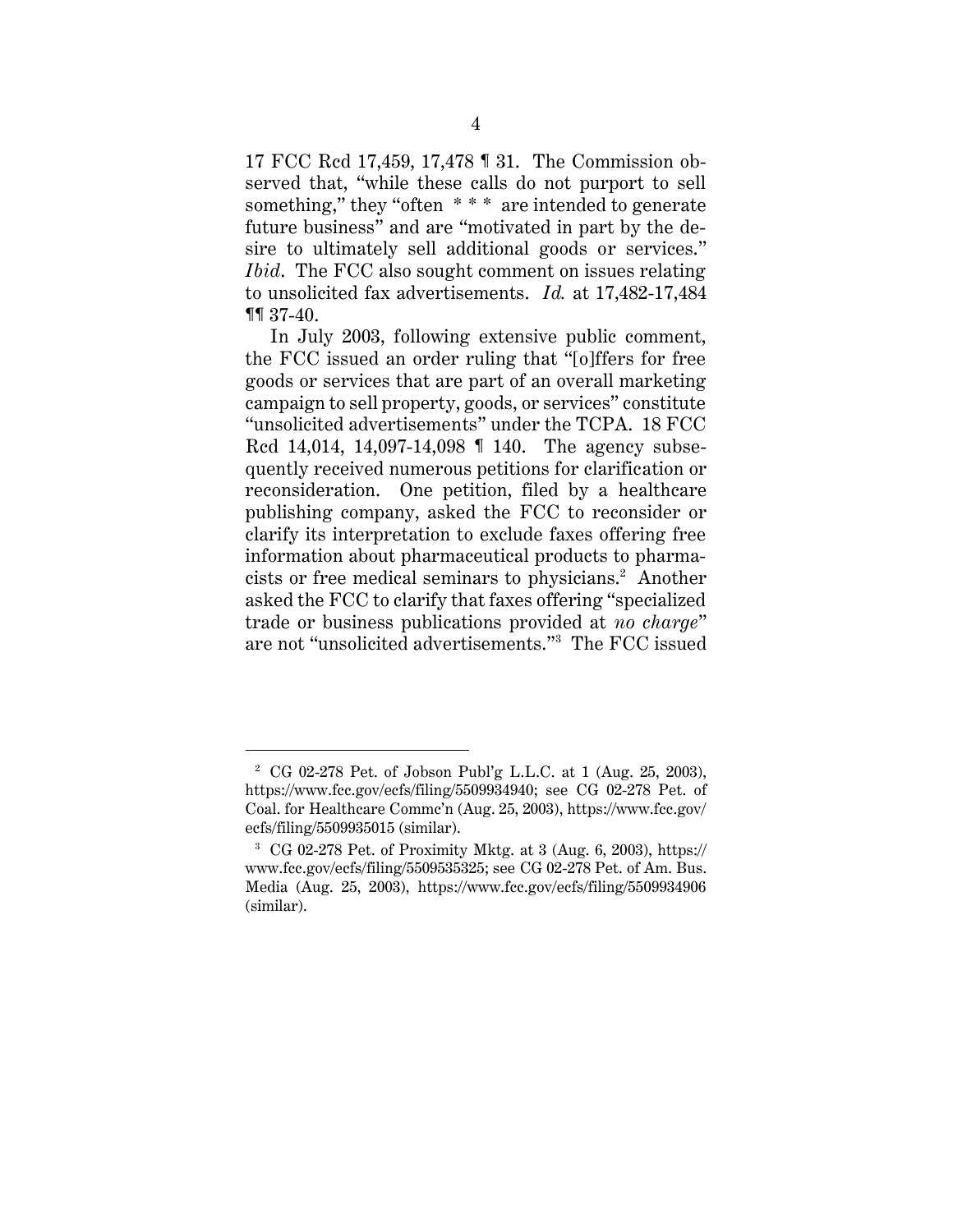17 FCC Rcd 17,459, 17,478 ¶ 31. The Commission observed that, "while these calls do not purport to sell something," they "often * * * are intended to generate future business" and are "motivated in part by the desire to ultimately sell additional goods or services." *Ibid.* The FCC also sought comment on issues relating to unsolicited fax advertisements. *Id.* at 17,482-17,484 ¶¶ 37-40.

In July 2003, following extensive public comment, the FCC issued an order ruling that "[o]ffers for free goods or services that are part of an overall marketing campaign to sell property, goods, or services" constitute "unsolicited advertisements" under the TCPA. 18 FCC Rcd 14,014, 14,097-14,098 ¶ 140. The agency subsequently received numerous petitions for clarification or reconsideration. One petition, filed by a healthcare publishing company, asked the FCC to reconsider or clarify its interpretation to exclude faxes offering free information about pharmaceutical products to pharmacists or free medical seminars to physicians.[2] Another asked the FCC to clarify that faxes offering "specialized trade or business publications provided at *no charge*" are not "unsolicited advertisements."[3] The FCC issued

---

[2] CG 02-278 Pet. of Jobson Publ'g L.L.C. at 1 (Aug. 25, 2003), https://www.fcc.gov/ecfs/filing/5509934940; see CG 02-278 Pet. of Coal. for Healthcare Commc'n (Aug. 25, 2003), https://www.fcc.gov/ecfs/filing/5509935015 (similar).

[3] CG 02-278 Pet. of Proximity Mktg. at 3 (Aug. 6, 2003), https://www.fcc.gov/ecfs/filing/5509535325; see CG 02-278 Pet. of Am. Bus. Media (Aug. 25, 2003), https://www.fcc.gov/ecfs/filing/5509934906 (similar).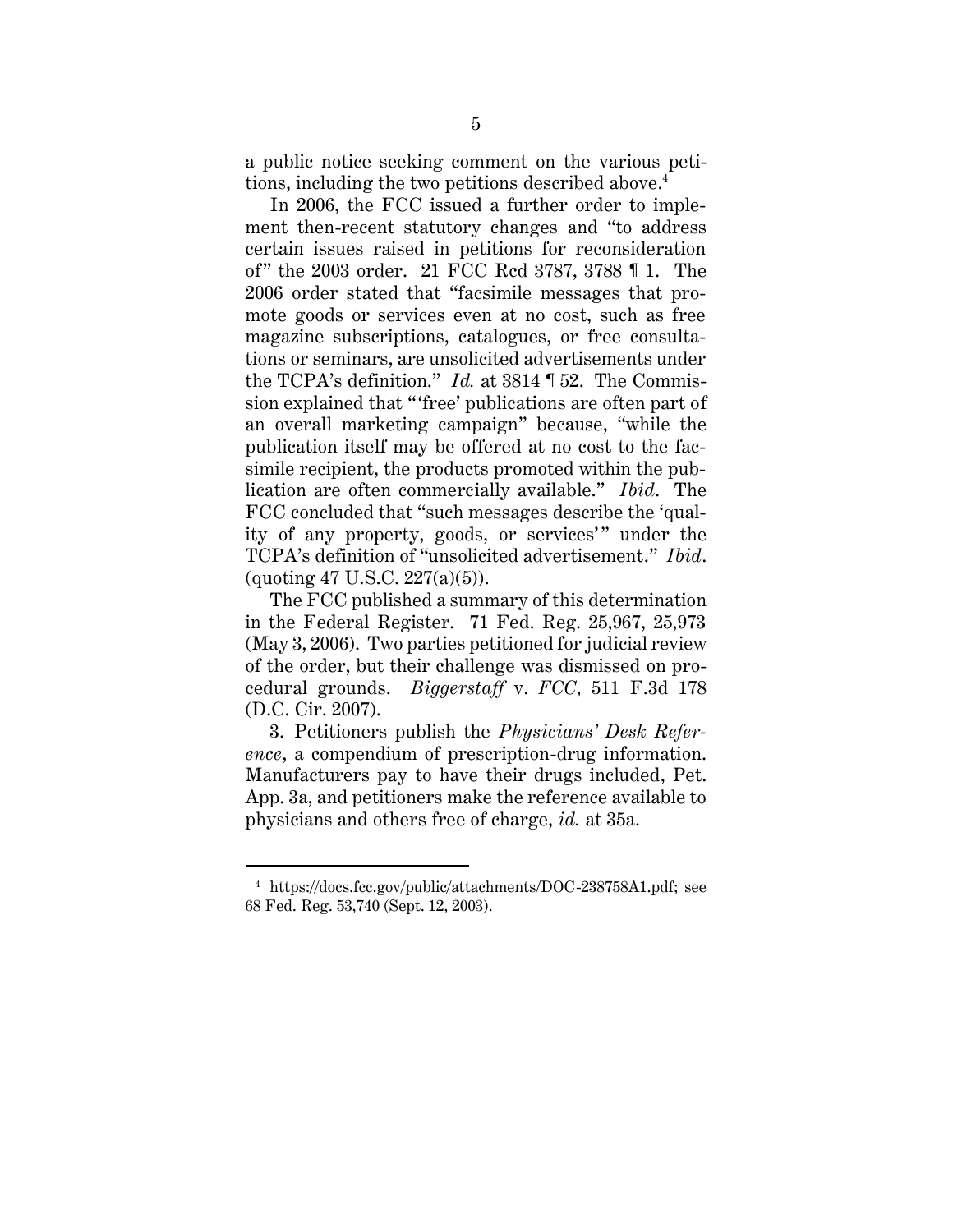a public notice seeking comment on the various petitions, including the two petitions described above.[4]

In 2006, the FCC issued a further order to implement then-recent statutory changes and "to address certain issues raised in petitions for reconsideration of" the 2003 order. 21 FCC Rcd 3787, 3788 ¶ 1. The 2006 order stated that "facsimile messages that promote goods or services even at no cost, such as free magazine subscriptions, catalogues, or free consultations or seminars, are unsolicited advertisements under the TCPA's definition." *Id.* at 3814 ¶ 52. The Commission explained that "'free' publications are often part of an overall marketing campaign" because, "while the publication itself may be offered at no cost to the facsimile recipient, the products promoted within the publication are often commercially available." *Ibid*. The FCC concluded that "such messages describe the 'quality of any property, goods, or services'" under the TCPA's definition of "unsolicited advertisement." *Ibid*. (quoting 47 U.S.C. 227(a)(5)).

The FCC published a summary of this determination in the Federal Register. 71 Fed. Reg. 25,967, 25,973 (May 3, 2006). Two parties petitioned for judicial review of the order, but their challenge was dismissed on procedural grounds. *Biggerstaff* v. *FCC*, 511 F.3d 178 (D.C. Cir. 2007).

3. Petitioners publish the *Physicians' Desk Reference*, a compendium of prescription-drug information. Manufacturers pay to have their drugs included, Pet. App. 3a, and petitioners make the reference available to physicians and others free of charge, *id.* at 35a.

---

[4] https://docs.fcc.gov/public/attachments/DOC-238758A1.pdf; see 68 Fed. Reg. 53,740 (Sept. 12, 2003).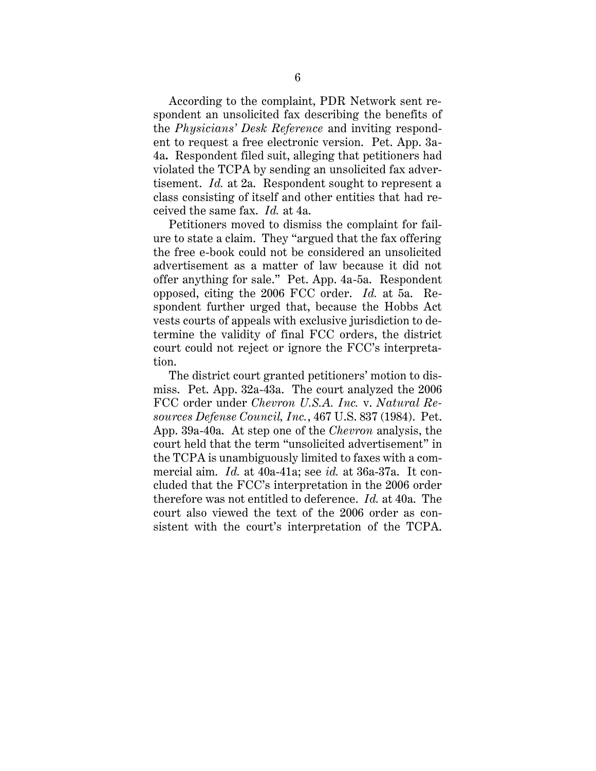According to the complaint, PDR Network sent respondent an unsolicited fax describing the benefits of the *Physicians' Desk Reference* and inviting respondent to request a free electronic version. Pet. App. 3a-4a. Respondent filed suit, alleging that petitioners had violated the TCPA by sending an unsolicited fax advertisement. *Id.* at 2a. Respondent sought to represent a class consisting of itself and other entities that had received the same fax. *Id.* at 4a.

Petitioners moved to dismiss the complaint for failure to state a claim. They "argued that the fax offering the free e-book could not be considered an unsolicited advertisement as a matter of law because it did not offer anything for sale." Pet. App. 4a-5a. Respondent opposed, citing the 2006 FCC order. *Id.* at 5a. Respondent further urged that, because the Hobbs Act vests courts of appeals with exclusive jurisdiction to determine the validity of final FCC orders, the district court could not reject or ignore the FCC's interpretation.

The district court granted petitioners' motion to dismiss. Pet. App. 32a-43a. The court analyzed the 2006 FCC order under *Chevron U.S.A. Inc.* v. *Natural Resources Defense Council, Inc.*, 467 U.S. 837 (1984). Pet. App. 39a-40a. At step one of the *Chevron* analysis, the court held that the term "unsolicited advertisement" in the TCPA is unambiguously limited to faxes with a commercial aim. *Id.* at 40a-41a; see *id.* at 36a-37a. It concluded that the FCC's interpretation in the 2006 order therefore was not entitled to deference. *Id.* at 40a. The court also viewed the text of the 2006 order as consistent with the court's interpretation of the TCPA.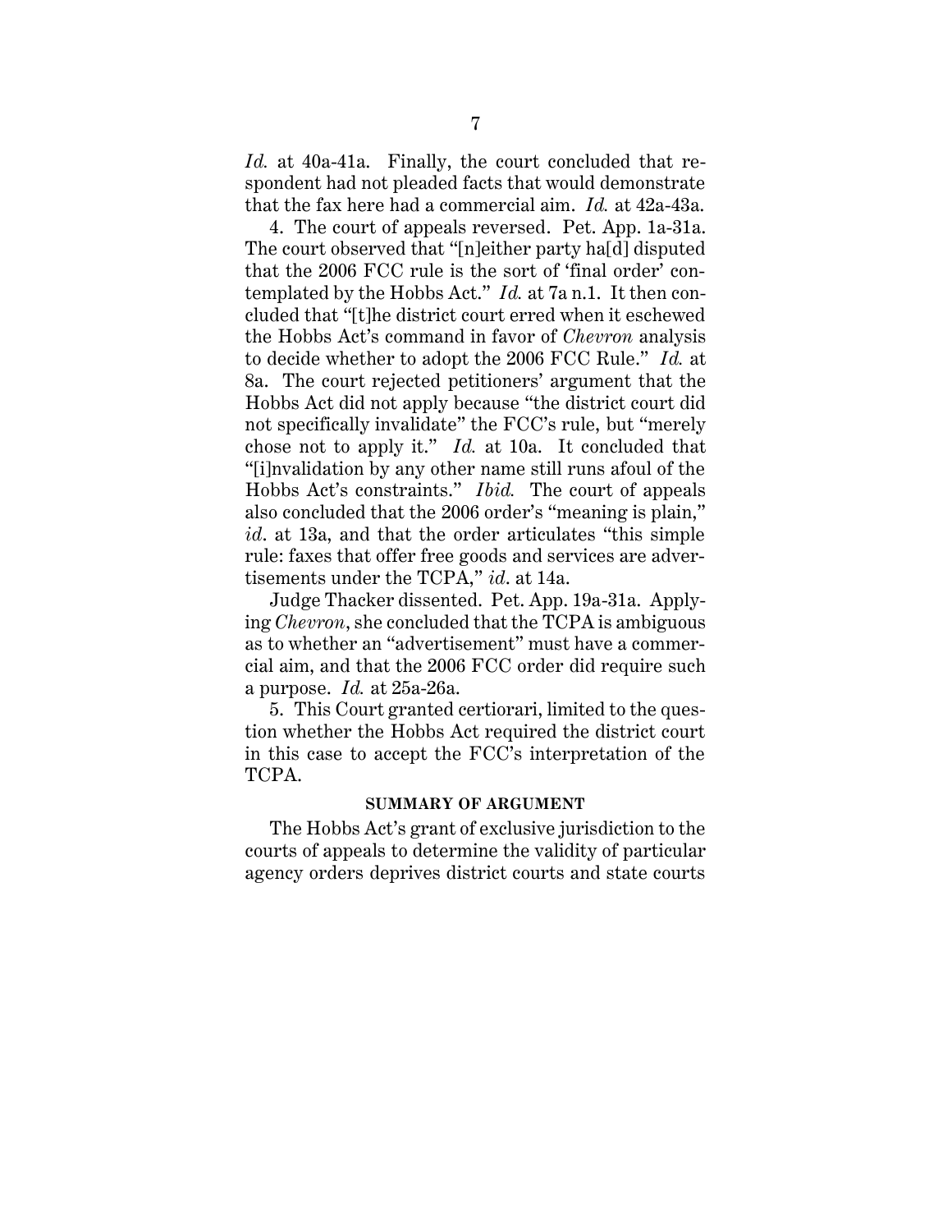*Id.* at 40a-41a. Finally, the court concluded that respondent had not pleaded facts that would demonstrate that the fax here had a commercial aim. *Id.* at 42a-43a.

4. The court of appeals reversed. Pet. App. 1a-31a. The court observed that "[n]either party ha[d] disputed that the 2006 FCC rule is the sort of 'final order' contemplated by the Hobbs Act." *Id.* at 7a n.1. It then concluded that "[t]he district court erred when it eschewed the Hobbs Act's command in favor of *Chevron* analysis to decide whether to adopt the 2006 FCC Rule." *Id.* at 8a. The court rejected petitioners' argument that the Hobbs Act did not apply because "the district court did not specifically invalidate" the FCC's rule, but "merely chose not to apply it." *Id.* at 10a. It concluded that "[i]nvalidation by any other name still runs afoul of the Hobbs Act's constraints." *Ibid.* The court of appeals also concluded that the 2006 order's "meaning is plain," *id*. at 13a, and that the order articulates "this simple rule: faxes that offer free goods and services are advertisements under the TCPA," *id*. at 14a.

Judge Thacker dissented. Pet. App. 19a-31a. Applying *Chevron*, she concluded that the TCPA is ambiguous as to whether an "advertisement" must have a commercial aim, and that the 2006 FCC order did require such a purpose. *Id.* at 25a-26a.

5. This Court granted certiorari, limited to the question whether the Hobbs Act required the district court in this case to accept the FCC's interpretation of the TCPA.

## SUMMARY OF ARGUMENT

The Hobbs Act's grant of exclusive jurisdiction to the courts of appeals to determine the validity of particular agency orders deprives district courts and state courts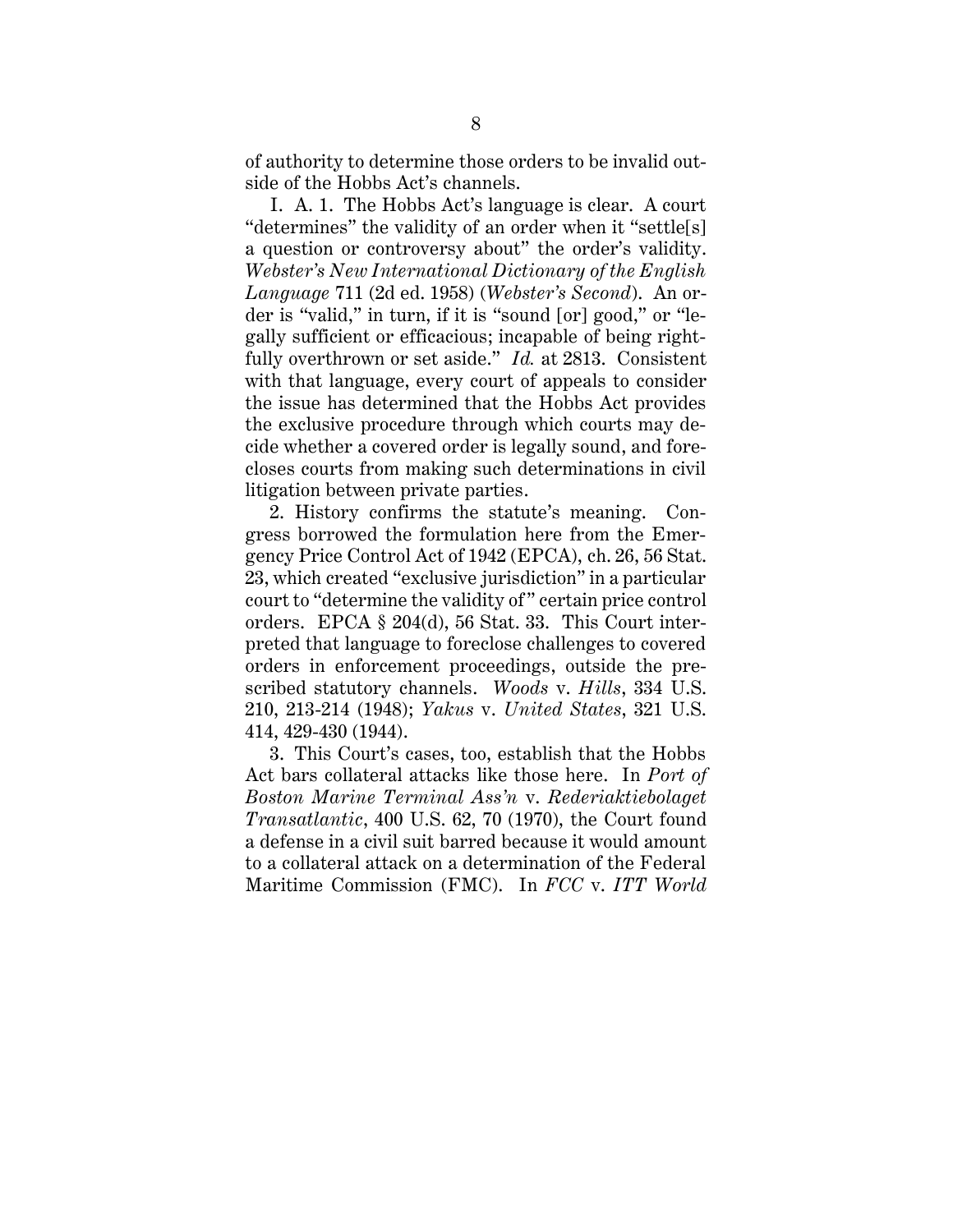of authority to determine those orders to be invalid outside of the Hobbs Act's channels.

I. A. 1. The Hobbs Act's language is clear. A court "determines" the validity of an order when it "settle[s] a question or controversy about" the order's validity. *Webster's New International Dictionary of the English Language* 711 (2d ed. 1958) (*Webster's Second*). An order is "valid," in turn, if it is "sound [or] good," or "legally sufficient or efficacious; incapable of being rightfully overthrown or set aside." *Id.* at 2813. Consistent with that language, every court of appeals to consider the issue has determined that the Hobbs Act provides the exclusive procedure through which courts may decide whether a covered order is legally sound, and forecloses courts from making such determinations in civil litigation between private parties.

2. History confirms the statute's meaning. Congress borrowed the formulation here from the Emergency Price Control Act of 1942 (EPCA), ch. 26, 56 Stat. 23, which created "exclusive jurisdiction" in a particular court to "determine the validity of" certain price control orders. EPCA § 204(d), 56 Stat. 33. This Court interpreted that language to foreclose challenges to covered orders in enforcement proceedings, outside the prescribed statutory channels. *Woods* v. *Hills*, 334 U.S. 210, 213-214 (1948); *Yakus* v. *United States*, 321 U.S. 414, 429-430 (1944).

3. This Court's cases, too, establish that the Hobbs Act bars collateral attacks like those here. In *Port of Boston Marine Terminal Ass'n* v. *Rederiaktiebolaget Transatlantic*, 400 U.S. 62, 70 (1970), the Court found a defense in a civil suit barred because it would amount to a collateral attack on a determination of the Federal Maritime Commission (FMC). In *FCC* v. *ITT World*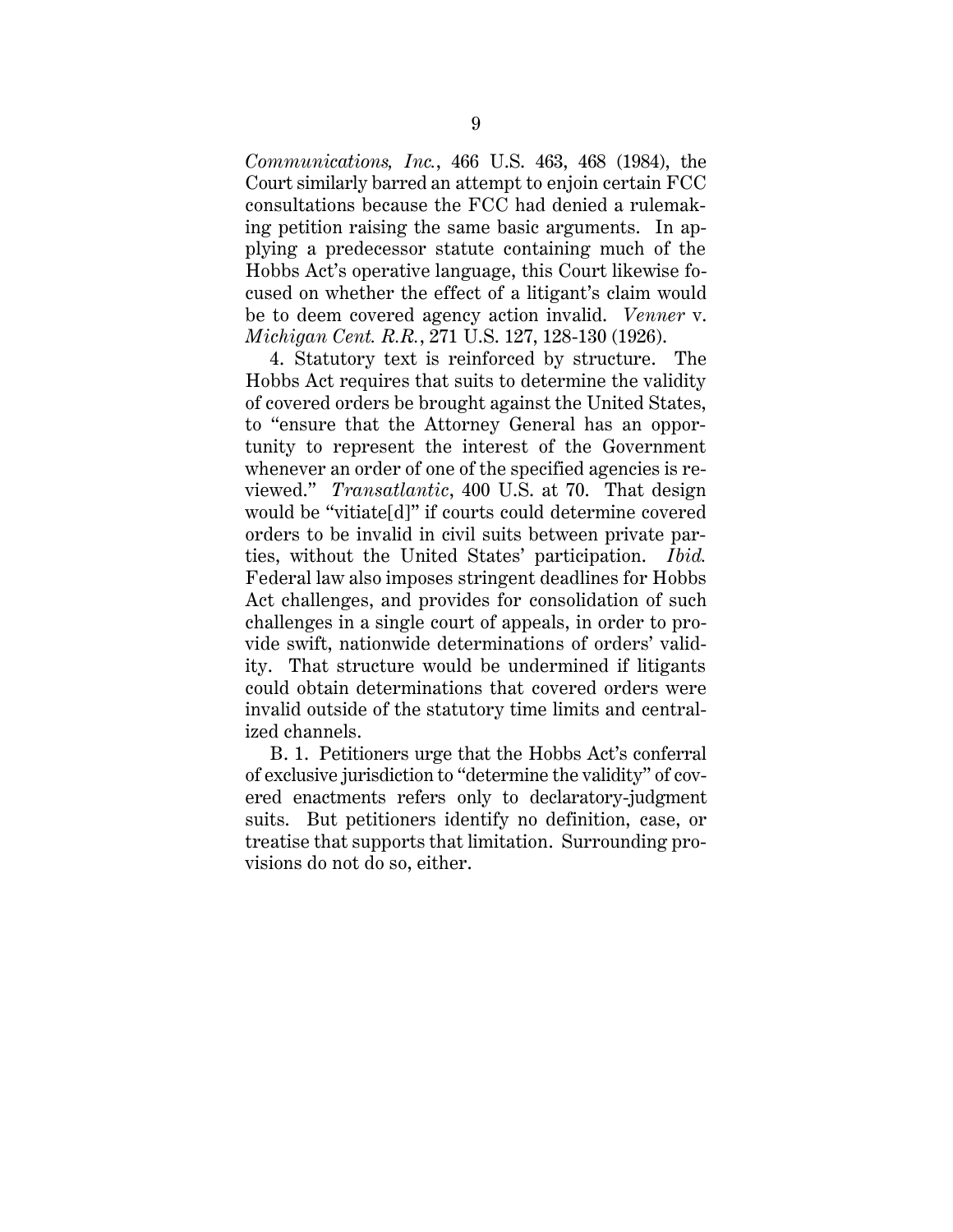*Communications, Inc.*, 466 U.S. 463, 468 (1984), the Court similarly barred an attempt to enjoin certain FCC consultations because the FCC had denied a rulemaking petition raising the same basic arguments. In applying a predecessor statute containing much of the Hobbs Act's operative language, this Court likewise focused on whether the effect of a litigant's claim would be to deem covered agency action invalid. *Venner* v. *Michigan Cent. R.R.*, 271 U.S. 127, 128-130 (1926).

4. Statutory text is reinforced by structure. The Hobbs Act requires that suits to determine the validity of covered orders be brought against the United States, to "ensure that the Attorney General has an opportunity to represent the interest of the Government whenever an order of one of the specified agencies is reviewed." *Transatlantic*, 400 U.S. at 70. That design would be "vitiate[d]" if courts could determine covered orders to be invalid in civil suits between private parties, without the United States' participation. *Ibid.* Federal law also imposes stringent deadlines for Hobbs Act challenges, and provides for consolidation of such challenges in a single court of appeals, in order to provide swift, nationwide determinations of orders' validity. That structure would be undermined if litigants could obtain determinations that covered orders were invalid outside of the statutory time limits and centralized channels.

B. 1. Petitioners urge that the Hobbs Act's conferral of exclusive jurisdiction to "determine the validity" of covered enactments refers only to declaratory-judgment suits. But petitioners identify no definition, case, or treatise that supports that limitation. Surrounding provisions do not do so, either.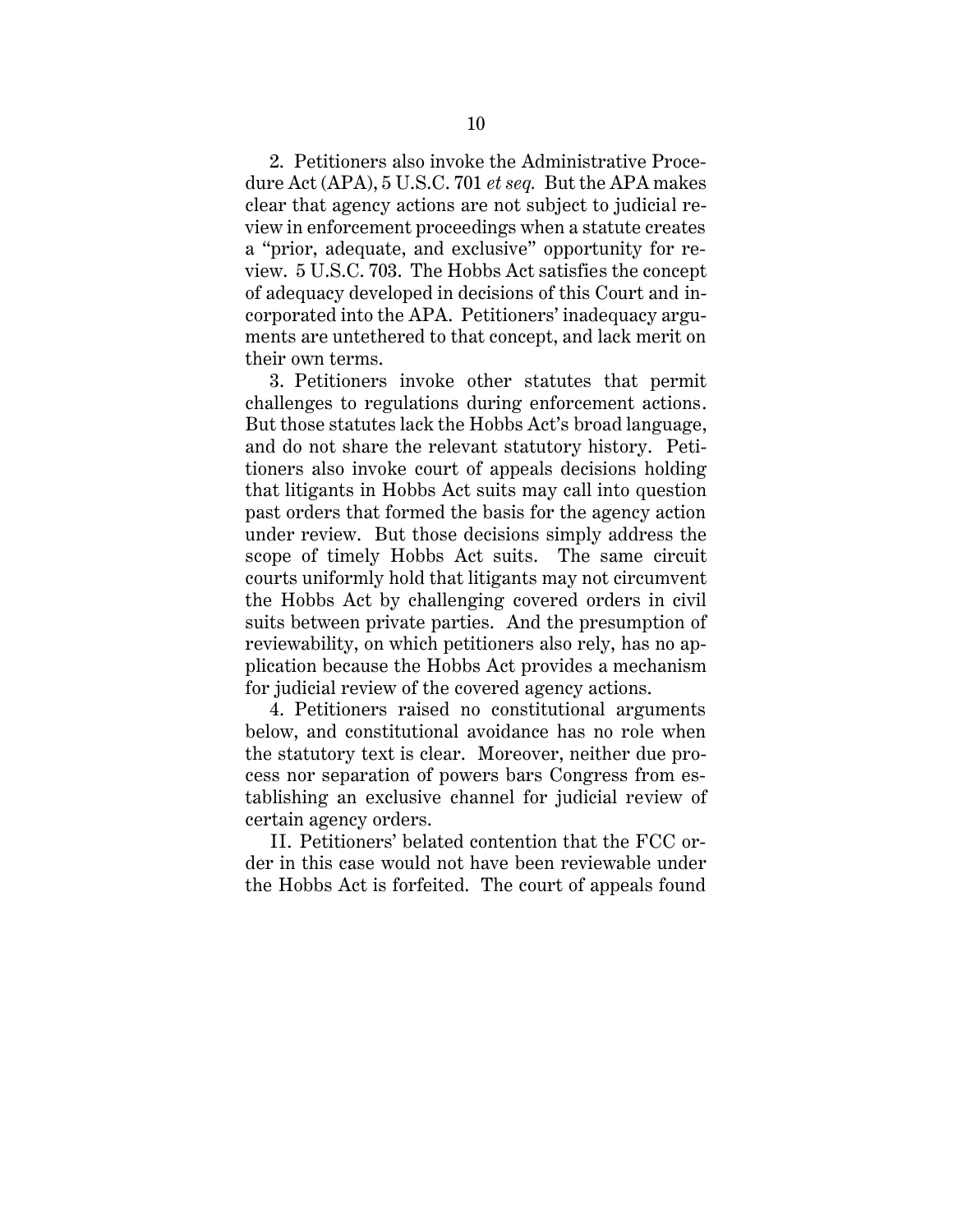2. Petitioners also invoke the Administrative Procedure Act (APA), 5 U.S.C. 701 *et seq.* But the APA makes clear that agency actions are not subject to judicial review in enforcement proceedings when a statute creates a "prior, adequate, and exclusive" opportunity for review. 5 U.S.C. 703. The Hobbs Act satisfies the concept of adequacy developed in decisions of this Court and incorporated into the APA. Petitioners' inadequacy arguments are untethered to that concept, and lack merit on their own terms.

3. Petitioners invoke other statutes that permit challenges to regulations during enforcement actions. But those statutes lack the Hobbs Act's broad language, and do not share the relevant statutory history. Petitioners also invoke court of appeals decisions holding that litigants in Hobbs Act suits may call into question past orders that formed the basis for the agency action under review. But those decisions simply address the scope of timely Hobbs Act suits. The same circuit courts uniformly hold that litigants may not circumvent the Hobbs Act by challenging covered orders in civil suits between private parties. And the presumption of reviewability, on which petitioners also rely, has no application because the Hobbs Act provides a mechanism for judicial review of the covered agency actions.

4. Petitioners raised no constitutional arguments below, and constitutional avoidance has no role when the statutory text is clear. Moreover, neither due process nor separation of powers bars Congress from establishing an exclusive channel for judicial review of certain agency orders.

II. Petitioners' belated contention that the FCC order in this case would not have been reviewable under the Hobbs Act is forfeited. The court of appeals found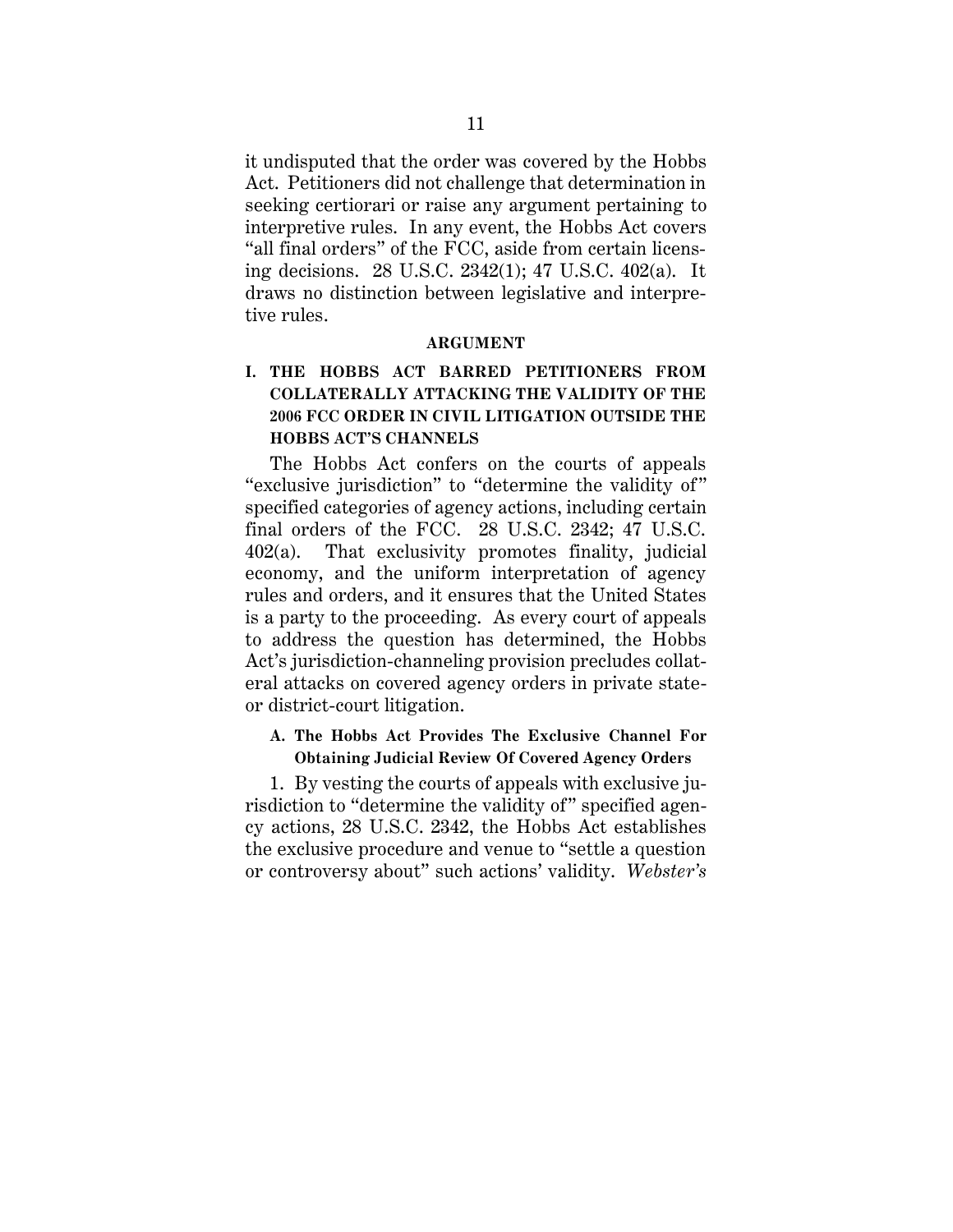it undisputed that the order was covered by the Hobbs Act. Petitioners did not challenge that determination in seeking certiorari or raise any argument pertaining to interpretive rules. In any event, the Hobbs Act covers "all final orders" of the FCC, aside from certain licensing decisions. 28 U.S.C. 2342(1); 47 U.S.C. 402(a). It draws no distinction between legislative and interpretive rules.

## ARGUMENT

### I. THE HOBBS ACT BARRED PETITIONERS FROM COLLATERALLY ATTACKING THE VALIDITY OF THE 2006 FCC ORDER IN CIVIL LITIGATION OUTSIDE THE HOBBS ACT'S CHANNELS

The Hobbs Act confers on the courts of appeals "exclusive jurisdiction" to "determine the validity of" specified categories of agency actions, including certain final orders of the FCC. 28 U.S.C. 2342; 47 U.S.C. 402(a). That exclusivity promotes finality, judicial economy, and the uniform interpretation of agency rules and orders, and it ensures that the United States is a party to the proceeding. As every court of appeals to address the question has determined, the Hobbs Act's jurisdiction-channeling provision precludes collateral attacks on covered agency orders in private state- or district-court litigation.

#### A. The Hobbs Act Provides The Exclusive Channel For Obtaining Judicial Review Of Covered Agency Orders

1. By vesting the courts of appeals with exclusive jurisdiction to "determine the validity of" specified agency actions, 28 U.S.C. 2342, the Hobbs Act establishes the exclusive procedure and venue to "settle a question or controversy about" such actions' validity. *Webster's*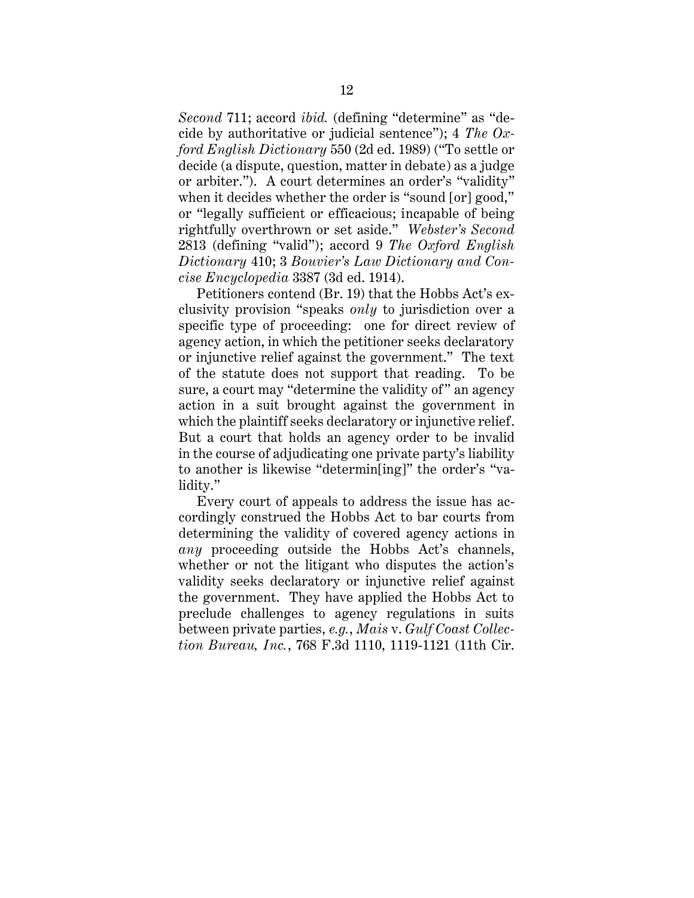*Second* 711; accord *ibid.* (defining "determine" as "decide by authoritative or judicial sentence"); 4 *The Oxford English Dictionary* 550 (2d ed. 1989) ("To settle or decide (a dispute, question, matter in debate) as a judge or arbiter."). A court determines an order's "validity" when it decides whether the order is "sound [or] good," or "legally sufficient or efficacious; incapable of being rightfully overthrown or set aside." *Webster's Second* 2813 (defining "valid"); accord 9 *The Oxford English Dictionary* 410; 3 *Bouvier's Law Dictionary and Concise Encyclopedia* 3387 (3d ed. 1914).

Petitioners contend (Br. 19) that the Hobbs Act's exclusivity provision "speaks *only* to jurisdiction over a specific type of proceeding: one for direct review of agency action, in which the petitioner seeks declaratory or injunctive relief against the government." The text of the statute does not support that reading. To be sure, a court may "determine the validity of" an agency action in a suit brought against the government in which the plaintiff seeks declaratory or injunctive relief. But a court that holds an agency order to be invalid in the course of adjudicating one private party's liability to another is likewise "determin[ing]" the order's "validity."

Every court of appeals to address the issue has accordingly construed the Hobbs Act to bar courts from determining the validity of covered agency actions in *any* proceeding outside the Hobbs Act's channels, whether or not the litigant who disputes the action's validity seeks declaratory or injunctive relief against the government. They have applied the Hobbs Act to preclude challenges to agency regulations in suits between private parties, *e.g.*, *Mais* v. *Gulf Coast Collection Bureau, Inc.*, 768 F.3d 1110, 1119-1121 (11th Cir.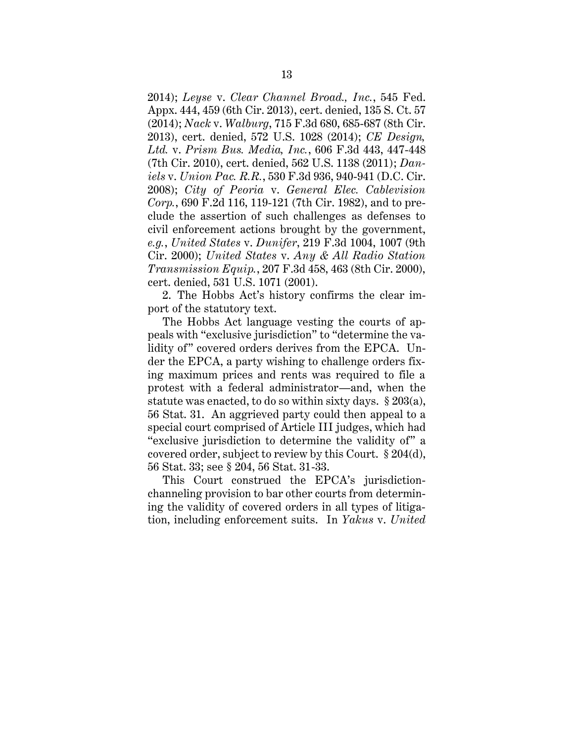2014); *Leyse* v. *Clear Channel Broad., Inc.*, 545 Fed. Appx. 444, 459 (6th Cir. 2013), cert. denied, 135 S. Ct. 57 (2014); *Nack* v. *Walburg*, 715 F.3d 680, 685-687 (8th Cir. 2013), cert. denied, 572 U.S. 1028 (2014); *CE Design, Ltd.* v. *Prism Bus. Media, Inc.*, 606 F.3d 443, 447-448 (7th Cir. 2010), cert. denied, 562 U.S. 1138 (2011); *Daniels* v. *Union Pac. R.R.*, 530 F.3d 936, 940-941 (D.C. Cir. 2008); *City of Peoria* v. *General Elec. Cablevision Corp.*, 690 F.2d 116, 119-121 (7th Cir. 1982), and to preclude the assertion of such challenges as defenses to civil enforcement actions brought by the government, *e.g.*, *United States* v. *Dunifer*, 219 F.3d 1004, 1007 (9th Cir. 2000); *United States* v. *Any & All Radio Station Transmission Equip.*, 207 F.3d 458, 463 (8th Cir. 2000), cert. denied, 531 U.S. 1071 (2001).

2. The Hobbs Act's history confirms the clear import of the statutory text.

The Hobbs Act language vesting the courts of appeals with "exclusive jurisdiction" to "determine the validity of" covered orders derives from the EPCA. Under the EPCA, a party wishing to challenge orders fixing maximum prices and rents was required to file a protest with a federal administrator—and, when the statute was enacted, to do so within sixty days. § 203(a), 56 Stat. 31. An aggrieved party could then appeal to a special court comprised of Article III judges, which had "exclusive jurisdiction to determine the validity of" a covered order, subject to review by this Court. § 204(d), 56 Stat. 33; see § 204, 56 Stat. 31-33.

This Court construed the EPCA's jurisdiction-channeling provision to bar other courts from determining the validity of covered orders in all types of litigation, including enforcement suits. In *Yakus* v. *United*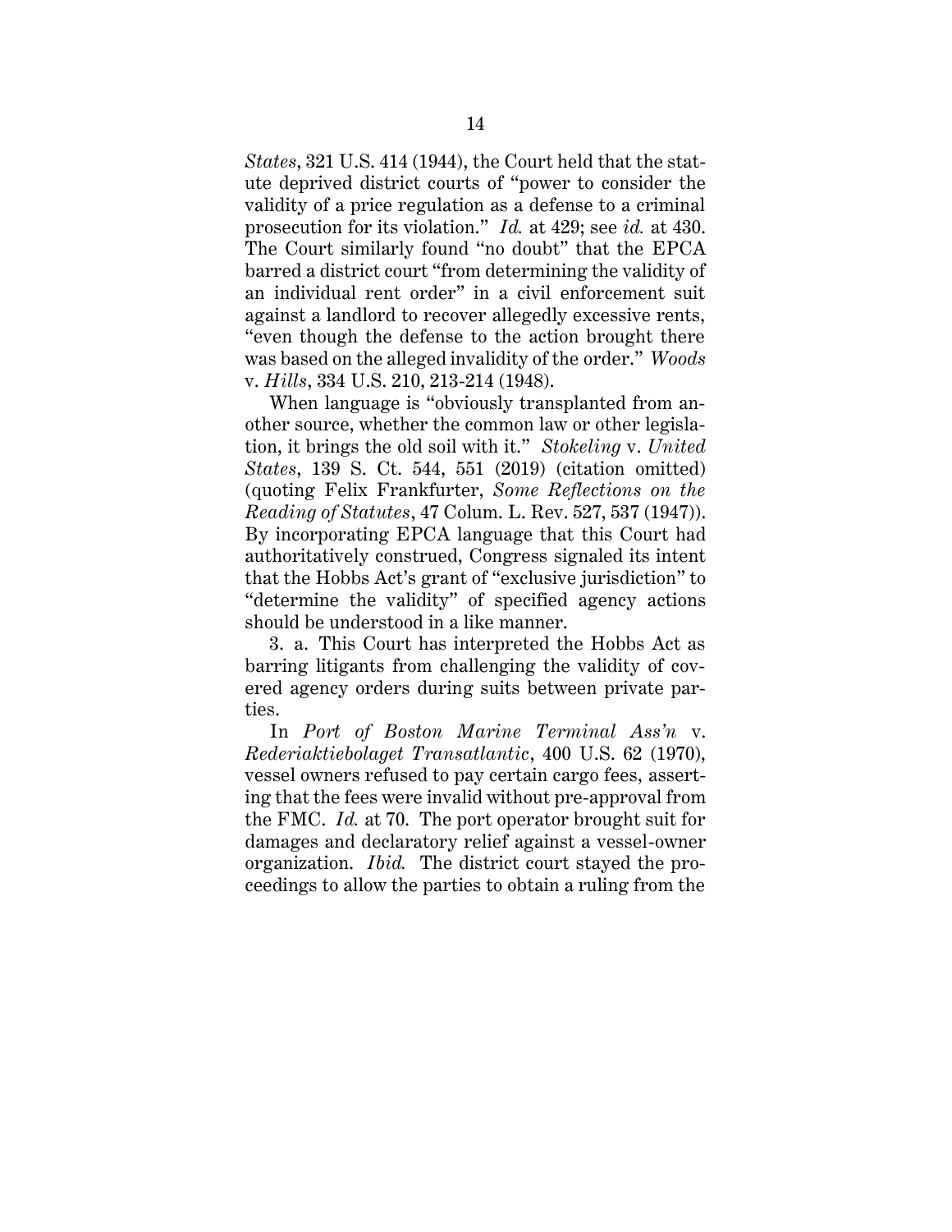*States*, 321 U.S. 414 (1944), the Court held that the statute deprived district courts of "power to consider the validity of a price regulation as a defense to a criminal prosecution for its violation." *Id.* at 429; see *id.* at 430. The Court similarly found "no doubt" that the EPCA barred a district court "from determining the validity of an individual rent order" in a civil enforcement suit against a landlord to recover allegedly excessive rents, "even though the defense to the action brought there was based on the alleged invalidity of the order." *Woods* v. *Hills*, 334 U.S. 210, 213-214 (1948).

When language is "obviously transplanted from another source, whether the common law or other legislation, it brings the old soil with it." *Stokeling* v. *United States*, 139 S. Ct. 544, 551 (2019) (citation omitted) (quoting Felix Frankfurter, *Some Reflections on the Reading of Statutes*, 47 Colum. L. Rev. 527, 537 (1947)). By incorporating EPCA language that this Court had authoritatively construed, Congress signaled its intent that the Hobbs Act's grant of "exclusive jurisdiction" to "determine the validity" of specified agency actions should be understood in a like manner.

3. a. This Court has interpreted the Hobbs Act as barring litigants from challenging the validity of covered agency orders during suits between private parties.

In *Port of Boston Marine Terminal Ass'n* v. *Rederiaktiebolaget Transatlantic*, 400 U.S. 62 (1970), vessel owners refused to pay certain cargo fees, asserting that the fees were invalid without pre-approval from the FMC. *Id.* at 70. The port operator brought suit for damages and declaratory relief against a vessel-owner organization. *Ibid.* The district court stayed the proceedings to allow the parties to obtain a ruling from the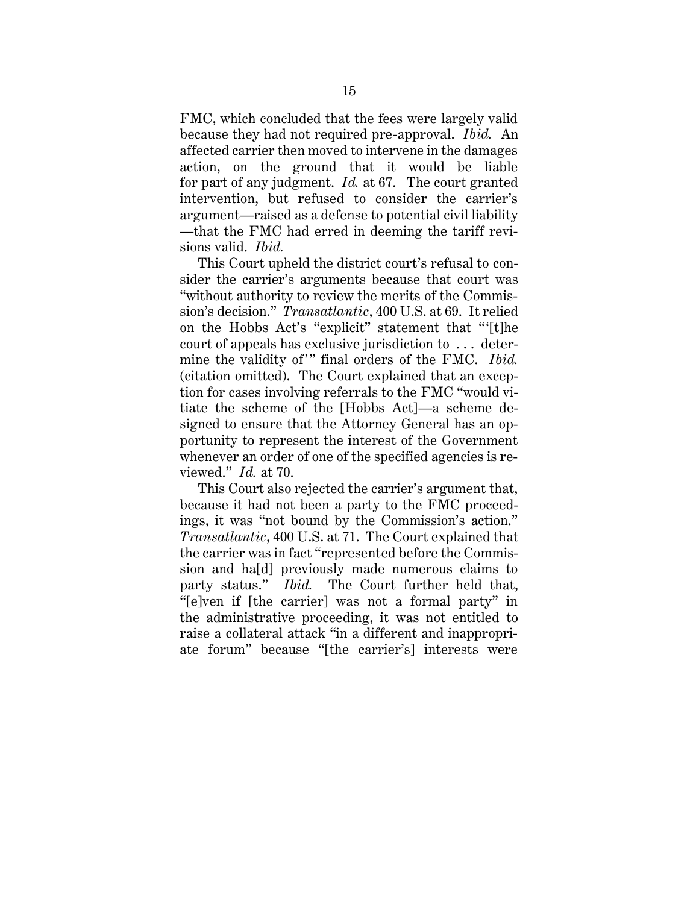FMC, which concluded that the fees were largely valid because they had not required pre-approval. *Ibid.* An affected carrier then moved to intervene in the damages action, on the ground that it would be liable for part of any judgment. *Id.* at 67. The court granted intervention, but refused to consider the carrier's argument—raised as a defense to potential civil liability—that the FMC had erred in deeming the tariff revisions valid. *Ibid.*

This Court upheld the district court's refusal to consider the carrier's arguments because that court was "without authority to review the merits of the Commission's decision." *Transatlantic*, 400 U.S. at 69. It relied on the Hobbs Act's "explicit" statement that "'[t]he court of appeals has exclusive jurisdiction to . . . determine the validity of'" final orders of the FMC. *Ibid.* (citation omitted). The Court explained that an exception for cases involving referrals to the FMC "would vitiate the scheme of the [Hobbs Act]—a scheme designed to ensure that the Attorney General has an opportunity to represent the interest of the Government whenever an order of one of the specified agencies is reviewed." *Id.* at 70.

This Court also rejected the carrier's argument that, because it had not been a party to the FMC proceedings, it was "not bound by the Commission's action." *Transatlantic*, 400 U.S. at 71. The Court explained that the carrier was in fact "represented before the Commission and ha[d] previously made numerous claims to party status." *Ibid.* The Court further held that, "[e]ven if [the carrier] was not a formal party" in the administrative proceeding, it was not entitled to raise a collateral attack "in a different and inappropriate forum" because "[the carrier's] interests were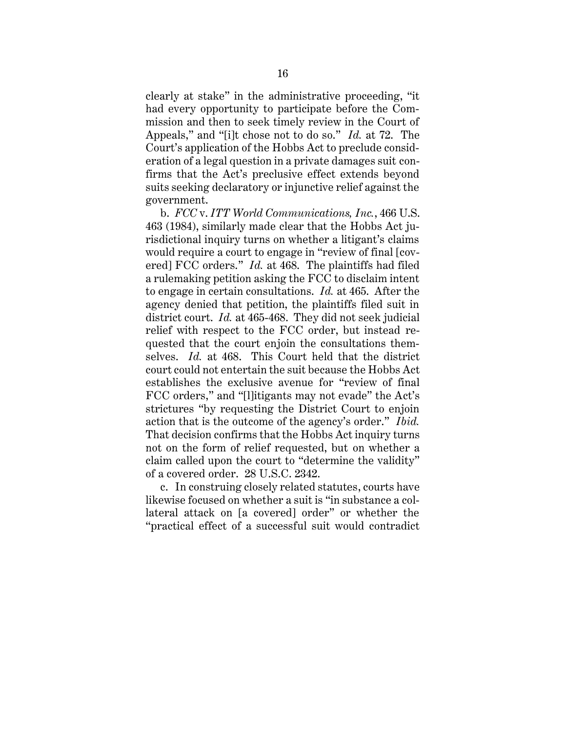clearly at stake" in the administrative proceeding, "it had every opportunity to participate before the Commission and then to seek timely review in the Court of Appeals," and "[i]t chose not to do so." *Id.* at 72. The Court's application of the Hobbs Act to preclude consideration of a legal question in a private damages suit confirms that the Act's preclusive effect extends beyond suits seeking declaratory or injunctive relief against the government.

b. *FCC* v. *ITT World Communications, Inc.*, 466 U.S. 463 (1984), similarly made clear that the Hobbs Act jurisdictional inquiry turns on whether a litigant's claims would require a court to engage in "review of final [covered] FCC orders." *Id.* at 468. The plaintiffs had filed a rulemaking petition asking the FCC to disclaim intent to engage in certain consultations. *Id.* at 465. After the agency denied that petition, the plaintiffs filed suit in district court. *Id.* at 465-468. They did not seek judicial relief with respect to the FCC order, but instead requested that the court enjoin the consultations themselves. *Id.* at 468. This Court held that the district court could not entertain the suit because the Hobbs Act establishes the exclusive avenue for "review of final FCC orders," and "[l]itigants may not evade" the Act's strictures "by requesting the District Court to enjoin action that is the outcome of the agency's order." *Ibid.* That decision confirms that the Hobbs Act inquiry turns not on the form of relief requested, but on whether a claim called upon the court to "determine the validity" of a covered order. 28 U.S.C. 2342.

c. In construing closely related statutes, courts have likewise focused on whether a suit is "in substance a collateral attack on [a covered] order" or whether the "practical effect of a successful suit would contradict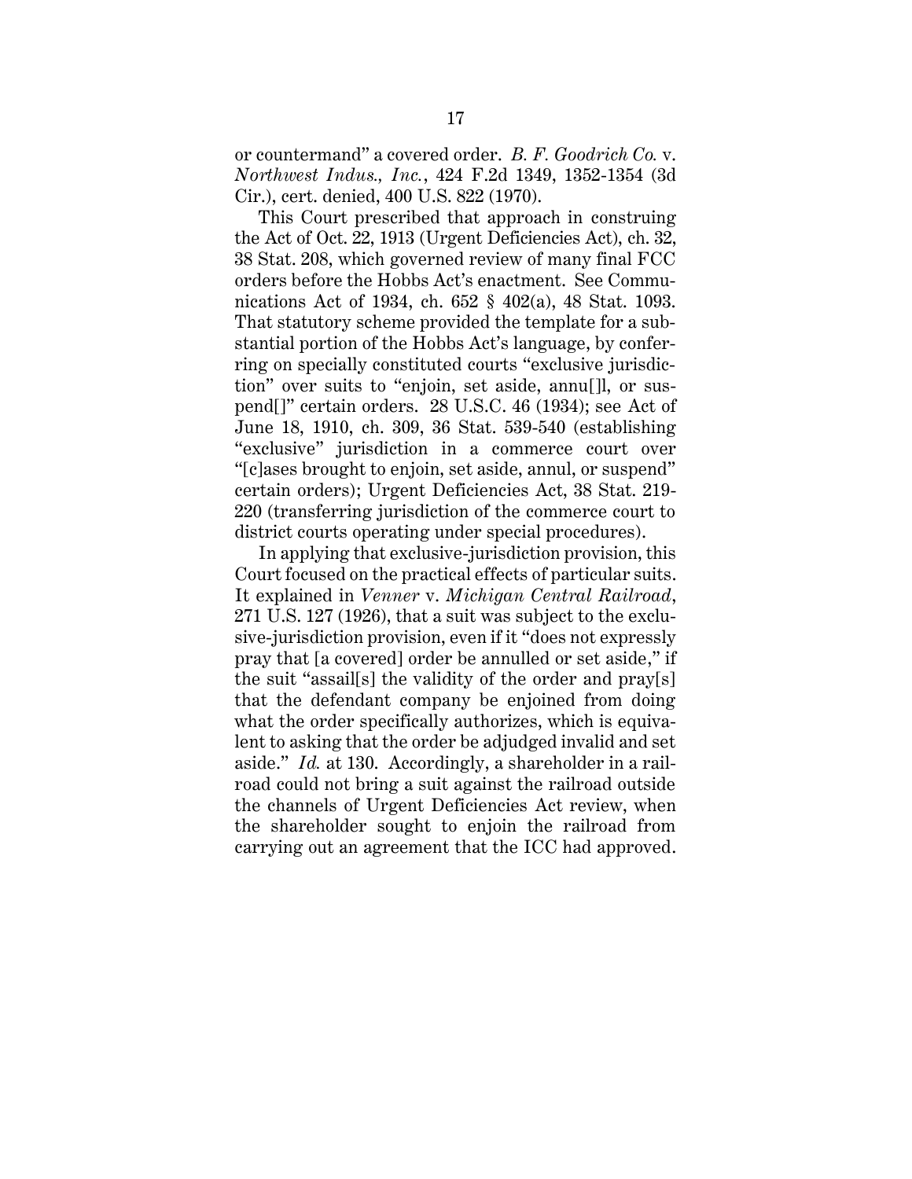or countermand" a covered order. *B. F. Goodrich Co.* v. *Northwest Indus., Inc.*, 424 F.2d 1349, 1352-1354 (3d Cir.), cert. denied, 400 U.S. 822 (1970).

This Court prescribed that approach in construing the Act of Oct. 22, 1913 (Urgent Deficiencies Act), ch. 32, 38 Stat. 208, which governed review of many final FCC orders before the Hobbs Act's enactment. See Communications Act of 1934, ch. 652 § 402(a), 48 Stat. 1093. That statutory scheme provided the template for a substantial portion of the Hobbs Act's language, by conferring on specially constituted courts "exclusive jurisdiction" over suits to "enjoin, set aside, annu[]l, or suspend[]" certain orders. 28 U.S.C. 46 (1934); see Act of June 18, 1910, ch. 309, 36 Stat. 539-540 (establishing "exclusive" jurisdiction in a commerce court over "[c]ases brought to enjoin, set aside, annul, or suspend" certain orders); Urgent Deficiencies Act, 38 Stat. 219-220 (transferring jurisdiction of the commerce court to district courts operating under special procedures).

In applying that exclusive-jurisdiction provision, this Court focused on the practical effects of particular suits. It explained in *Venner* v. *Michigan Central Railroad*, 271 U.S. 127 (1926), that a suit was subject to the exclusive-jurisdiction provision, even if it "does not expressly pray that [a covered] order be annulled or set aside," if the suit "assail[s] the validity of the order and pray[s] that the defendant company be enjoined from doing what the order specifically authorizes, which is equivalent to asking that the order be adjudged invalid and set aside." *Id.* at 130. Accordingly, a shareholder in a railroad could not bring a suit against the railroad outside the channels of Urgent Deficiencies Act review, when the shareholder sought to enjoin the railroad from carrying out an agreement that the ICC had approved.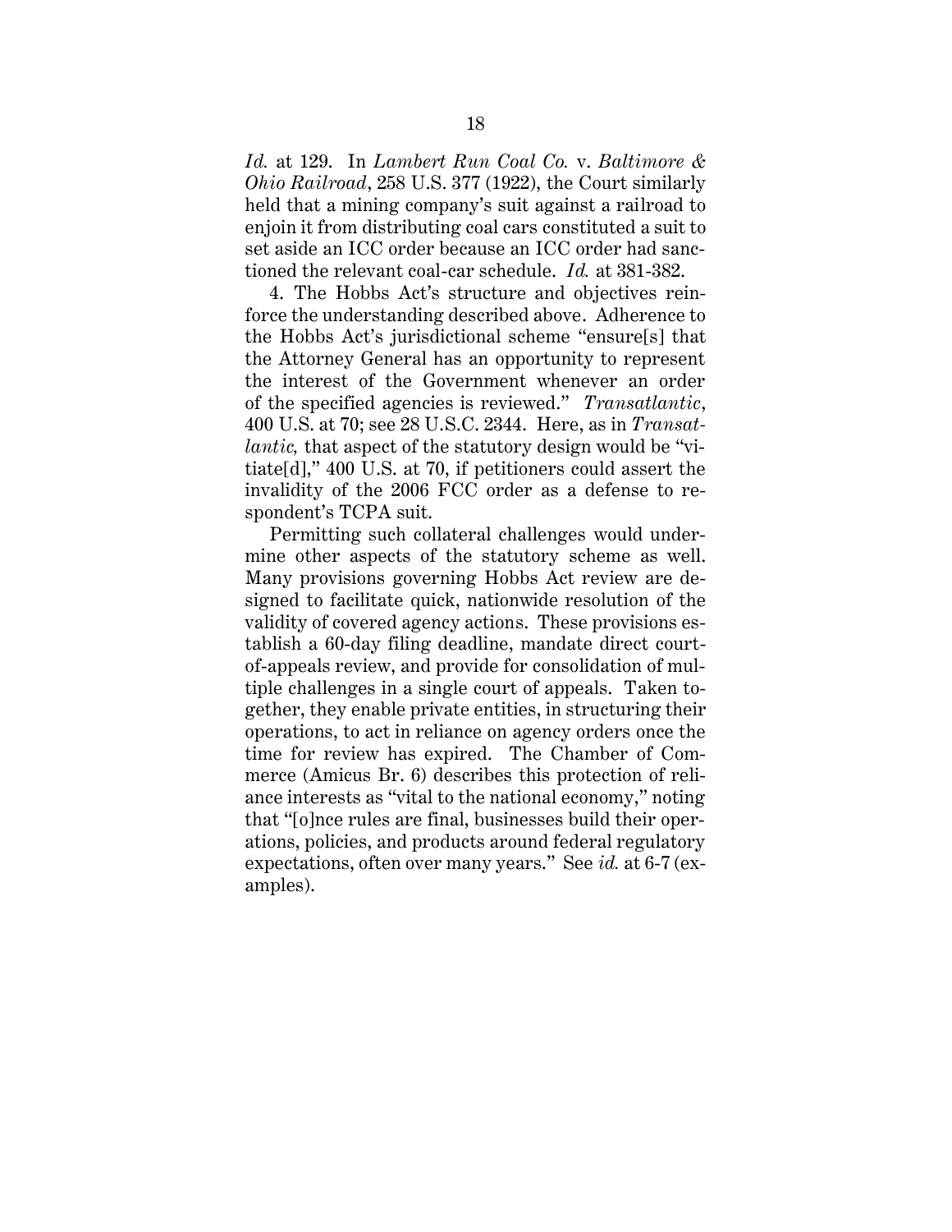*Id.* at 129. In *Lambert Run Coal Co.* v. *Baltimore & Ohio Railroad*, 258 U.S. 377 (1922), the Court similarly held that a mining company's suit against a railroad to enjoin it from distributing coal cars constituted a suit to set aside an ICC order because an ICC order had sanctioned the relevant coal-car schedule. *Id.* at 381-382.

4. The Hobbs Act's structure and objectives reinforce the understanding described above. Adherence to the Hobbs Act's jurisdictional scheme "ensure[s] that the Attorney General has an opportunity to represent the interest of the Government whenever an order of the specified agencies is reviewed." *Transatlantic*, 400 U.S. at 70; see 28 U.S.C. 2344. Here, as in *Transatlantic,* that aspect of the statutory design would be "vitiate[d]," 400 U.S. at 70, if petitioners could assert the invalidity of the 2006 FCC order as a defense to respondent's TCPA suit.

Permitting such collateral challenges would undermine other aspects of the statutory scheme as well. Many provisions governing Hobbs Act review are designed to facilitate quick, nationwide resolution of the validity of covered agency actions. These provisions establish a 60-day filing deadline, mandate direct court-of-appeals review, and provide for consolidation of multiple challenges in a single court of appeals. Taken together, they enable private entities, in structuring their operations, to act in reliance on agency orders once the time for review has expired. The Chamber of Commerce (Amicus Br. 6) describes this protection of reliance interests as "vital to the national economy," noting that "[o]nce rules are final, businesses build their operations, policies, and products around federal regulatory expectations, often over many years." See *id.* at 6-7 (examples).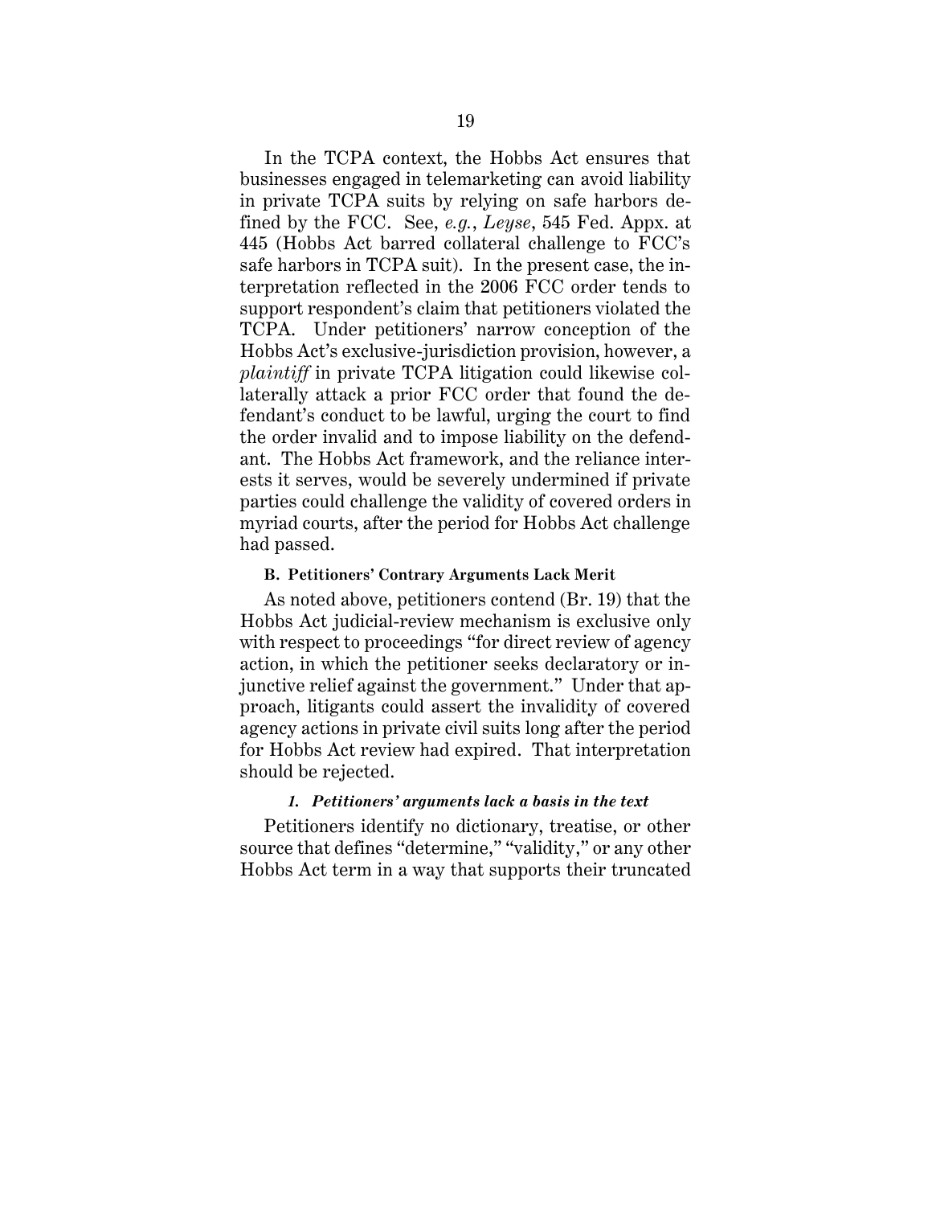In the TCPA context, the Hobbs Act ensures that businesses engaged in telemarketing can avoid liability in private TCPA suits by relying on safe harbors defined by the FCC. See, *e.g.*, *Leyse*, 545 Fed. Appx. at 445 (Hobbs Act barred collateral challenge to FCC's safe harbors in TCPA suit). In the present case, the interpretation reflected in the 2006 FCC order tends to support respondent's claim that petitioners violated the TCPA. Under petitioners' narrow conception of the Hobbs Act's exclusive-jurisdiction provision, however, a *plaintiff* in private TCPA litigation could likewise collaterally attack a prior FCC order that found the defendant's conduct to be lawful, urging the court to find the order invalid and to impose liability on the defendant. The Hobbs Act framework, and the reliance interests it serves, would be severely undermined if private parties could challenge the validity of covered orders in myriad courts, after the period for Hobbs Act challenge had passed.

### B. Petitioners' Contrary Arguments Lack Merit

As noted above, petitioners contend (Br. 19) that the Hobbs Act judicial-review mechanism is exclusive only with respect to proceedings "for direct review of agency action, in which the petitioner seeks declaratory or injunctive relief against the government." Under that approach, litigants could assert the invalidity of covered agency actions in private civil suits long after the period for Hobbs Act review had expired. That interpretation should be rejected.

#### *1. Petitioners' arguments lack a basis in the text*

Petitioners identify no dictionary, treatise, or other source that defines "determine," "validity," or any other Hobbs Act term in a way that supports their truncated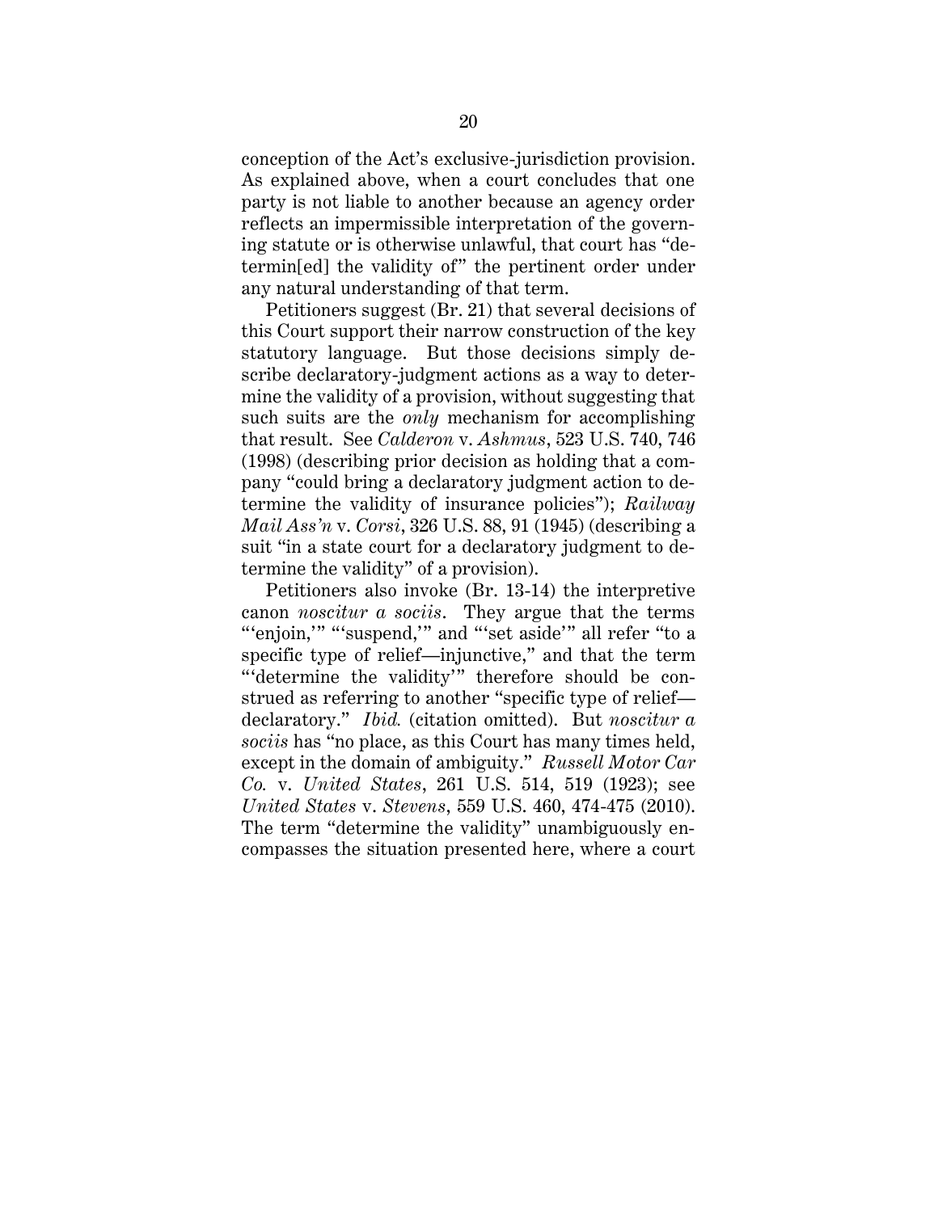conception of the Act's exclusive-jurisdiction provision. As explained above, when a court concludes that one party is not liable to another because an agency order reflects an impermissible interpretation of the governing statute or is otherwise unlawful, that court has "determin[ed] the validity of" the pertinent order under any natural understanding of that term.

Petitioners suggest (Br. 21) that several decisions of this Court support their narrow construction of the key statutory language. But those decisions simply describe declaratory-judgment actions as a way to determine the validity of a provision, without suggesting that such suits are the *only* mechanism for accomplishing that result. See *Calderon* v. *Ashmus*, 523 U.S. 740, 746 (1998) (describing prior decision as holding that a company "could bring a declaratory judgment action to determine the validity of insurance policies"); *Railway Mail Ass'n* v. *Corsi*, 326 U.S. 88, 91 (1945) (describing a suit "in a state court for a declaratory judgment to determine the validity" of a provision).

Petitioners also invoke (Br. 13-14) the interpretive canon *noscitur a sociis*. They argue that the terms "'enjoin,'" "'suspend,'" and "'set aside'" all refer "to a specific type of relief—injunctive," and that the term "'determine the validity'" therefore should be construed as referring to another "specific type of relief—declaratory." *Ibid.* (citation omitted). But *noscitur a sociis* has "no place, as this Court has many times held, except in the domain of ambiguity." *Russell Motor Car Co.* v. *United States*, 261 U.S. 514, 519 (1923); see *United States* v. *Stevens*, 559 U.S. 460, 474-475 (2010). The term "determine the validity" unambiguously encompasses the situation presented here, where a court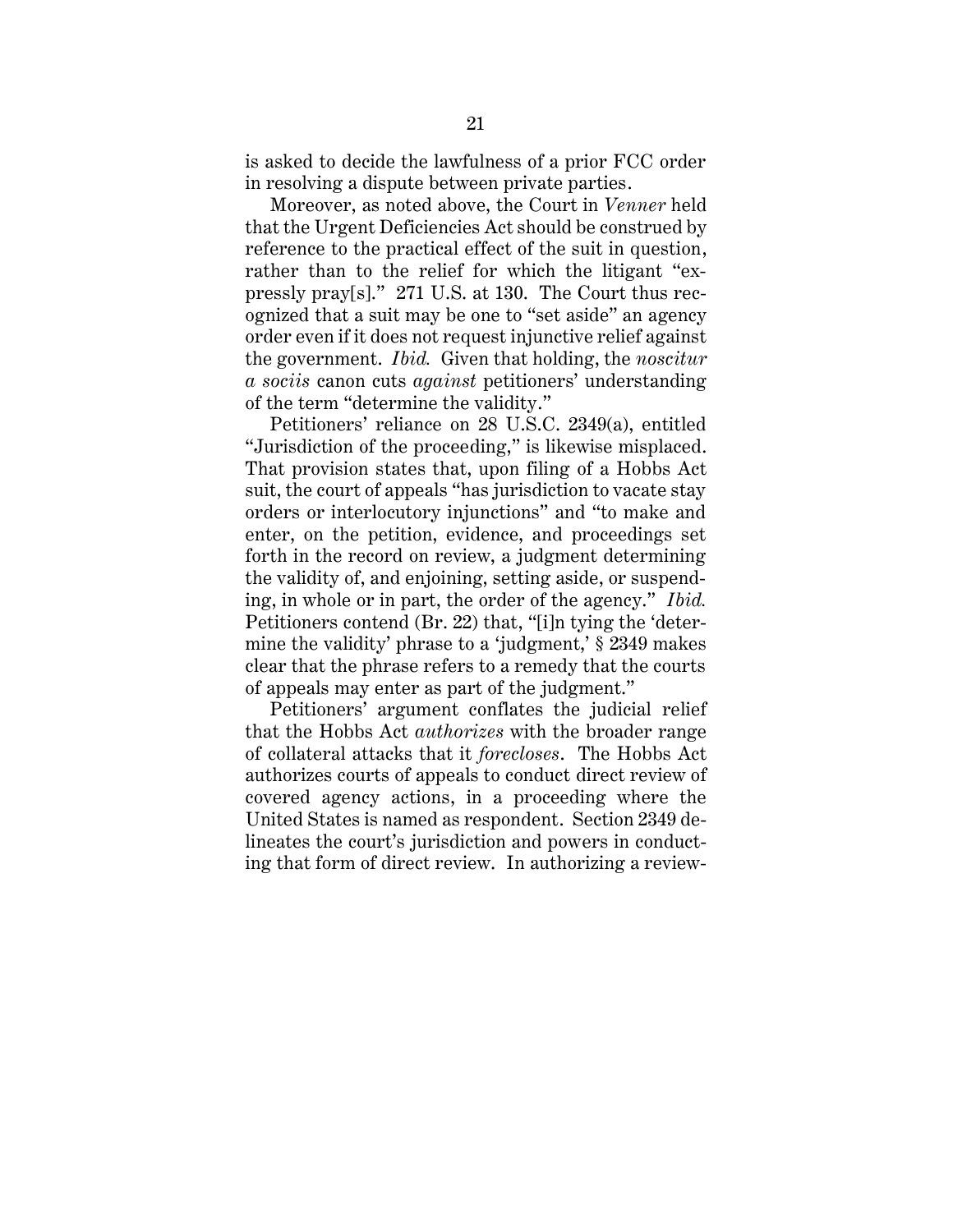is asked to decide the lawfulness of a prior FCC order in resolving a dispute between private parties.

Moreover, as noted above, the Court in *Venner* held that the Urgent Deficiencies Act should be construed by reference to the practical effect of the suit in question, rather than to the relief for which the litigant "expressly pray[s]." 271 U.S. at 130. The Court thus recognized that a suit may be one to "set aside" an agency order even if it does not request injunctive relief against the government. *Ibid.* Given that holding, the *noscitur a sociis* canon cuts *against* petitioners' understanding of the term "determine the validity."

Petitioners' reliance on 28 U.S.C. 2349(a), entitled "Jurisdiction of the proceeding," is likewise misplaced. That provision states that, upon filing of a Hobbs Act suit, the court of appeals "has jurisdiction to vacate stay orders or interlocutory injunctions" and "to make and enter, on the petition, evidence, and proceedings set forth in the record on review, a judgment determining the validity of, and enjoining, setting aside, or suspending, in whole or in part, the order of the agency." *Ibid.* Petitioners contend (Br. 22) that, "[i]n tying the 'determine the validity' phrase to a 'judgment,' § 2349 makes clear that the phrase refers to a remedy that the courts of appeals may enter as part of the judgment."

Petitioners' argument conflates the judicial relief that the Hobbs Act *authorizes* with the broader range of collateral attacks that it *forecloses*. The Hobbs Act authorizes courts of appeals to conduct direct review of covered agency actions, in a proceeding where the United States is named as respondent. Section 2349 delineates the court's jurisdiction and powers in conducting that form of direct review. In authorizing a review-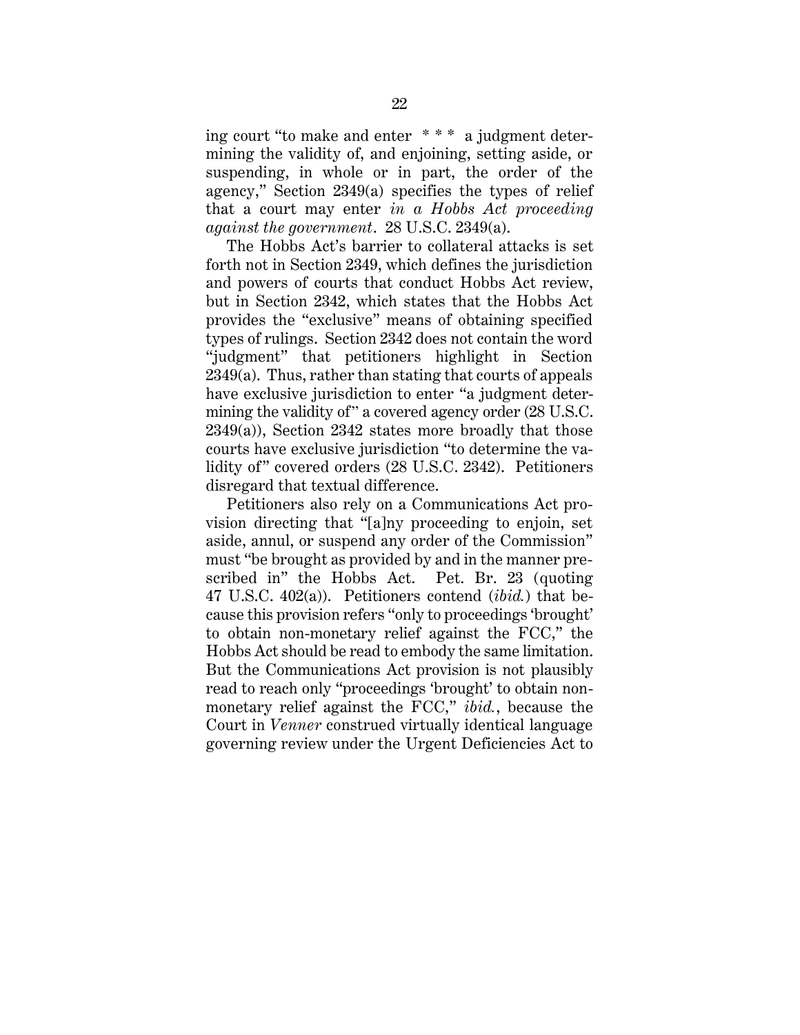ing court "to make and enter * * * a judgment determining the validity of, and enjoining, setting aside, or suspending, in whole or in part, the order of the agency," Section 2349(a) specifies the types of relief that a court may enter *in a Hobbs Act proceeding against the government*. 28 U.S.C. 2349(a).

The Hobbs Act's barrier to collateral attacks is set forth not in Section 2349, which defines the jurisdiction and powers of courts that conduct Hobbs Act review, but in Section 2342, which states that the Hobbs Act provides the "exclusive" means of obtaining specified types of rulings. Section 2342 does not contain the word "judgment" that petitioners highlight in Section 2349(a). Thus, rather than stating that courts of appeals have exclusive jurisdiction to enter "a judgment determining the validity of" a covered agency order (28 U.S.C. 2349(a)), Section 2342 states more broadly that those courts have exclusive jurisdiction "to determine the validity of" covered orders (28 U.S.C. 2342). Petitioners disregard that textual difference.

Petitioners also rely on a Communications Act provision directing that "[a]ny proceeding to enjoin, set aside, annul, or suspend any order of the Commission" must "be brought as provided by and in the manner prescribed in" the Hobbs Act. Pet. Br. 23 (quoting 47 U.S.C. 402(a)). Petitioners contend (*ibid.*) that because this provision refers "only to proceedings 'brought' to obtain non-monetary relief against the FCC," the Hobbs Act should be read to embody the same limitation. But the Communications Act provision is not plausibly read to reach only "proceedings 'brought' to obtain non-monetary relief against the FCC," *ibid.*, because the Court in *Venner* construed virtually identical language governing review under the Urgent Deficiencies Act to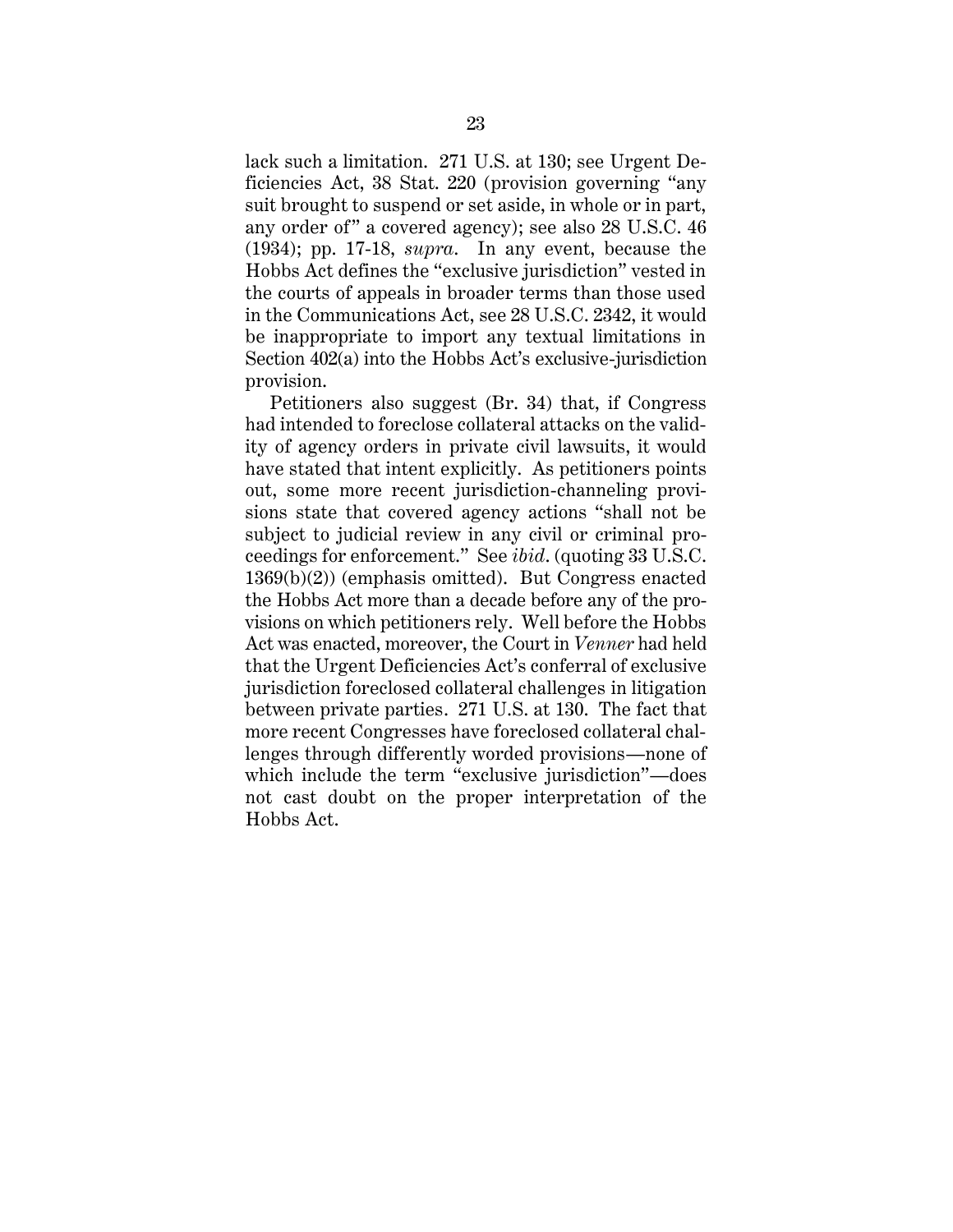lack such a limitation. 271 U.S. at 130; see Urgent Deficiencies Act, 38 Stat. 220 (provision governing "any suit brought to suspend or set aside, in whole or in part, any order of" a covered agency); see also 28 U.S.C. 46 (1934); pp. 17-18, *supra*. In any event, because the Hobbs Act defines the "exclusive jurisdiction" vested in the courts of appeals in broader terms than those used in the Communications Act, see 28 U.S.C. 2342, it would be inappropriate to import any textual limitations in Section 402(a) into the Hobbs Act's exclusive-jurisdiction provision.

Petitioners also suggest (Br. 34) that, if Congress had intended to foreclose collateral attacks on the validity of agency orders in private civil lawsuits, it would have stated that intent explicitly. As petitioners points out, some more recent jurisdiction-channeling provisions state that covered agency actions "shall not be subject to judicial review in any civil or criminal proceedings for enforcement." See *ibid*. (quoting 33 U.S.C. 1369(b)(2)) (emphasis omitted). But Congress enacted the Hobbs Act more than a decade before any of the provisions on which petitioners rely. Well before the Hobbs Act was enacted, moreover, the Court in *Venner* had held that the Urgent Deficiencies Act's conferral of exclusive jurisdiction foreclosed collateral challenges in litigation between private parties. 271 U.S. at 130. The fact that more recent Congresses have foreclosed collateral challenges through differently worded provisions—none of which include the term "exclusive jurisdiction"—does not cast doubt on the proper interpretation of the Hobbs Act.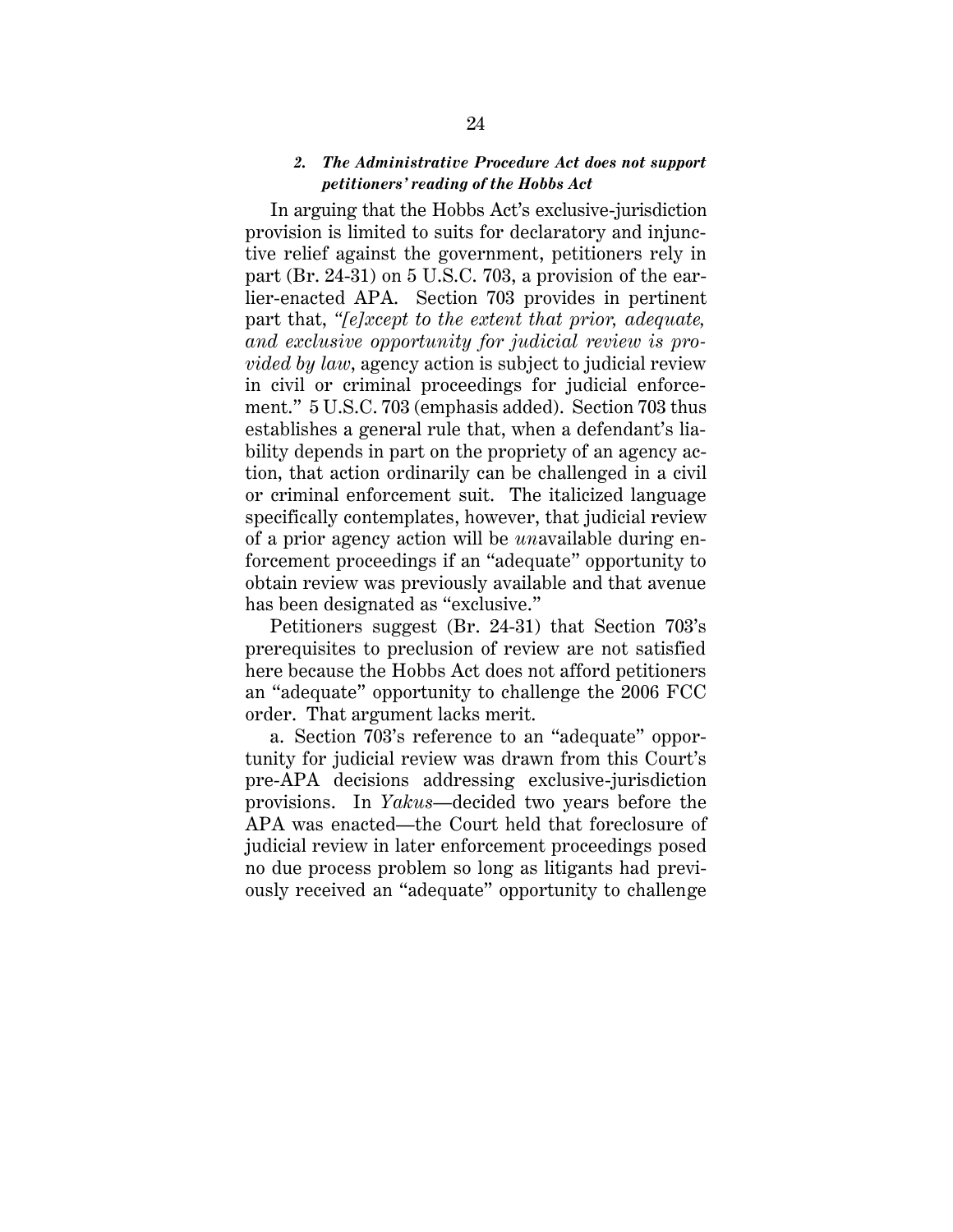### *2. The Administrative Procedure Act does not support petitioners' reading of the Hobbs Act*

In arguing that the Hobbs Act's exclusive-jurisdiction provision is limited to suits for declaratory and injunctive relief against the government, petitioners rely in part (Br. 24-31) on 5 U.S.C. 703, a provision of the earlier-enacted APA. Section 703 provides in pertinent part that, *"[e]xcept to the extent that prior, adequate, and exclusive opportunity for judicial review is provided by law*, agency action is subject to judicial review in civil or criminal proceedings for judicial enforcement." 5 U.S.C. 703 (emphasis added). Section 703 thus establishes a general rule that, when a defendant's liability depends in part on the propriety of an agency action, that action ordinarily can be challenged in a civil or criminal enforcement suit. The italicized language specifically contemplates, however, that judicial review of a prior agency action will be *un*available during enforcement proceedings if an "adequate" opportunity to obtain review was previously available and that avenue has been designated as "exclusive."

Petitioners suggest (Br. 24-31) that Section 703's prerequisites to preclusion of review are not satisfied here because the Hobbs Act does not afford petitioners an "adequate" opportunity to challenge the 2006 FCC order. That argument lacks merit.

a. Section 703's reference to an "adequate" opportunity for judicial review was drawn from this Court's pre-APA decisions addressing exclusive-jurisdiction provisions. In *Yakus*—decided two years before the APA was enacted—the Court held that foreclosure of judicial review in later enforcement proceedings posed no due process problem so long as litigants had previously received an "adequate" opportunity to challenge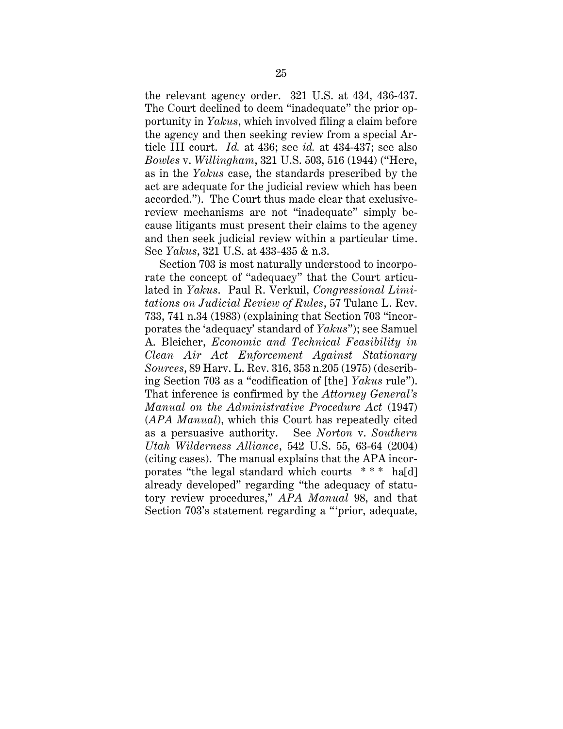the relevant agency order. 321 U.S. at 434, 436-437. The Court declined to deem "inadequate" the prior opportunity in *Yakus*, which involved filing a claim before the agency and then seeking review from a special Article III court. *Id.* at 436; see *id.* at 434-437; see also *Bowles* v. *Willingham*, 321 U.S. 503, 516 (1944) ("Here, as in the *Yakus* case, the standards prescribed by the act are adequate for the judicial review which has been accorded."). The Court thus made clear that exclusive-review mechanisms are not "inadequate" simply because litigants must present their claims to the agency and then seek judicial review within a particular time. See *Yakus*, 321 U.S. at 433-435 & n.3.

Section 703 is most naturally understood to incorporate the concept of "adequacy" that the Court articulated in *Yakus*. Paul R. Verkuil, *Congressional Limitations on Judicial Review of Rules*, 57 Tulane L. Rev. 733, 741 n.34 (1983) (explaining that Section 703 "incorporates the 'adequacy' standard of *Yakus*"); see Samuel A. Bleicher, *Economic and Technical Feasibility in Clean Air Act Enforcement Against Stationary Sources*, 89 Harv. L. Rev. 316, 353 n.205 (1975) (describing Section 703 as a "codification of [the] *Yakus* rule"). That inference is confirmed by the *Attorney General's Manual on the Administrative Procedure Act* (1947) (*APA Manual*), which this Court has repeatedly cited as a persuasive authority. See *Norton* v. *Southern Utah Wilderness Alliance*, 542 U.S. 55, 63-64 (2004) (citing cases). The manual explains that the APA incorporates "the legal standard which courts * * * ha[d] already developed" regarding "the adequacy of statutory review procedures," *APA Manual* 98, and that Section 703's statement regarding a "'prior, adequate,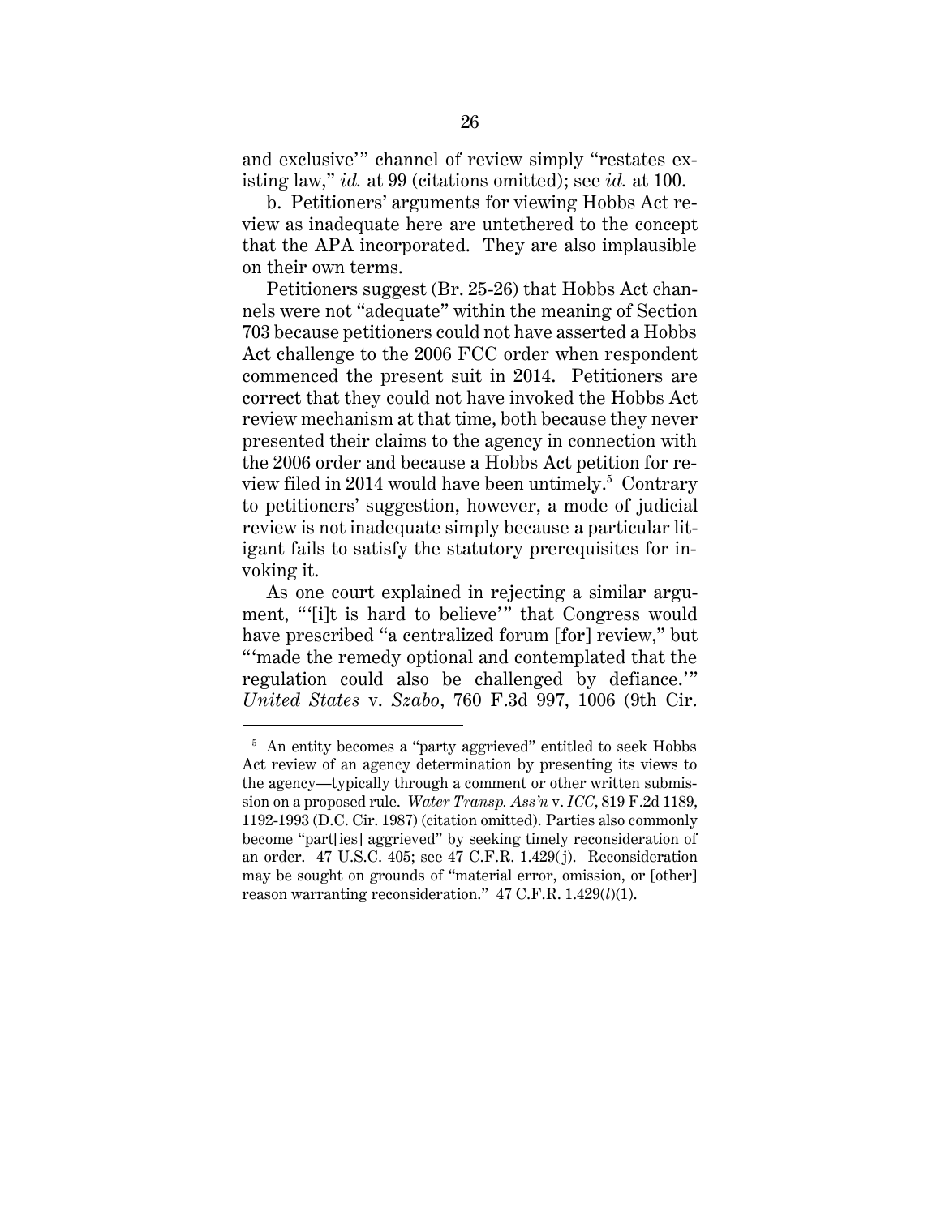and exclusive'" channel of review simply "restates existing law," *id.* at 99 (citations omitted); see *id.* at 100.

b. Petitioners' arguments for viewing Hobbs Act review as inadequate here are untethered to the concept that the APA incorporated. They are also implausible on their own terms.

Petitioners suggest (Br. 25-26) that Hobbs Act channels were not "adequate" within the meaning of Section 703 because petitioners could not have asserted a Hobbs Act challenge to the 2006 FCC order when respondent commenced the present suit in 2014. Petitioners are correct that they could not have invoked the Hobbs Act review mechanism at that time, both because they never presented their claims to the agency in connection with the 2006 order and because a Hobbs Act petition for review filed in 2014 would have been untimely.[5] Contrary to petitioners' suggestion, however, a mode of judicial review is not inadequate simply because a particular litigant fails to satisfy the statutory prerequisites for invoking it.

As one court explained in rejecting a similar argument, "'[i]t is hard to believe'" that Congress would have prescribed "a centralized forum [for] review," but "'made the remedy optional and contemplated that the regulation could also be challenged by defiance.'" *United States* v. *Szabo*, 760 F.3d 997, 1006 (9th Cir.

---

[5] An entity becomes a "party aggrieved" entitled to seek Hobbs Act review of an agency determination by presenting its views to the agency—typically through a comment or other written submission on a proposed rule. *Water Transp. Ass'n* v. *ICC*, 819 F.2d 1189, 1192-1993 (D.C. Cir. 1987) (citation omitted). Parties also commonly become "part[ies] aggrieved" by seeking timely reconsideration of an order. 47 U.S.C. 405; see 47 C.F.R. 1.429(j). Reconsideration may be sought on grounds of "material error, omission, or [other] reason warranting reconsideration." 47 C.F.R. 1.429(*l*)(1).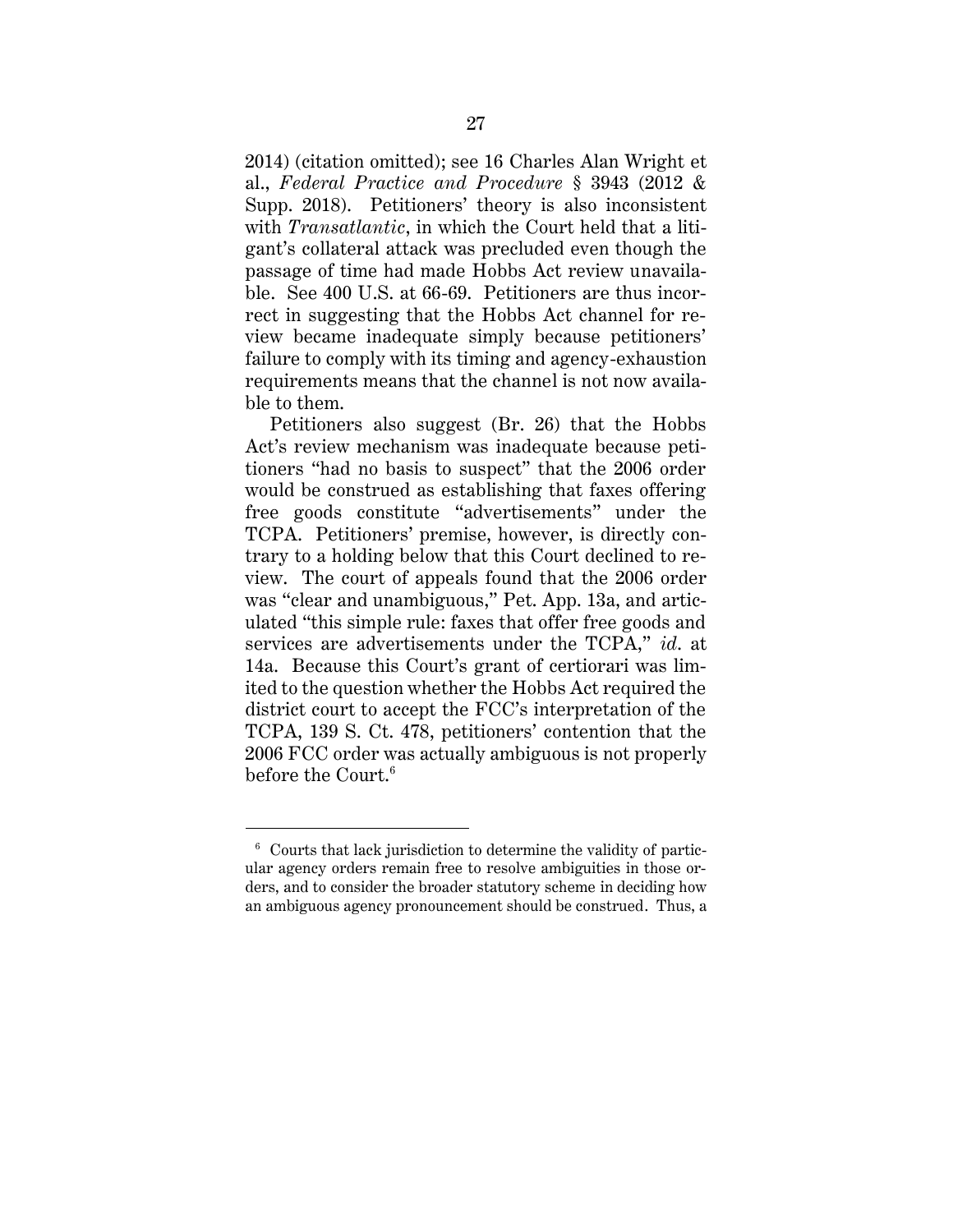2014) (citation omitted); see 16 Charles Alan Wright et al., *Federal Practice and Procedure* § 3943 (2012 & Supp. 2018). Petitioners' theory is also inconsistent with *Transatlantic*, in which the Court held that a litigant's collateral attack was precluded even though the passage of time had made Hobbs Act review unavailable. See 400 U.S. at 66-69. Petitioners are thus incorrect in suggesting that the Hobbs Act channel for review became inadequate simply because petitioners' failure to comply with its timing and agency-exhaustion requirements means that the channel is not now available to them.

Petitioners also suggest (Br. 26) that the Hobbs Act's review mechanism was inadequate because petitioners "had no basis to suspect" that the 2006 order would be construed as establishing that faxes offering free goods constitute "advertisements" under the TCPA. Petitioners' premise, however, is directly contrary to a holding below that this Court declined to review. The court of appeals found that the 2006 order was "clear and unambiguous," Pet. App. 13a, and articulated "this simple rule: faxes that offer free goods and services are advertisements under the TCPA," *id*. at 14a. Because this Court's grant of certiorari was limited to the question whether the Hobbs Act required the district court to accept the FCC's interpretation of the TCPA, 139 S. Ct. 478, petitioners' contention that the 2006 FCC order was actually ambiguous is not properly before the Court.[6]

---

[6] Courts that lack jurisdiction to determine the validity of particular agency orders remain free to resolve ambiguities in those orders, and to consider the broader statutory scheme in deciding how an ambiguous agency pronouncement should be construed. Thus, a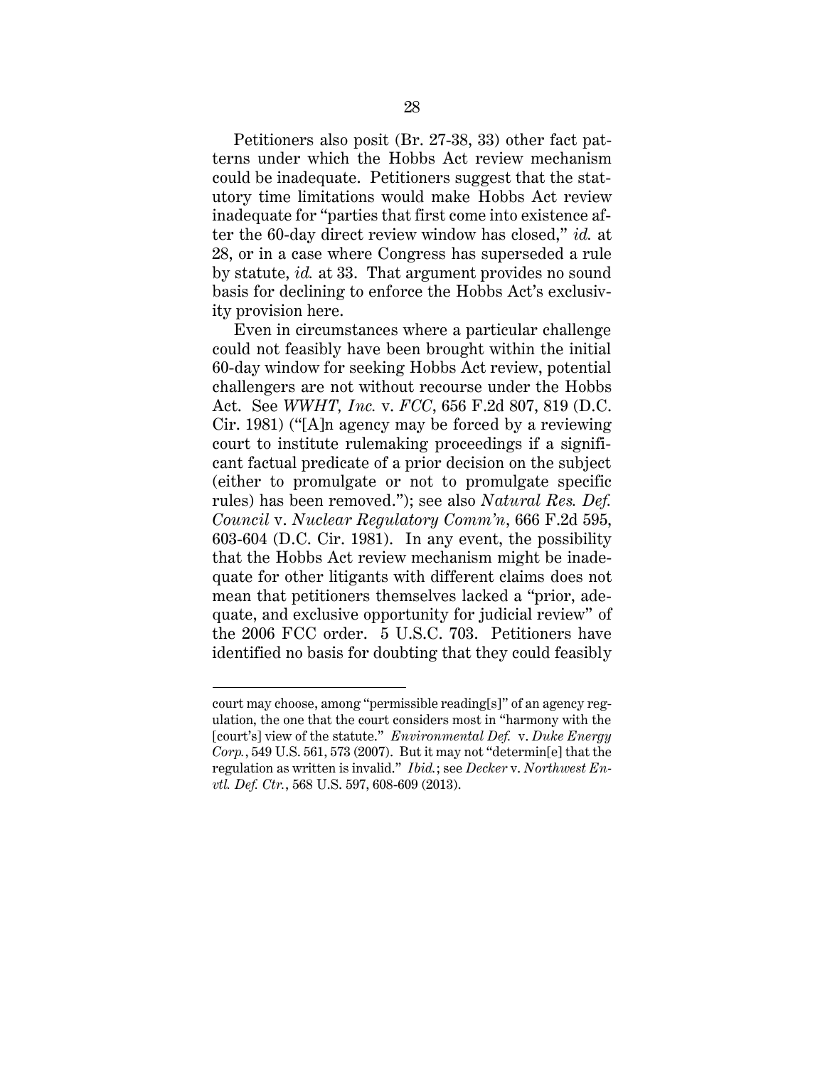Petitioners also posit (Br. 27-38, 33) other fact patterns under which the Hobbs Act review mechanism could be inadequate. Petitioners suggest that the statutory time limitations would make Hobbs Act review inadequate for "parties that first come into existence after the 60-day direct review window has closed," *id.* at 28, or in a case where Congress has superseded a rule by statute, *id.* at 33. That argument provides no sound basis for declining to enforce the Hobbs Act's exclusivity provision here.

Even in circumstances where a particular challenge could not feasibly have been brought within the initial 60-day window for seeking Hobbs Act review, potential challengers are not without recourse under the Hobbs Act. See *WWHT, Inc.* v. *FCC*, 656 F.2d 807, 819 (D.C. Cir. 1981) ("[A]n agency may be forced by a reviewing court to institute rulemaking proceedings if a significant factual predicate of a prior decision on the subject (either to promulgate or not to promulgate specific rules) has been removed."); see also *Natural Res. Def. Council* v. *Nuclear Regulatory Comm'n*, 666 F.2d 595, 603-604 (D.C. Cir. 1981). In any event, the possibility that the Hobbs Act review mechanism might be inadequate for other litigants with different claims does not mean that petitioners themselves lacked a "prior, adequate, and exclusive opportunity for judicial review" of the 2006 FCC order. 5 U.S.C. 703. Petitioners have identified no basis for doubting that they could feasibly

---

court may choose, among "permissible reading[s]" of an agency regulation, the one that the court considers most in "harmony with the [court's] view of the statute." *Environmental Def.* v. *Duke Energy Corp.*, 549 U.S. 561, 573 (2007). But it may not "determin[e] that the regulation as written is invalid." *Ibid.*; see *Decker* v. *Northwest Envtl. Def. Ctr.*, 568 U.S. 597, 608-609 (2013).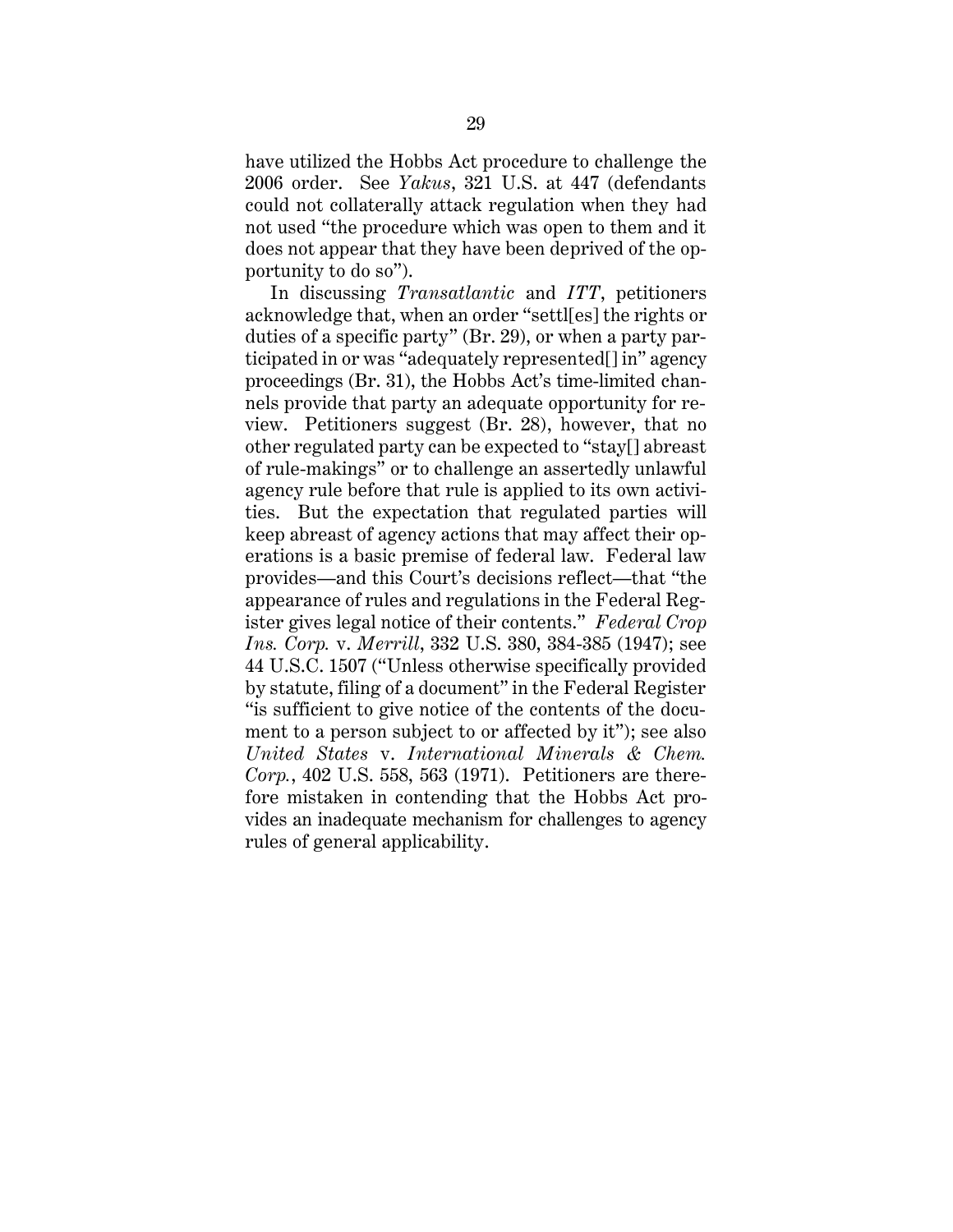have utilized the Hobbs Act procedure to challenge the 2006 order. See *Yakus*, 321 U.S. at 447 (defendants could not collaterally attack regulation when they had not used "the procedure which was open to them and it does not appear that they have been deprived of the opportunity to do so").

In discussing *Transatlantic* and *ITT*, petitioners acknowledge that, when an order "settl[es] the rights or duties of a specific party" (Br. 29), or when a party participated in or was "adequately represented[] in" agency proceedings (Br. 31), the Hobbs Act's time-limited channels provide that party an adequate opportunity for review. Petitioners suggest (Br. 28), however, that no other regulated party can be expected to "stay[] abreast of rule-makings" or to challenge an assertedly unlawful agency rule before that rule is applied to its own activities. But the expectation that regulated parties will keep abreast of agency actions that may affect their operations is a basic premise of federal law. Federal law provides—and this Court's decisions reflect—that "the appearance of rules and regulations in the Federal Register gives legal notice of their contents." *Federal Crop Ins. Corp.* v. *Merrill*, 332 U.S. 380, 384-385 (1947); see 44 U.S.C. 1507 ("Unless otherwise specifically provided by statute, filing of a document" in the Federal Register "is sufficient to give notice of the contents of the document to a person subject to or affected by it"); see also *United States* v. *International Minerals & Chem. Corp.*, 402 U.S. 558, 563 (1971). Petitioners are therefore mistaken in contending that the Hobbs Act provides an inadequate mechanism for challenges to agency rules of general applicability.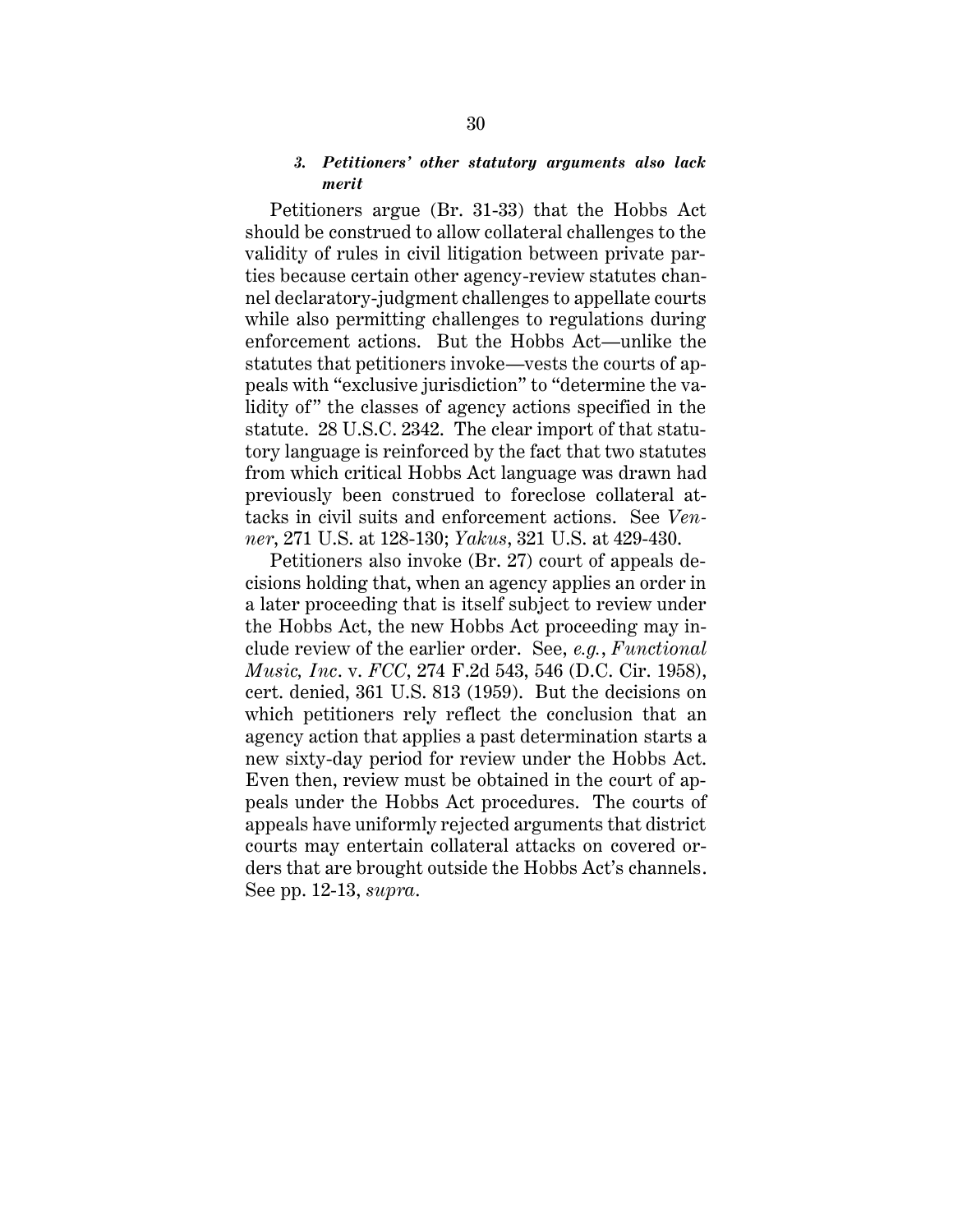### *3. Petitioners' other statutory arguments also lack merit*

Petitioners argue (Br. 31-33) that the Hobbs Act should be construed to allow collateral challenges to the validity of rules in civil litigation between private parties because certain other agency-review statutes channel declaratory-judgment challenges to appellate courts while also permitting challenges to regulations during enforcement actions. But the Hobbs Act—unlike the statutes that petitioners invoke—vests the courts of appeals with "exclusive jurisdiction" to "determine the validity of" the classes of agency actions specified in the statute. 28 U.S.C. 2342. The clear import of that statutory language is reinforced by the fact that two statutes from which critical Hobbs Act language was drawn had previously been construed to foreclose collateral attacks in civil suits and enforcement actions. See *Venner*, 271 U.S. at 128-130; *Yakus*, 321 U.S. at 429-430.

Petitioners also invoke (Br. 27) court of appeals decisions holding that, when an agency applies an order in a later proceeding that is itself subject to review under the Hobbs Act, the new Hobbs Act proceeding may include review of the earlier order. See, *e.g.*, *Functional Music, Inc.* v. *FCC*, 274 F.2d 543, 546 (D.C. Cir. 1958), cert. denied, 361 U.S. 813 (1959). But the decisions on which petitioners rely reflect the conclusion that an agency action that applies a past determination starts a new sixty-day period for review under the Hobbs Act. Even then, review must be obtained in the court of appeals under the Hobbs Act procedures. The courts of appeals have uniformly rejected arguments that district courts may entertain collateral attacks on covered orders that are brought outside the Hobbs Act's channels. See pp. 12-13, *supra*.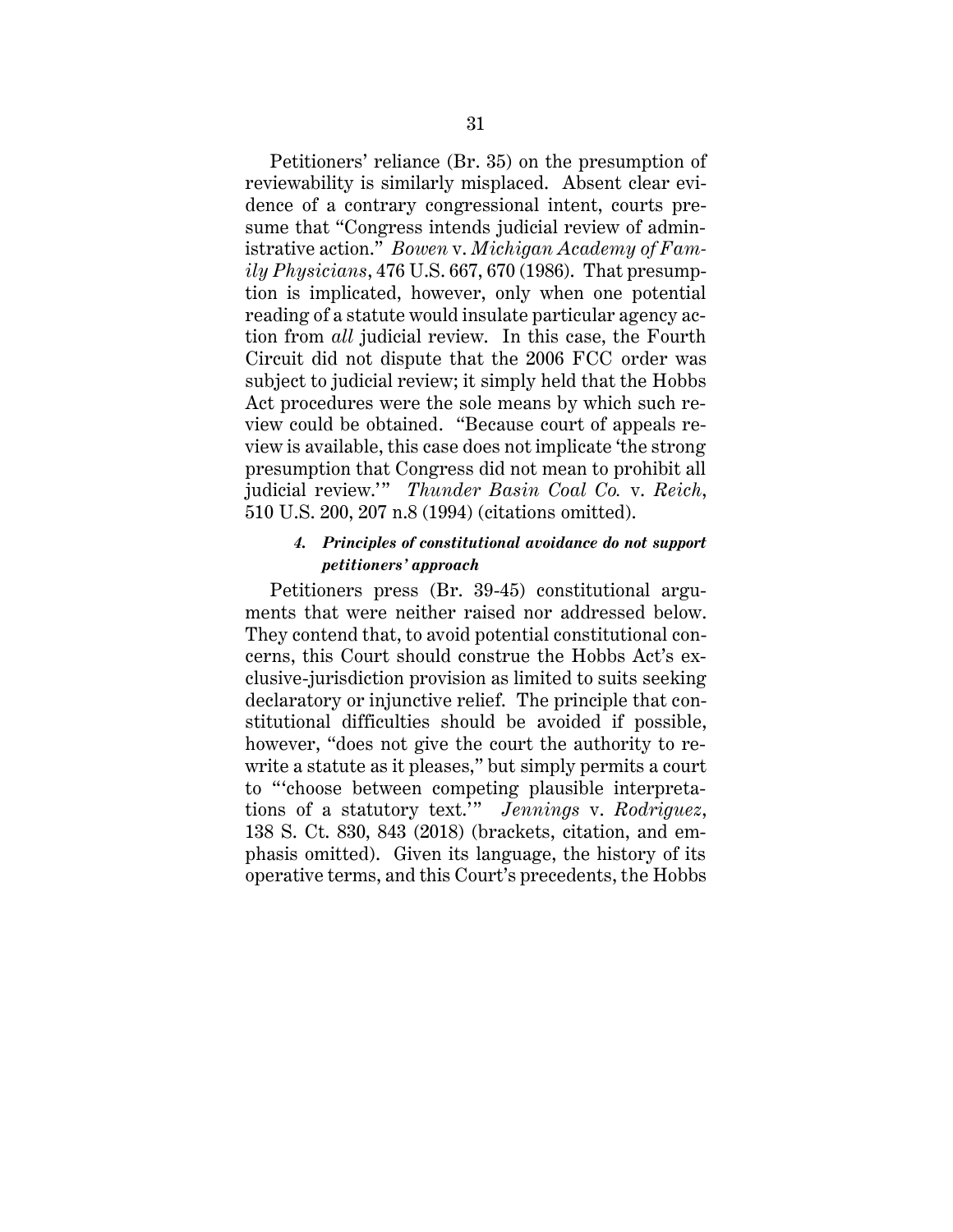Petitioners' reliance (Br. 35) on the presumption of reviewability is similarly misplaced. Absent clear evidence of a contrary congressional intent, courts presume that "Congress intends judicial review of administrative action." *Bowen* v. *Michigan Academy of Family Physicians*, 476 U.S. 667, 670 (1986). That presumption is implicated, however, only when one potential reading of a statute would insulate particular agency action from *all* judicial review. In this case, the Fourth Circuit did not dispute that the 2006 FCC order was subject to judicial review; it simply held that the Hobbs Act procedures were the sole means by which such review could be obtained. "Because court of appeals review is available, this case does not implicate 'the strong presumption that Congress did not mean to prohibit all judicial review.'" *Thunder Basin Coal Co.* v. *Reich*, 510 U.S. 200, 207 n.8 (1994) (citations omitted).

#### *4. Principles of constitutional avoidance do not support petitioners' approach*

Petitioners press (Br. 39-45) constitutional arguments that were neither raised nor addressed below. They contend that, to avoid potential constitutional concerns, this Court should construe the Hobbs Act's exclusive-jurisdiction provision as limited to suits seeking declaratory or injunctive relief. The principle that constitutional difficulties should be avoided if possible, however, "does not give the court the authority to rewrite a statute as it pleases," but simply permits a court to "'choose between competing plausible interpretations of a statutory text.'" *Jennings* v. *Rodriguez*, 138 S. Ct. 830, 843 (2018) (brackets, citation, and emphasis omitted). Given its language, the history of its operative terms, and this Court's precedents, the Hobbs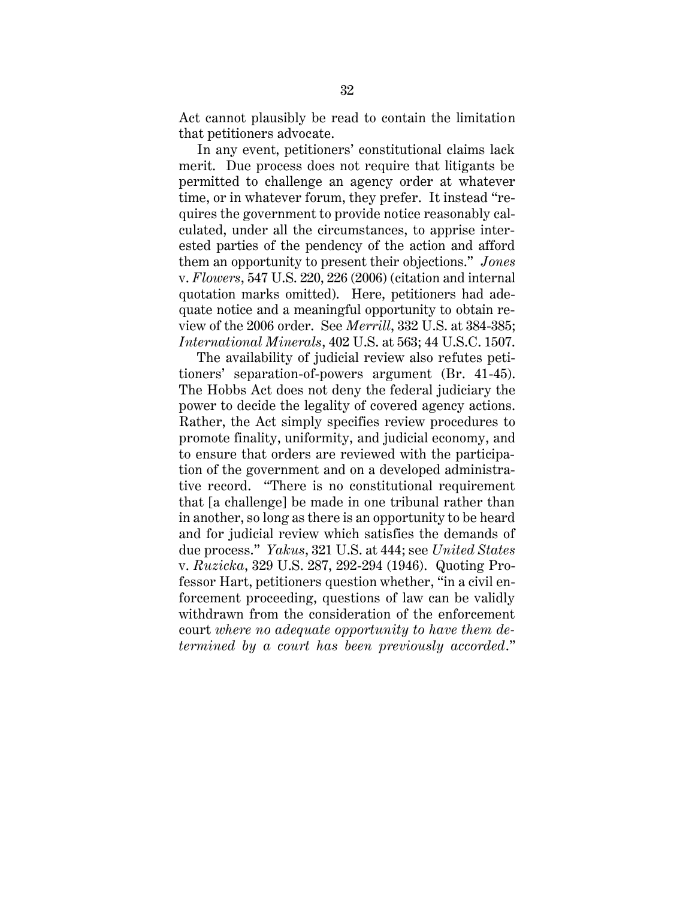Act cannot plausibly be read to contain the limitation that petitioners advocate.

In any event, petitioners' constitutional claims lack merit. Due process does not require that litigants be permitted to challenge an agency order at whatever time, or in whatever forum, they prefer. It instead "requires the government to provide notice reasonably calculated, under all the circumstances, to apprise interested parties of the pendency of the action and afford them an opportunity to present their objections." *Jones* v. *Flowers*, 547 U.S. 220, 226 (2006) (citation and internal quotation marks omitted). Here, petitioners had adequate notice and a meaningful opportunity to obtain review of the 2006 order. See *Merrill*, 332 U.S. at 384-385; *International Minerals*, 402 U.S. at 563; 44 U.S.C. 1507.

The availability of judicial review also refutes petitioners' separation-of-powers argument (Br. 41-45). The Hobbs Act does not deny the federal judiciary the power to decide the legality of covered agency actions. Rather, the Act simply specifies review procedures to promote finality, uniformity, and judicial economy, and to ensure that orders are reviewed with the participation of the government and on a developed administrative record. "There is no constitutional requirement that [a challenge] be made in one tribunal rather than in another, so long as there is an opportunity to be heard and for judicial review which satisfies the demands of due process." *Yakus*, 321 U.S. at 444; see *United States* v. *Ruzicka*, 329 U.S. 287, 292-294 (1946). Quoting Professor Hart, petitioners question whether, "in a civil enforcement proceeding, questions of law can be validly withdrawn from the consideration of the enforcement court *where no adequate opportunity to have them determined by a court has been previously accorded*."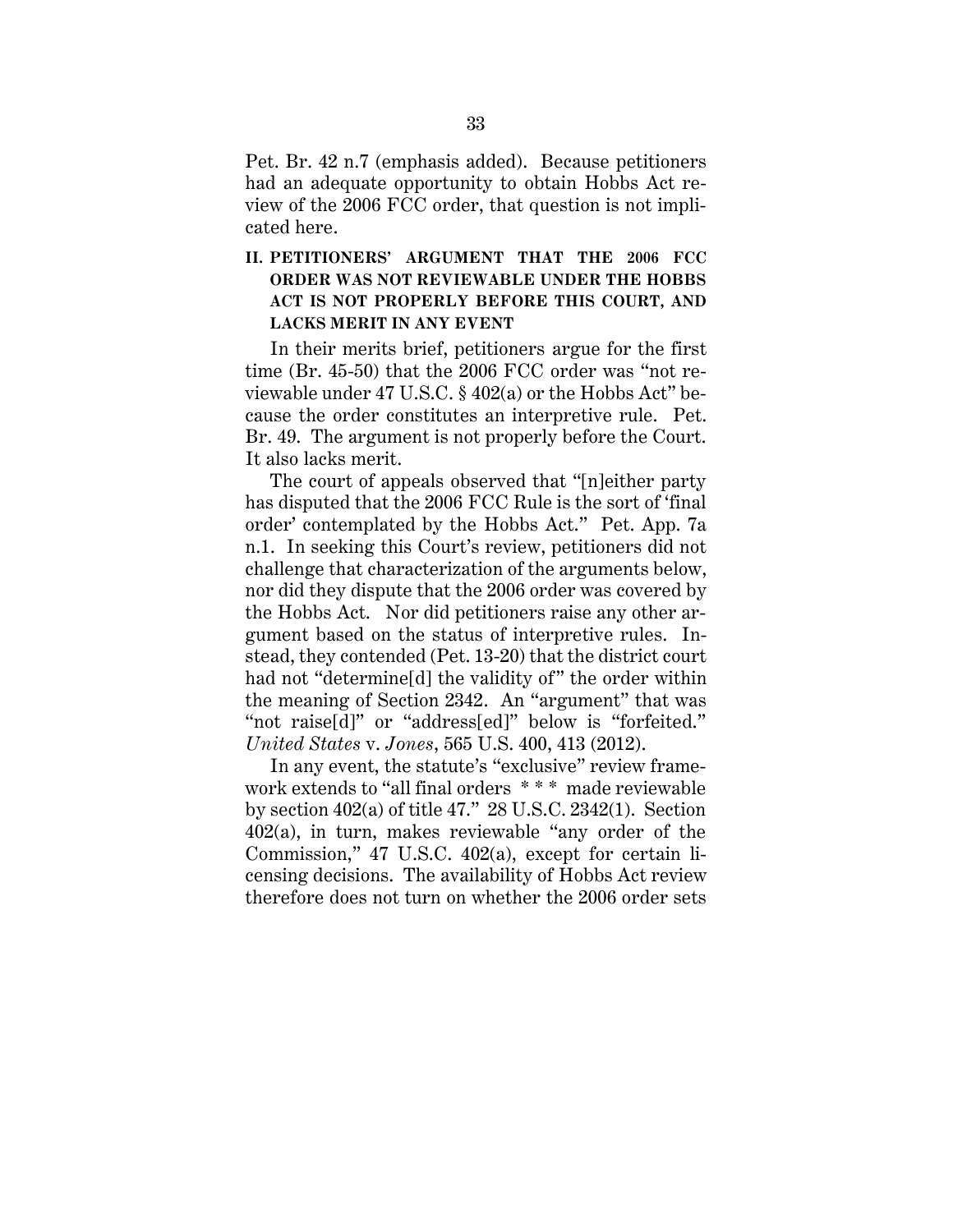Pet. Br. 42 n.7 (emphasis added). Because petitioners had an adequate opportunity to obtain Hobbs Act review of the 2006 FCC order, that question is not implicated here.

## II. PETITIONERS' ARGUMENT THAT THE 2006 FCC ORDER WAS NOT REVIEWABLE UNDER THE HOBBS ACT IS NOT PROPERLY BEFORE THIS COURT, AND LACKS MERIT IN ANY EVENT

In their merits brief, petitioners argue for the first time (Br. 45-50) that the 2006 FCC order was "not reviewable under 47 U.S.C. § 402(a) or the Hobbs Act" because the order constitutes an interpretive rule. Pet. Br. 49. The argument is not properly before the Court. It also lacks merit.

The court of appeals observed that "[n]either party has disputed that the 2006 FCC Rule is the sort of 'final order' contemplated by the Hobbs Act." Pet. App. 7a n.1. In seeking this Court's review, petitioners did not challenge that characterization of the arguments below, nor did they dispute that the 2006 order was covered by the Hobbs Act. Nor did petitioners raise any other argument based on the status of interpretive rules. Instead, they contended (Pet. 13-20) that the district court had not "determine[d] the validity of" the order within the meaning of Section 2342. An "argument" that was "not raise[d]" or "address[ed]" below is "forfeited." *United States* v. *Jones*, 565 U.S. 400, 413 (2012).

In any event, the statute's "exclusive" review framework extends to "all final orders * * * made reviewable by section 402(a) of title 47." 28 U.S.C. 2342(1). Section 402(a), in turn, makes reviewable "any order of the Commission," 47 U.S.C. 402(a), except for certain licensing decisions. The availability of Hobbs Act review therefore does not turn on whether the 2006 order sets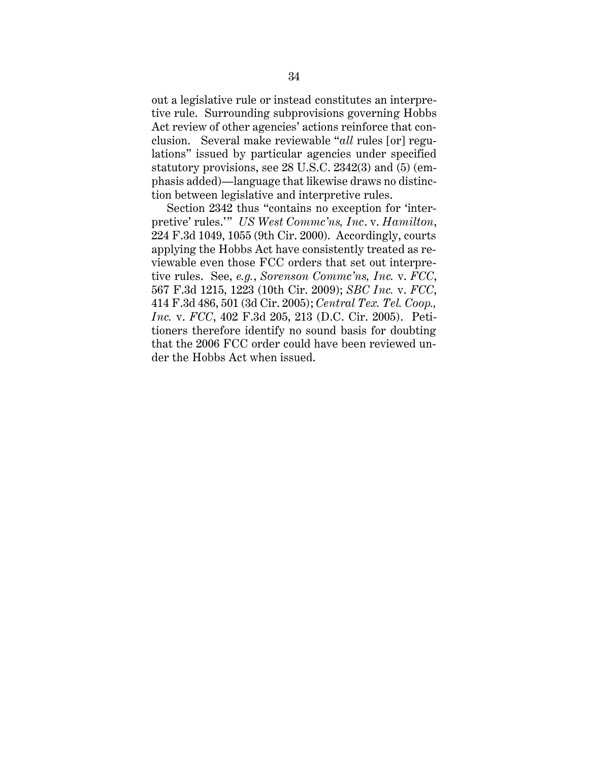out a legislative rule or instead constitutes an interpretive rule. Surrounding subprovisions governing Hobbs Act review of other agencies' actions reinforce that conclusion. Several make reviewable "*all* rules [or] regulations" issued by particular agencies under specified statutory provisions, see 28 U.S.C. 2342(3) and (5) (emphasis added)—language that likewise draws no distinction between legislative and interpretive rules.

Section 2342 thus "contains no exception for 'interpretive' rules.'" *US West Commc'ns, Inc*. v. *Hamilton*, 224 F.3d 1049, 1055 (9th Cir. 2000). Accordingly, courts applying the Hobbs Act have consistently treated as reviewable even those FCC orders that set out interpretive rules. See, *e.g.*, *Sorenson Commc'ns, Inc.* v. *FCC*, 567 F.3d 1215, 1223 (10th Cir. 2009); *SBC Inc.* v. *FCC*, 414 F.3d 486, 501 (3d Cir. 2005); *Central Tex. Tel. Coop., Inc.* v. *FCC*, 402 F.3d 205, 213 (D.C. Cir. 2005). Petitioners therefore identify no sound basis for doubting that the 2006 FCC order could have been reviewed under the Hobbs Act when issued.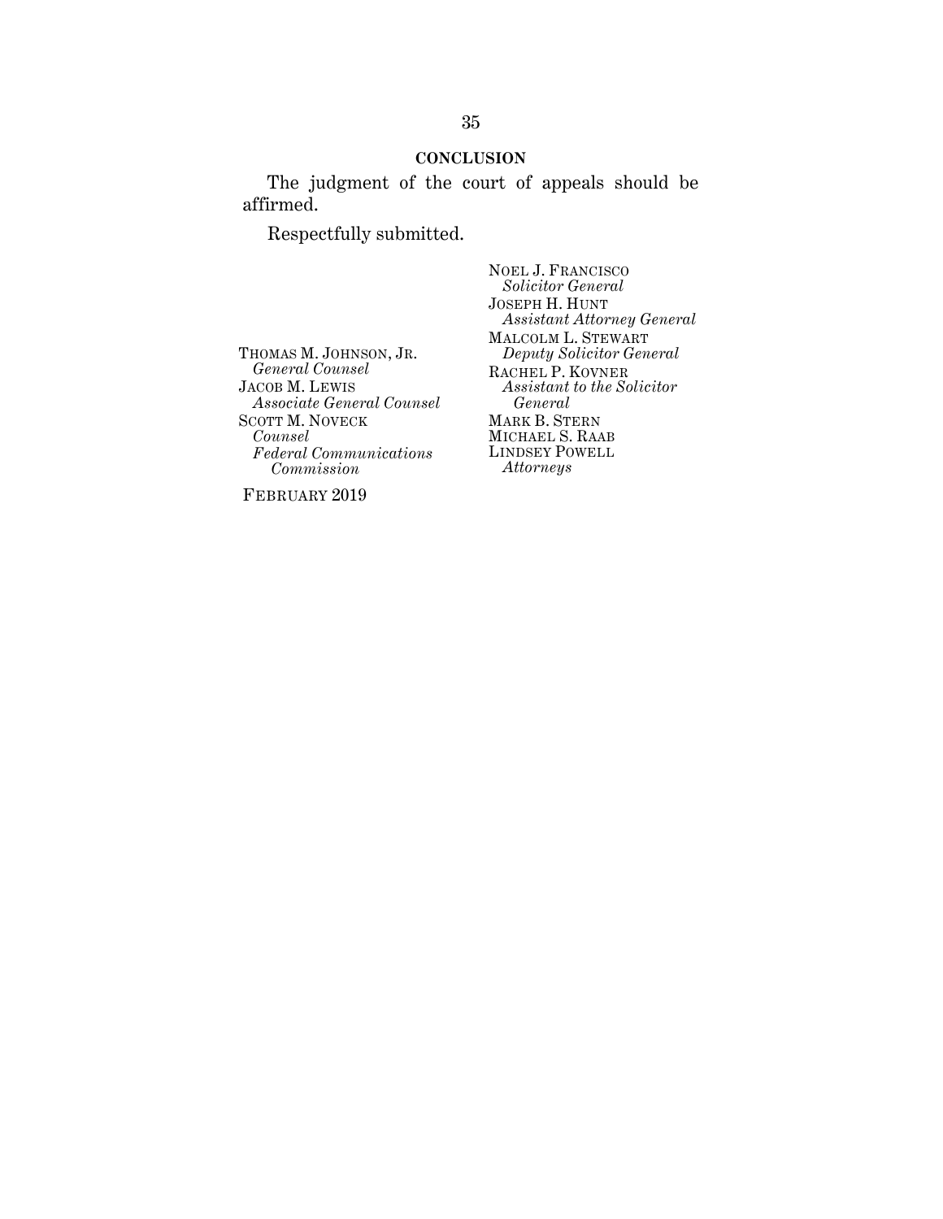## CONCLUSION

The judgment of the court of appeals should be affirmed.

Respectfully submitted.

NOEL J. FRANCISCO
*Solicitor General*
JOSEPH H. HUNT
*Assistant Attorney General*
MALCOLM L. STEWART
*Deputy Solicitor General*
RACHEL P. KOVNER
*Assistant to the Solicitor General*
MARK B. STERN
MICHAEL S. RAAB
LINDSEY POWELL
*Attorneys*

THOMAS M. JOHNSON, JR.
*General Counsel*
JACOB M. LEWIS
*Associate General Counsel*
SCOTT M. NOVECK
*Counsel*
*Federal Communications Commission*

FEBRUARY 2019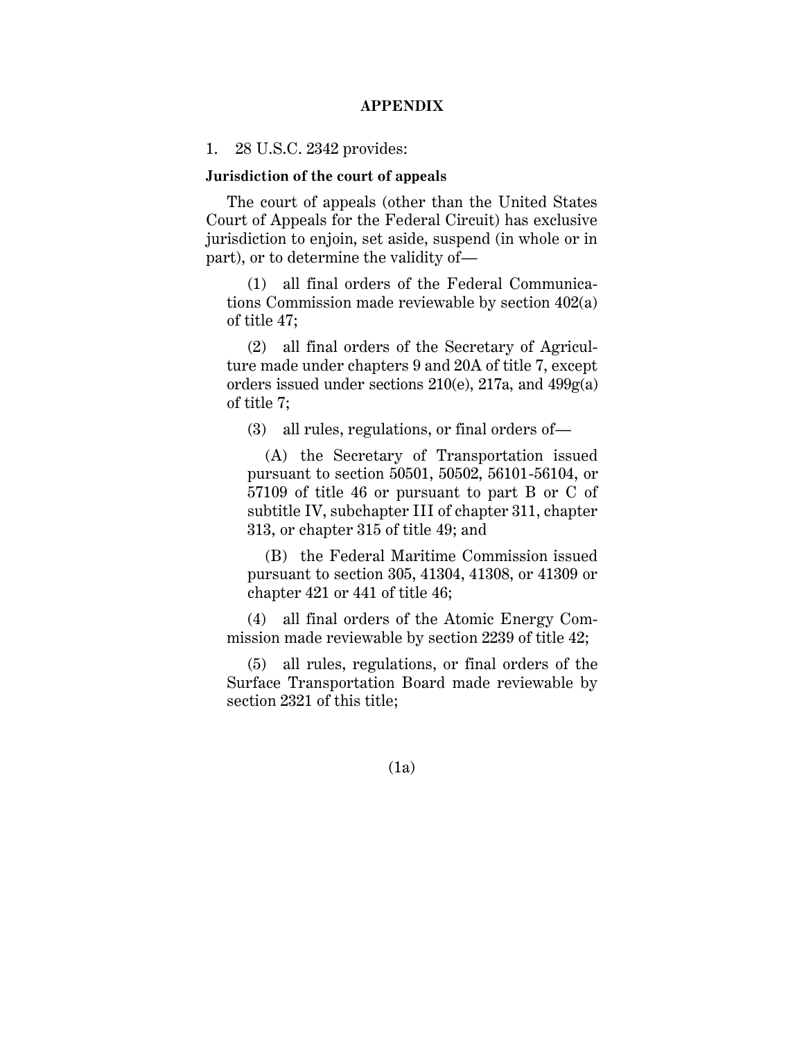## APPENDIX

1. 28 U.S.C. 2342 provides:

**Jurisdiction of the court of appeals**

The court of appeals (other than the United States Court of Appeals for the Federal Circuit) has exclusive jurisdiction to enjoin, set aside, suspend (in whole or in part), or to determine the validity of—

(1) all final orders of the Federal Communications Commission made reviewable by section 402(a) of title 47;

(2) all final orders of the Secretary of Agriculture made under chapters 9 and 20A of title 7, except orders issued under sections 210(e), 217a, and 499g(a) of title 7;

(3) all rules, regulations, or final orders of—

(A) the Secretary of Transportation issued pursuant to section 50501, 50502, 56101-56104, or 57109 of title 46 or pursuant to part B or C of subtitle IV, subchapter III of chapter 311, chapter 313, or chapter 315 of title 49; and

(B) the Federal Maritime Commission issued pursuant to section 305, 41304, 41308, or 41309 or chapter 421 or 441 of title 46;

(4) all final orders of the Atomic Energy Commission made reviewable by section 2239 of title 42;

(5) all rules, regulations, or final orders of the Surface Transportation Board made reviewable by section 2321 of this title;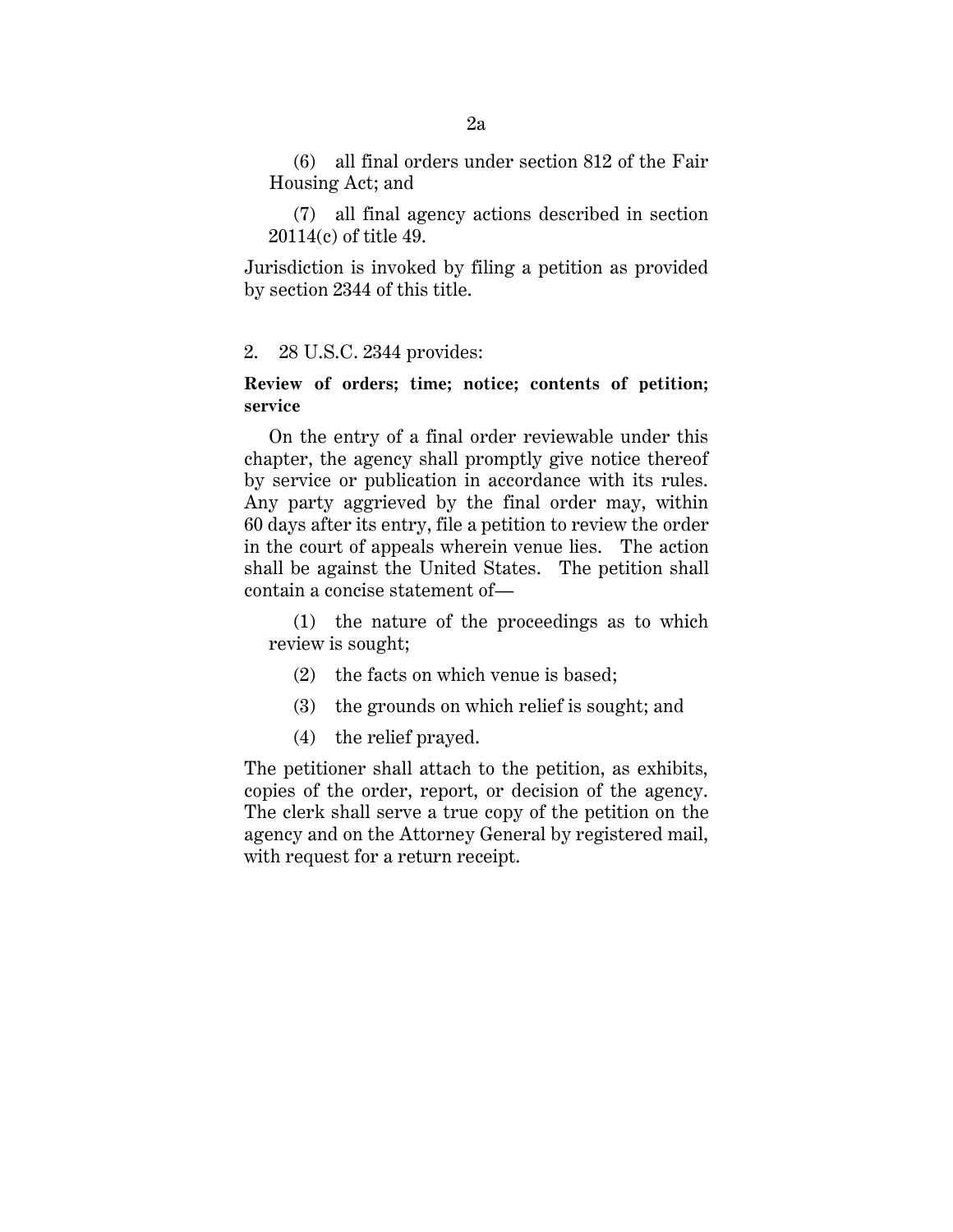(6) all final orders under section 812 of the Fair Housing Act; and

(7) all final agency actions described in section 20114(c) of title 49.

Jurisdiction is invoked by filing a petition as provided by section 2344 of this title.

2. 28 U.S.C. 2344 provides:

**Review of orders; time; notice; contents of petition; service**

On the entry of a final order reviewable under this chapter, the agency shall promptly give notice thereof by service or publication in accordance with its rules. Any party aggrieved by the final order may, within 60 days after its entry, file a petition to review the order in the court of appeals wherein venue lies. The action shall be against the United States. The petition shall contain a concise statement of—

(1) the nature of the proceedings as to which review is sought;

(2) the facts on which venue is based;

(3) the grounds on which relief is sought; and

(4) the relief prayed.

The petitioner shall attach to the petition, as exhibits, copies of the order, report, or decision of the agency. The clerk shall serve a true copy of the petition on the agency and on the Attorney General by registered mail, with request for a return receipt.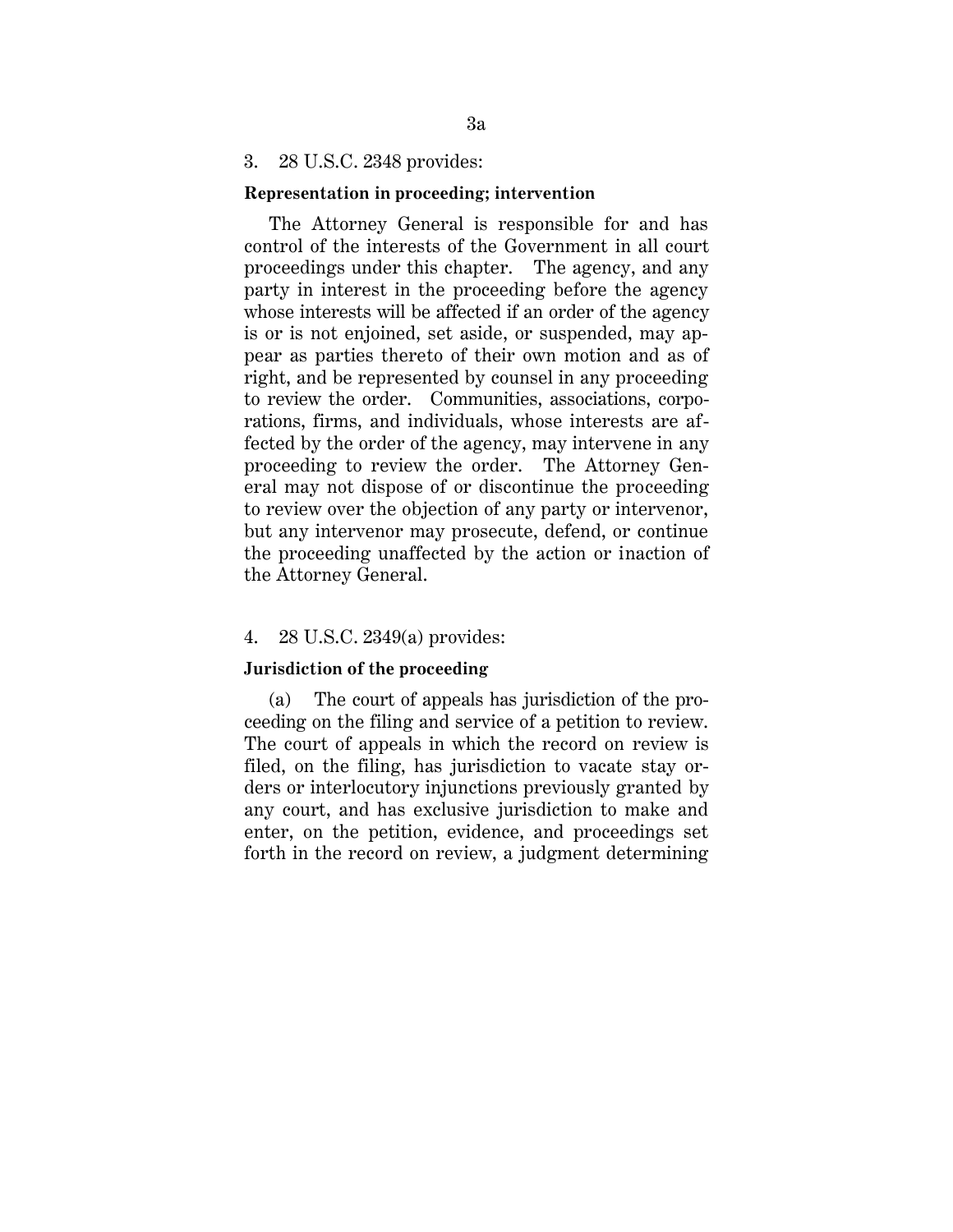3. 28 U.S.C. 2348 provides:

**Representation in proceeding; intervention**

The Attorney General is responsible for and has control of the interests of the Government in all court proceedings under this chapter. The agency, and any party in interest in the proceeding before the agency whose interests will be affected if an order of the agency is or is not enjoined, set aside, or suspended, may appear as parties thereto of their own motion and as of right, and be represented by counsel in any proceeding to review the order. Communities, associations, corporations, firms, and individuals, whose interests are affected by the order of the agency, may intervene in any proceeding to review the order. The Attorney General may not dispose of or discontinue the proceeding to review over the objection of any party or intervenor, but any intervenor may prosecute, defend, or continue the proceeding unaffected by the action or inaction of the Attorney General.

4. 28 U.S.C. 2349(a) provides:

**Jurisdiction of the proceeding**

(a) The court of appeals has jurisdiction of the proceeding on the filing and service of a petition to review. The court of appeals in which the record on review is filed, on the filing, has jurisdiction to vacate stay orders or interlocutory injunctions previously granted by any court, and has exclusive jurisdiction to make and enter, on the petition, evidence, and proceedings set forth in the record on review, a judgment determining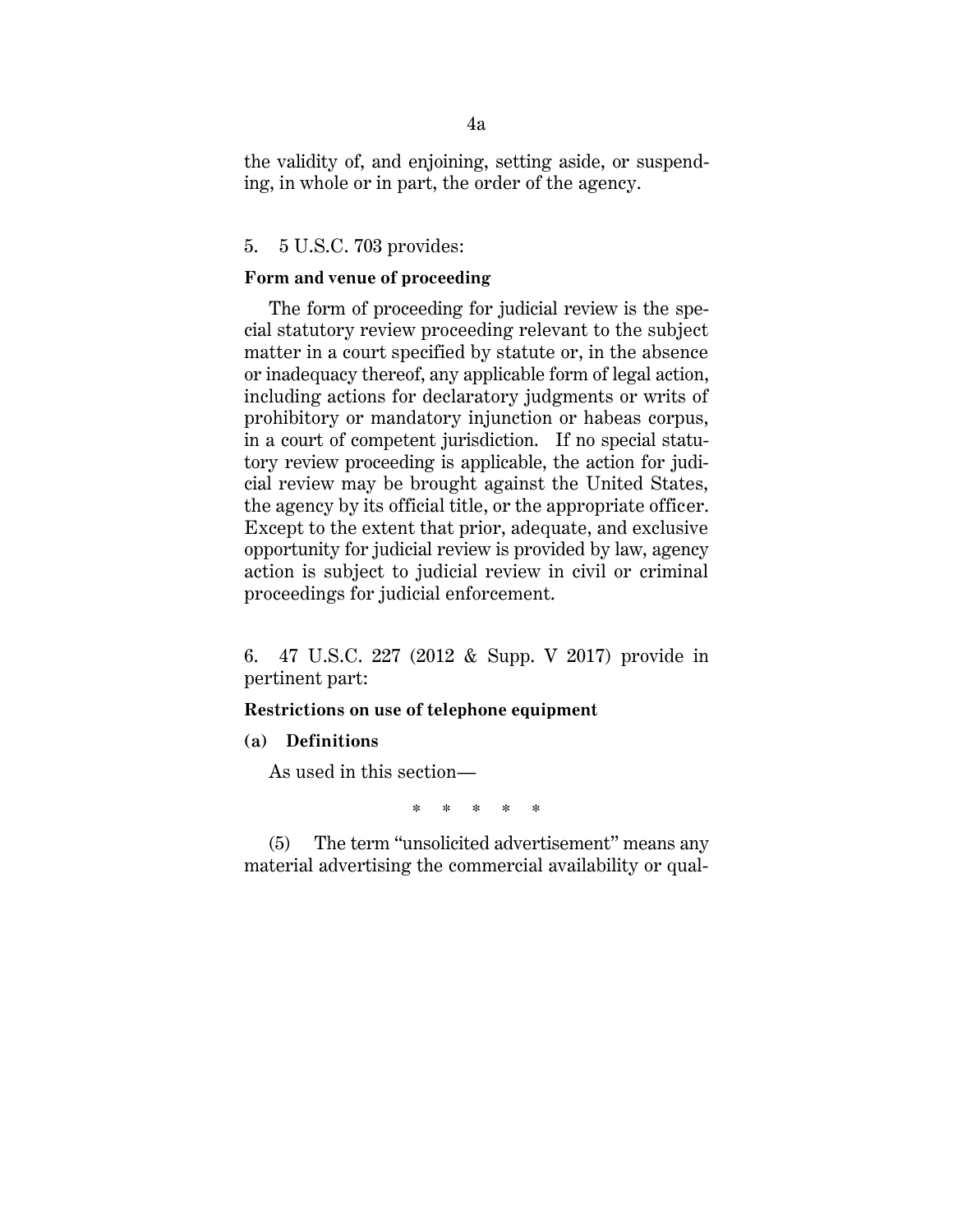the validity of, and enjoining, setting aside, or suspending, in whole or in part, the order of the agency.

5. 5 U.S.C. 703 provides:

**Form and venue of proceeding**

The form of proceeding for judicial review is the special statutory review proceeding relevant to the subject matter in a court specified by statute or, in the absence or inadequacy thereof, any applicable form of legal action, including actions for declaratory judgments or writs of prohibitory or mandatory injunction or habeas corpus, in a court of competent jurisdiction. If no special statutory review proceeding is applicable, the action for judicial review may be brought against the United States, the agency by its official title, or the appropriate officer. Except to the extent that prior, adequate, and exclusive opportunity for judicial review is provided by law, agency action is subject to judicial review in civil or criminal proceedings for judicial enforcement.

6. 47 U.S.C. 227 (2012 & Supp. V 2017) provide in pertinent part:

**Restrictions on use of telephone equipment**

**(a) Definitions**

As used in this section—

\* \* \* \* \*

(5) The term "unsolicited advertisement" means any material advertising the commercial availability or qual-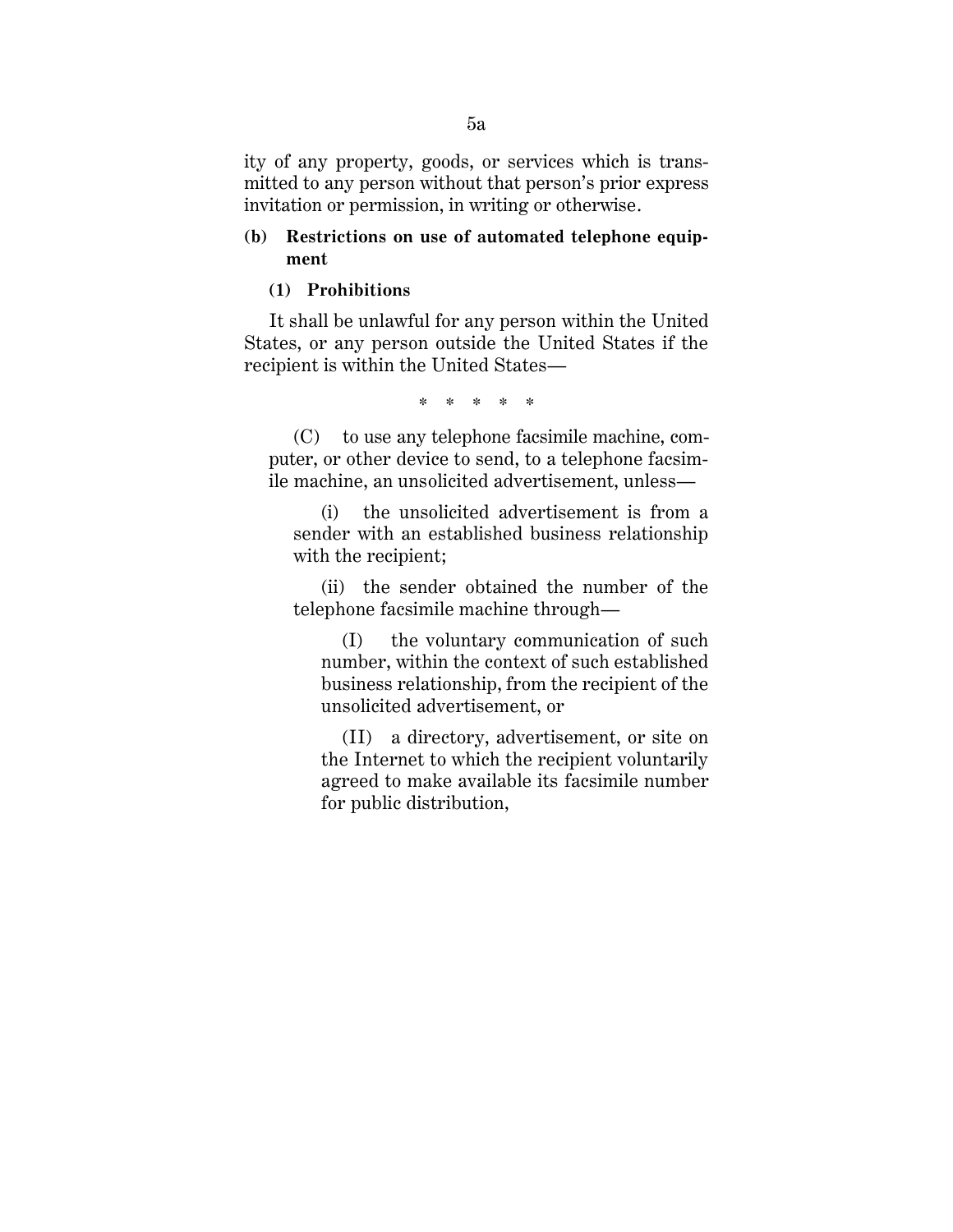ity of any property, goods, or services which is transmitted to any person without that person's prior express invitation or permission, in writing or otherwise.

**(b) Restrictions on use of automated telephone equipment**

**(1) Prohibitions**

It shall be unlawful for any person within the United States, or any person outside the United States if the recipient is within the United States—

\* \* \* \* \*

(C) to use any telephone facsimile machine, computer, or other device to send, to a telephone facsimile machine, an unsolicited advertisement, unless—

(i) the unsolicited advertisement is from a sender with an established business relationship with the recipient;

(ii) the sender obtained the number of the telephone facsimile machine through—

(I) the voluntary communication of such number, within the context of such established business relationship, from the recipient of the unsolicited advertisement, or

(II) a directory, advertisement, or site on the Internet to which the recipient voluntarily agreed to make available its facsimile number for public distribution,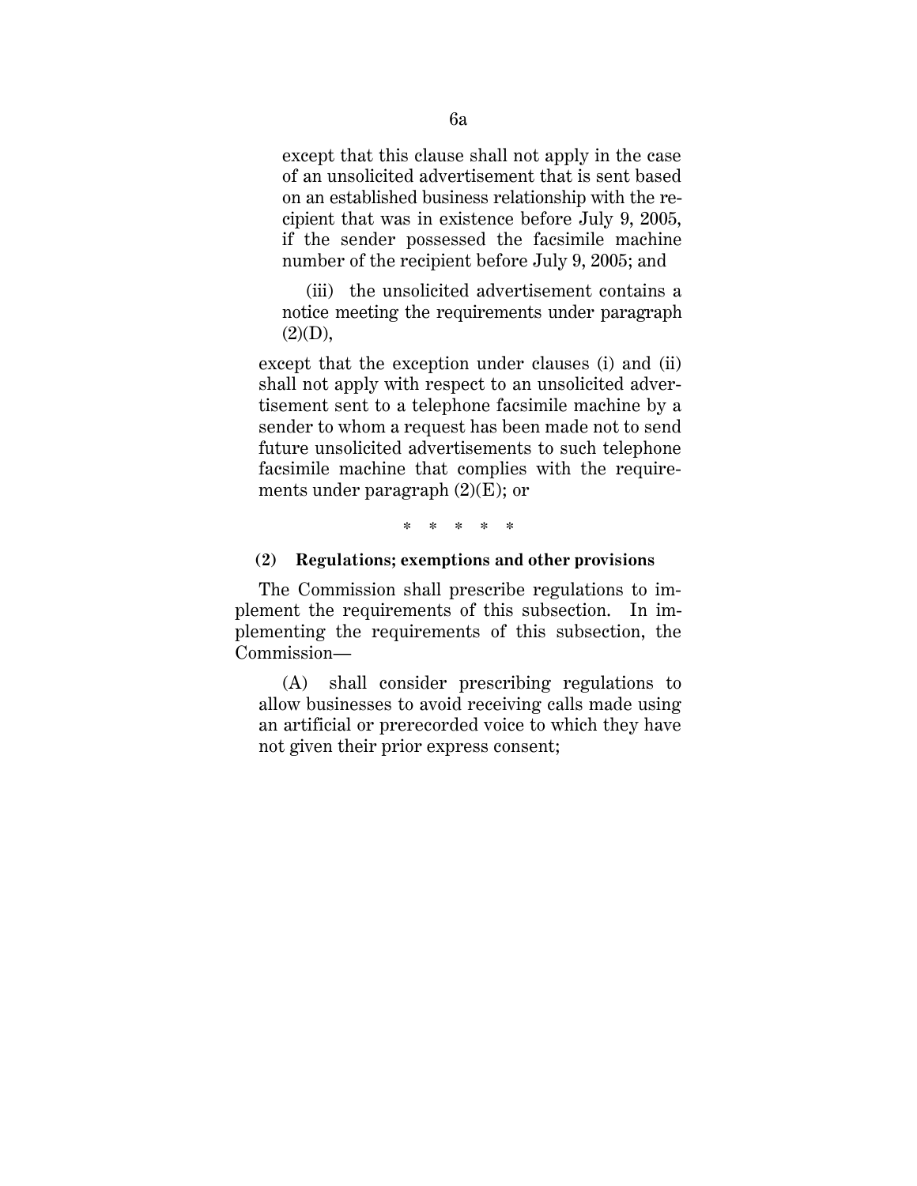except that this clause shall not apply in the case of an unsolicited advertisement that is sent based on an established business relationship with the recipient that was in existence before July 9, 2005, if the sender possessed the facsimile machine number of the recipient before July 9, 2005; and

(iii) the unsolicited advertisement contains a notice meeting the requirements under paragraph (2)(D),

except that the exception under clauses (i) and (ii) shall not apply with respect to an unsolicited advertisement sent to a telephone facsimile machine by a sender to whom a request has been made not to send future unsolicited advertisements to such telephone facsimile machine that complies with the requirements under paragraph (2)(E); or

\* \* \* \* \*

**(2) Regulations; exemptions and other provisions**

The Commission shall prescribe regulations to implement the requirements of this subsection. In implementing the requirements of this subsection, the Commission—

(A) shall consider prescribing regulations to allow businesses to avoid receiving calls made using an artificial or prerecorded voice to which they have not given their prior express consent;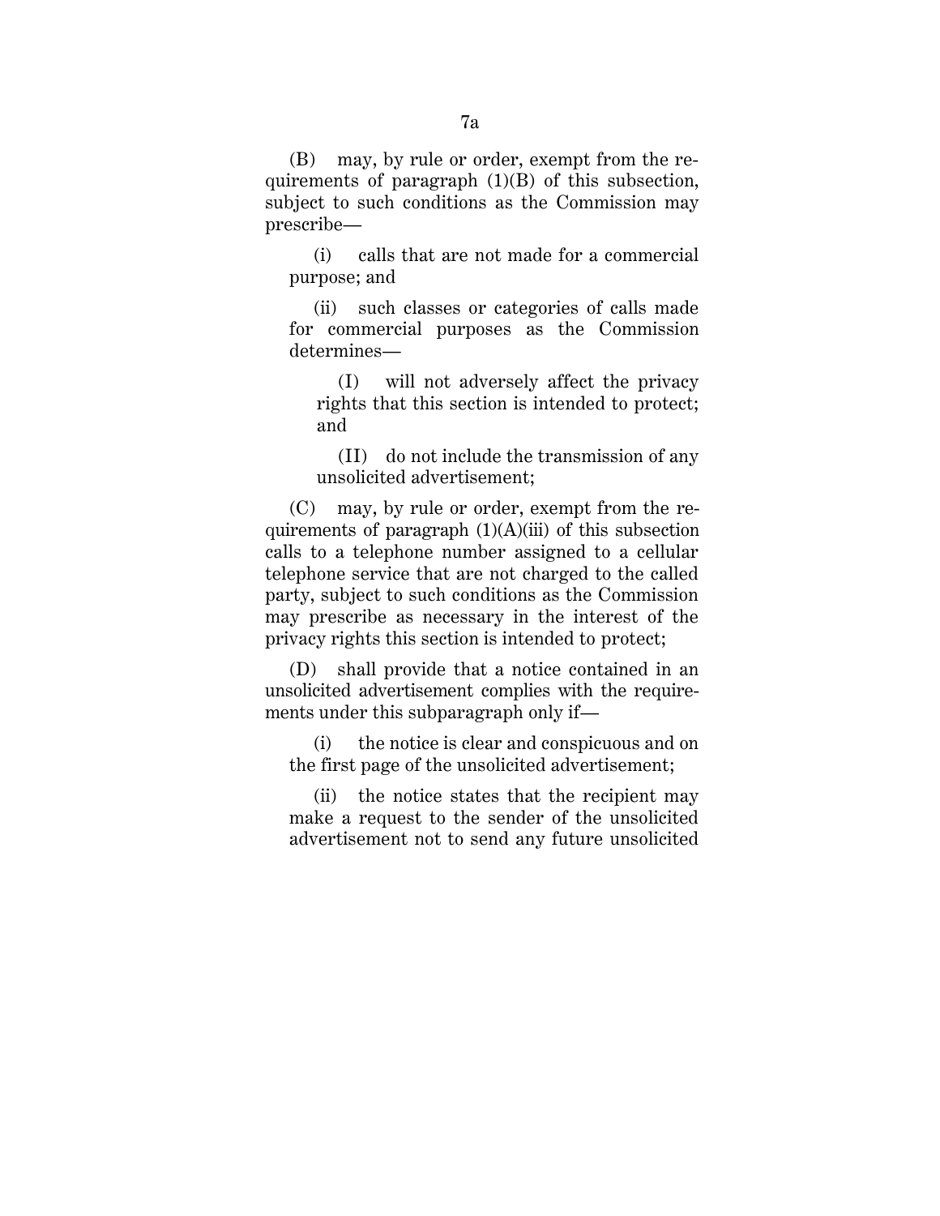(B) may, by rule or order, exempt from the requirements of paragraph (1)(B) of this subsection, subject to such conditions as the Commission may prescribe—

(i) calls that are not made for a commercial purpose; and

(ii) such classes or categories of calls made for commercial purposes as the Commission determines—

(I) will not adversely affect the privacy rights that this section is intended to protect; and

(II) do not include the transmission of any unsolicited advertisement;

(C) may, by rule or order, exempt from the requirements of paragraph (1)(A)(iii) of this subsection calls to a telephone number assigned to a cellular telephone service that are not charged to the called party, subject to such conditions as the Commission may prescribe as necessary in the interest of the privacy rights this section is intended to protect;

(D) shall provide that a notice contained in an unsolicited advertisement complies with the requirements under this subparagraph only if—

(i) the notice is clear and conspicuous and on the first page of the unsolicited advertisement;

(ii) the notice states that the recipient may make a request to the sender of the unsolicited advertisement not to send any future unsolicited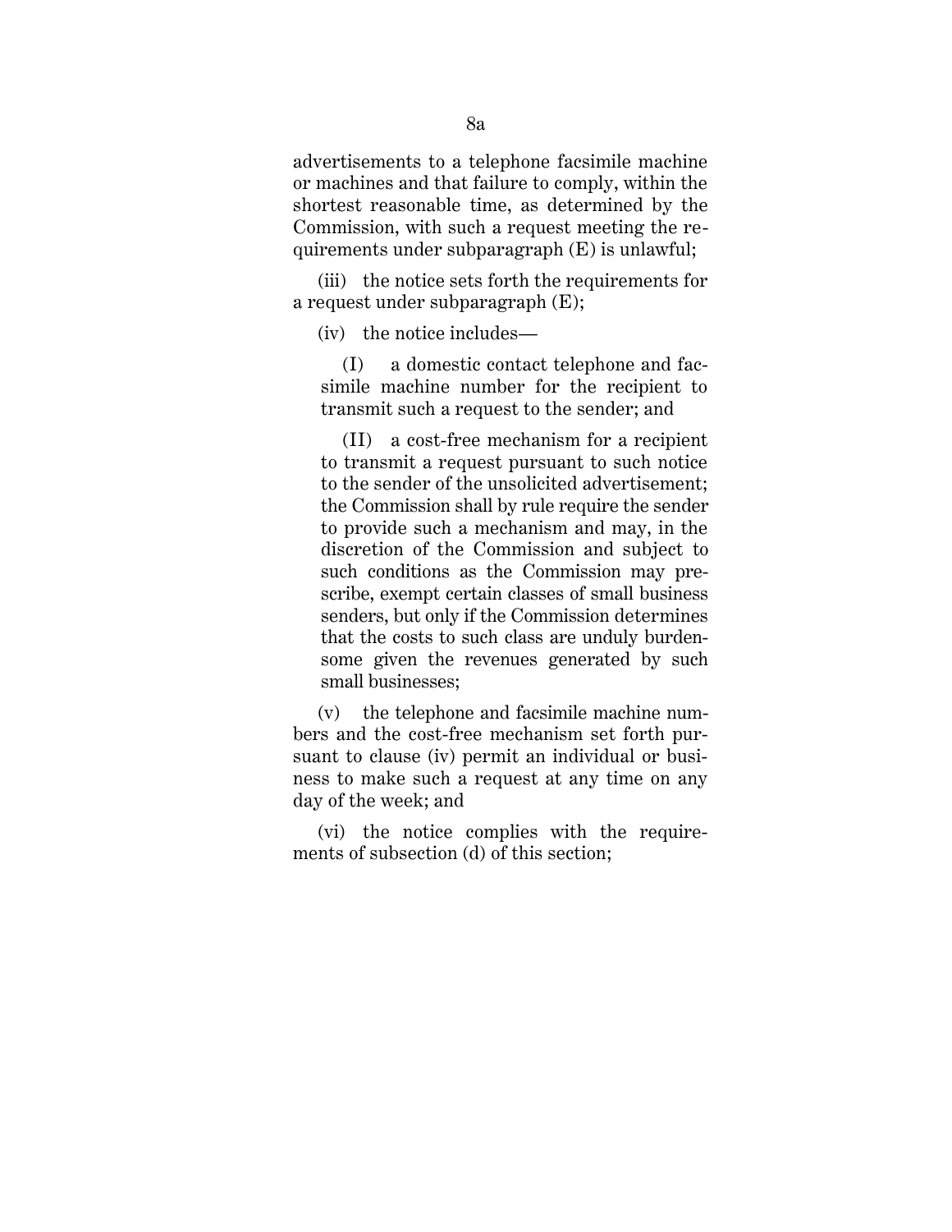advertisements to a telephone facsimile machine or machines and that failure to comply, within the shortest reasonable time, as determined by the Commission, with such a request meeting the requirements under subparagraph (E) is unlawful;

(iii) the notice sets forth the requirements for a request under subparagraph (E);

(iv) the notice includes—

(I) a domestic contact telephone and facsimile machine number for the recipient to transmit such a request to the sender; and

(II) a cost-free mechanism for a recipient to transmit a request pursuant to such notice to the sender of the unsolicited advertisement; the Commission shall by rule require the sender to provide such a mechanism and may, in the discretion of the Commission and subject to such conditions as the Commission may prescribe, exempt certain classes of small business senders, but only if the Commission determines that the costs to such class are unduly burdensome given the revenues generated by such small businesses;

(v) the telephone and facsimile machine numbers and the cost-free mechanism set forth pursuant to clause (iv) permit an individual or business to make such a request at any time on any day of the week; and

(vi) the notice complies with the requirements of subsection (d) of this section;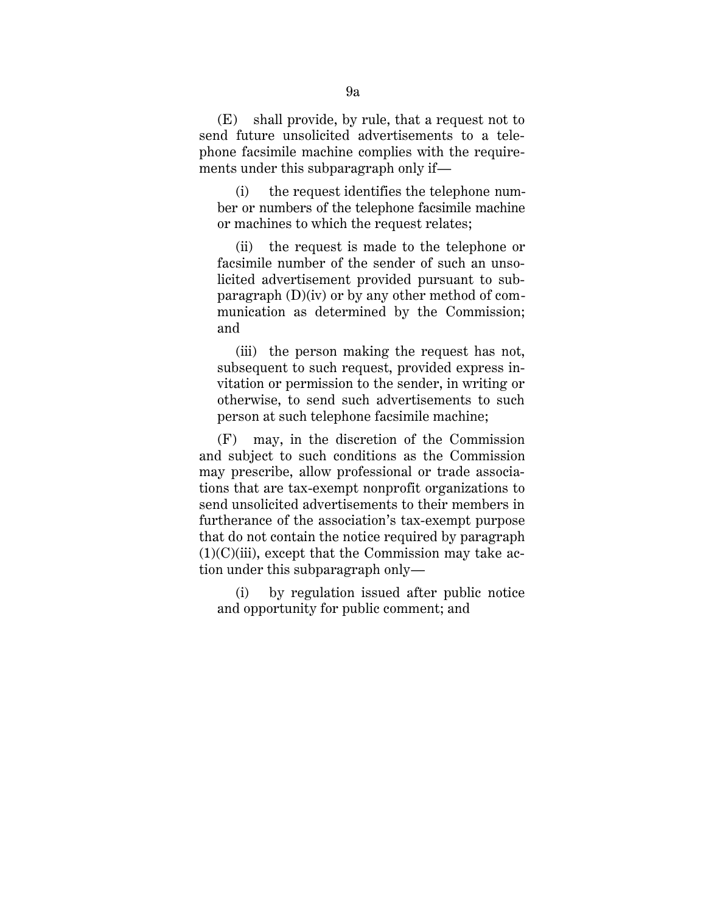(E) shall provide, by rule, that a request not to send future unsolicited advertisements to a telephone facsimile machine complies with the requirements under this subparagraph only if—

(i) the request identifies the telephone number or numbers of the telephone facsimile machine or machines to which the request relates;

(ii) the request is made to the telephone or facsimile number of the sender of such an unsolicited advertisement provided pursuant to subparagraph (D)(iv) or by any other method of communication as determined by the Commission; and

(iii) the person making the request has not, subsequent to such request, provided express invitation or permission to the sender, in writing or otherwise, to send such advertisements to such person at such telephone facsimile machine;

(F) may, in the discretion of the Commission and subject to such conditions as the Commission may prescribe, allow professional or trade associations that are tax-exempt nonprofit organizations to send unsolicited advertisements to their members in furtherance of the association's tax-exempt purpose that do not contain the notice required by paragraph (1)(C)(iii), except that the Commission may take action under this subparagraph only—

(i) by regulation issued after public notice and opportunity for public comment; and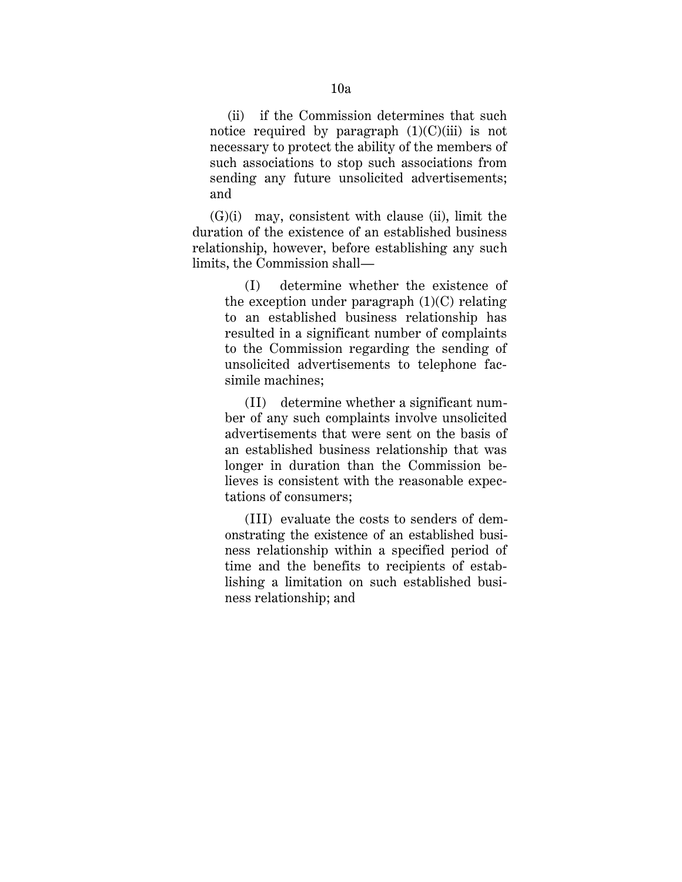(ii) if the Commission determines that such notice required by paragraph (1)(C)(iii) is not necessary to protect the ability of the members of such associations to stop such associations from sending any future unsolicited advertisements; and

(G)(i) may, consistent with clause (ii), limit the duration of the existence of an established business relationship, however, before establishing any such limits, the Commission shall—

(I) determine whether the existence of the exception under paragraph (1)(C) relating to an established business relationship has resulted in a significant number of complaints to the Commission regarding the sending of unsolicited advertisements to telephone facsimile machines;

(II) determine whether a significant number of any such complaints involve unsolicited advertisements that were sent on the basis of an established business relationship that was longer in duration than the Commission believes is consistent with the reasonable expectations of consumers;

(III) evaluate the costs to senders of demonstrating the existence of an established business relationship within a specified period of time and the benefits to recipients of establishing a limitation on such established business relationship; and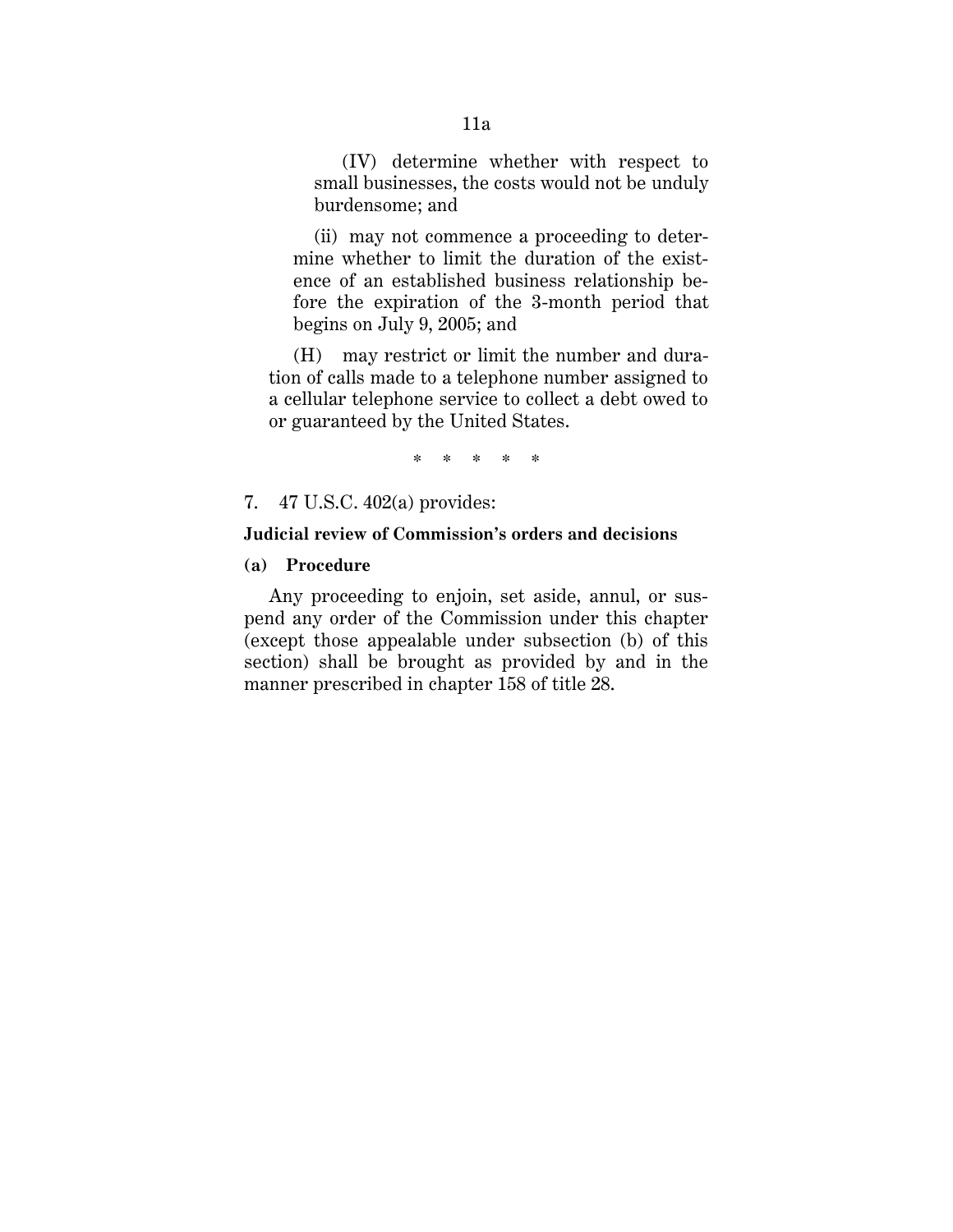(IV) determine whether with respect to small businesses, the costs would not be unduly burdensome; and

(ii) may not commence a proceeding to determine whether to limit the duration of the existence of an established business relationship before the expiration of the 3-month period that begins on July 9, 2005; and

(H) may restrict or limit the number and duration of calls made to a telephone number assigned to a cellular telephone service to collect a debt owed to or guaranteed by the United States.

\* \* \* \* \*

7. 47 U.S.C. 402(a) provides:

**Judicial review of Commission's orders and decisions**

**(a) Procedure**

Any proceeding to enjoin, set aside, annul, or suspend any order of the Commission under this chapter (except those appealable under subsection (b) of this section) shall be brought as provided by and in the manner prescribed in chapter 158 of title 28.